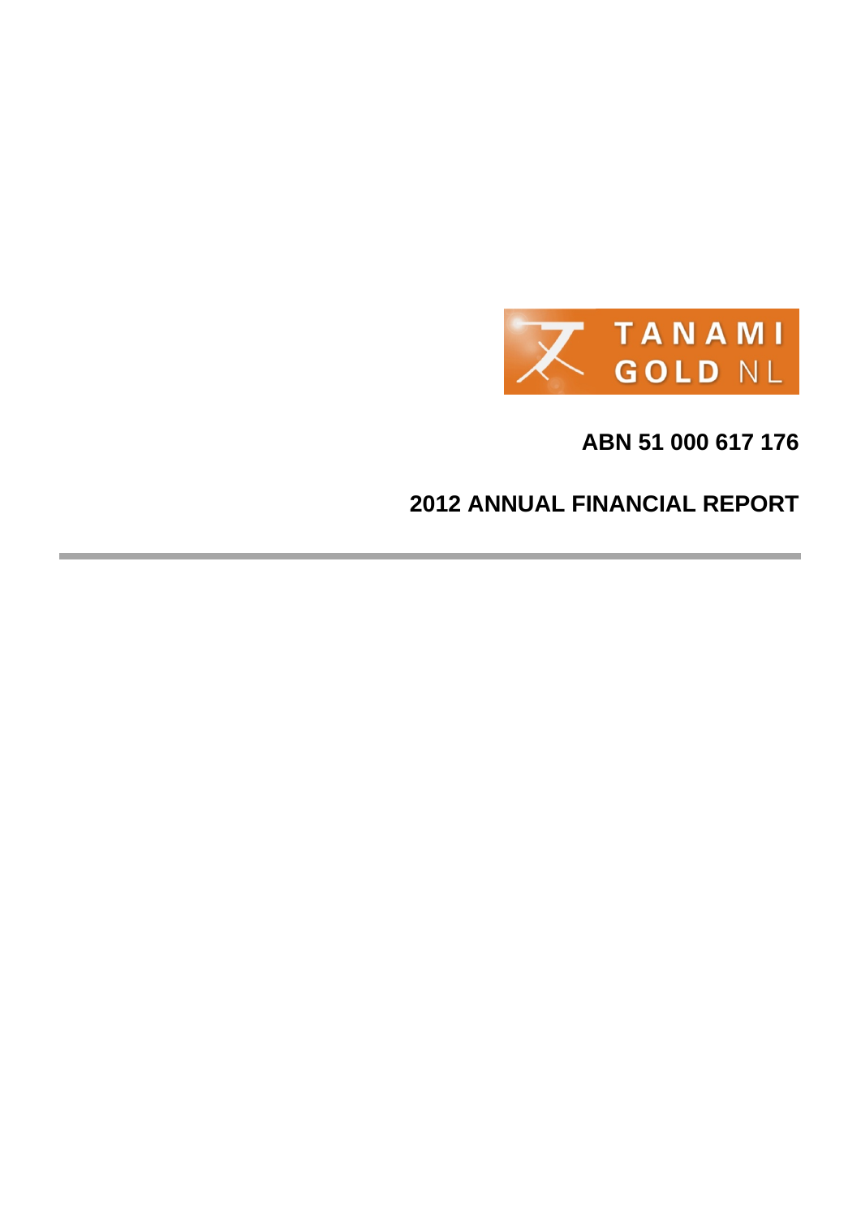TANAMI GOLD NL

**ABN 51 000 617 176**

# 2012 ANNUAL FINANCIAL REPORT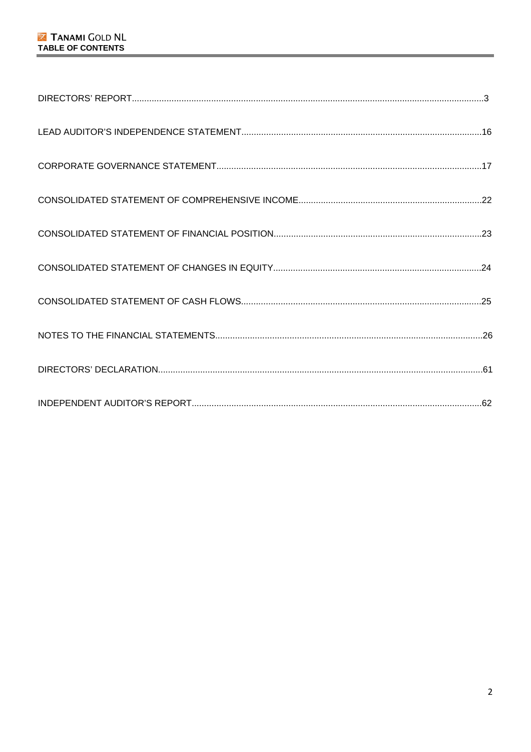## TABLE OF CONTENTS

| | |
|---|---|
| DIRECTORS' REPORT | 3 |
| LEAD AUDITOR'S INDEPENDENCE STATEMENT | 16 |
| CORPORATE GOVERNANCE STATEMENT | 17 |
| CONSOLIDATED STATEMENT OF COMPREHENSIVE INCOME | 22 |
| CONSOLIDATED STATEMENT OF FINANCIAL POSITION | 23 |
| CONSOLIDATED STATEMENT OF CHANGES IN EQUITY | 24 |
| CONSOLIDATED STATEMENT OF CASH FLOWS | 25 |
| NOTES TO THE FINANCIAL STATEMENTS | 26 |
| DIRECTORS' DECLARATION | 61 |
| INDEPENDENT AUDITOR'S REPORT | 62 |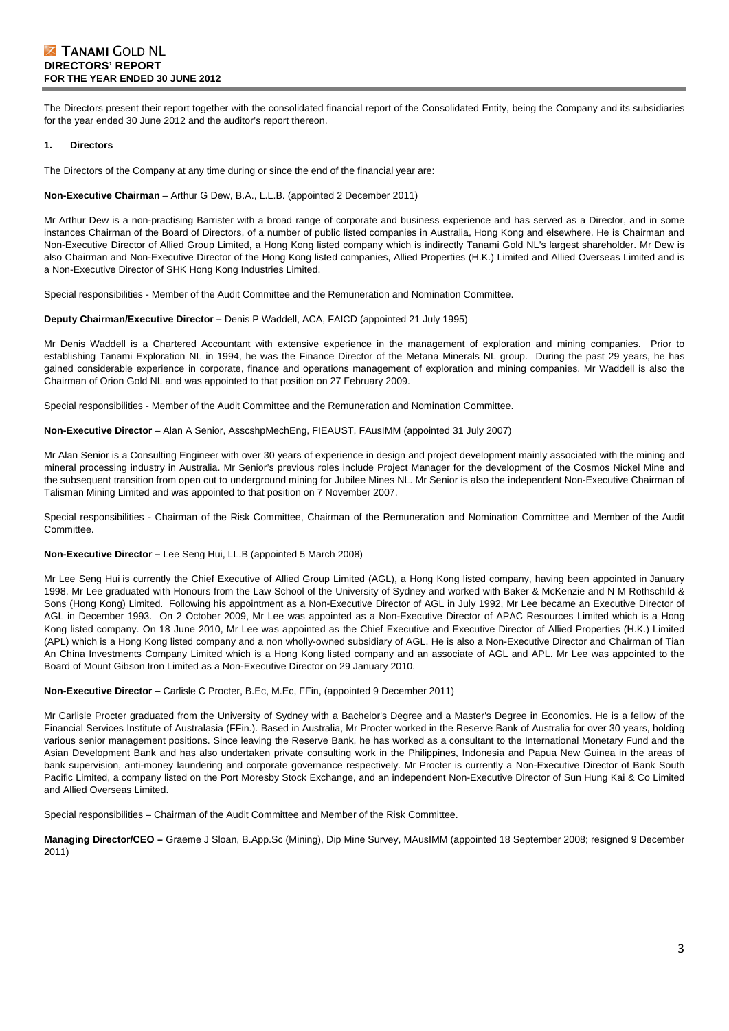# TANAMI GOLD NL
## DIRECTORS' REPORT
### FOR THE YEAR ENDED 30 JUNE 2012

The Directors present their report together with the consolidated financial report of the Consolidated Entity, being the Company and its subsidiaries for the year ended 30 June 2012 and the auditor's report thereon.

### 1. Directors

The Directors of the Company at any time during or since the end of the financial year are:

**Non-Executive Chairman** – Arthur G Dew, B.A., L.L.B. (appointed 2 December 2011)

Mr Arthur Dew is a non-practising Barrister with a broad range of corporate and business experience and has served as a Director, and in some instances Chairman of the Board of Directors, of a number of public listed companies in Australia, Hong Kong and elsewhere. He is Chairman and Non-Executive Director of Allied Group Limited, a Hong Kong listed company which is indirectly Tanami Gold NL's largest shareholder. Mr Dew is also Chairman and Non-Executive Director of the Hong Kong listed companies, Allied Properties (H.K.) Limited and Allied Overseas Limited and is a Non-Executive Director of SHK Hong Kong Industries Limited.

Special responsibilities - Member of the Audit Committee and the Remuneration and Nomination Committee.

**Deputy Chairman/Executive Director –** Denis P Waddell, ACA, FAICD (appointed 21 July 1995)

Mr Denis Waddell is a Chartered Accountant with extensive experience in the management of exploration and mining companies. Prior to establishing Tanami Exploration NL in 1994, he was the Finance Director of the Metana Minerals NL group. During the past 29 years, he has gained considerable experience in corporate, finance and operations management of exploration and mining companies. Mr Waddell is also the Chairman of Orion Gold NL and was appointed to that position on 27 February 2009.

Special responsibilities - Member of the Audit Committee and the Remuneration and Nomination Committee.

**Non-Executive Director** – Alan A Senior, AsscshpMechEng, FIEAUST, FAusIMM (appointed 31 July 2007)

Mr Alan Senior is a Consulting Engineer with over 30 years of experience in design and project development mainly associated with the mining and mineral processing industry in Australia. Mr Senior's previous roles include Project Manager for the development of the Cosmos Nickel Mine and the subsequent transition from open cut to underground mining for Jubilee Mines NL. Mr Senior is also the independent Non-Executive Chairman of Talisman Mining Limited and was appointed to that position on 7 November 2007.

Special responsibilities - Chairman of the Risk Committee, Chairman of the Remuneration and Nomination Committee and Member of the Audit Committee.

**Non-Executive Director –** Lee Seng Hui, LL.B (appointed 5 March 2008)

Mr Lee Seng Hui is currently the Chief Executive of Allied Group Limited (AGL), a Hong Kong listed company, having been appointed in January 1998. Mr Lee graduated with Honours from the Law School of the University of Sydney and worked with Baker & McKenzie and N M Rothschild & Sons (Hong Kong) Limited. Following his appointment as a Non-Executive Director of AGL in July 1992, Mr Lee became an Executive Director of AGL in December 1993. On 2 October 2009, Mr Lee was appointed as a Non-Executive Director of APAC Resources Limited which is a Hong Kong listed company. On 18 June 2010, Mr Lee was appointed as the Chief Executive and Executive Director of Allied Properties (H.K.) Limited (APL) which is a Hong Kong listed company and a non wholly-owned subsidiary of AGL. He is also a Non-Executive Director and Chairman of Tian An China Investments Company Limited which is a Hong Kong listed company and an associate of AGL and APL. Mr Lee was appointed to the Board of Mount Gibson Iron Limited as a Non-Executive Director on 29 January 2010.

**Non-Executive Director** – Carlisle C Procter, B.Ec, M.Ec, FFin, (appointed 9 December 2011)

Mr Carlisle Procter graduated from the University of Sydney with a Bachelor's Degree and a Master's Degree in Economics. He is a fellow of the Financial Services Institute of Australasia (FFin.). Based in Australia, Mr Procter worked in the Reserve Bank of Australia for over 30 years, holding various senior management positions. Since leaving the Reserve Bank, he has worked as a consultant to the International Monetary Fund and the Asian Development Bank and has also undertaken private consulting work in the Philippines, Indonesia and Papua New Guinea in the areas of bank supervision, anti-money laundering and corporate governance respectively. Mr Procter is currently a Non-Executive Director of Bank South Pacific Limited, a company listed on the Port Moresby Stock Exchange, and an independent Non-Executive Director of Sun Hung Kai & Co Limited and Allied Overseas Limited.

Special responsibilities – Chairman of the Audit Committee and Member of the Risk Committee.

**Managing Director/CEO –** Graeme J Sloan, B.App.Sc (Mining), Dip Mine Survey, MAusIMM (appointed 18 September 2008; resigned 9 December 2011)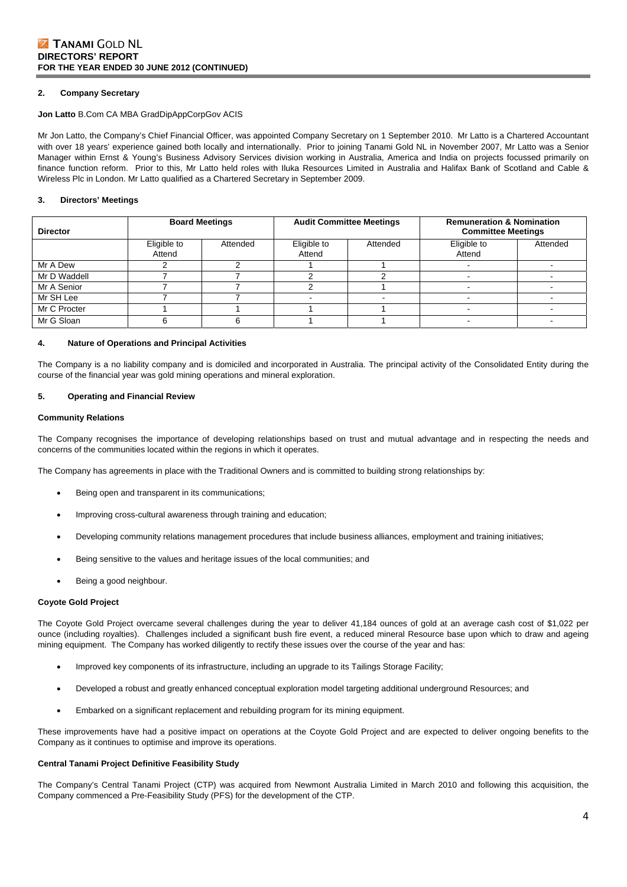## 2. Company Secretary

**Jon Latto** B.Com CA MBA GradDipAppCorpGov ACIS

Mr Jon Latto, the Company's Chief Financial Officer, was appointed Company Secretary on 1 September 2010. Mr Latto is a Chartered Accountant with over 18 years' experience gained both locally and internationally. Prior to joining Tanami Gold NL in November 2007, Mr Latto was a Senior Manager within Ernst & Young's Business Advisory Services division working in Australia, America and India on projects focussed primarily on finance function reform. Prior to this, Mr Latto held roles with Iluka Resources Limited in Australia and Halifax Bank of Scotland and Cable & Wireless Plc in London. Mr Latto qualified as a Chartered Secretary in September 2009.

## 3. Directors' Meetings

| Director | Board Meetings | | Audit Committee Meetings | | Remuneration & Nomination Committee Meetings | |
|---|---|---|---|---|---|---|
| | Eligible to Attend | Attended | Eligible to Attend | Attended | Eligible to Attend | Attended |
| Mr A Dew | 2 | 2 | 1 | 1 | - | - |
| Mr D Waddell | 7 | 7 | 2 | 2 | - | - |
| Mr A Senior | 7 | 7 | 2 | 1 | - | - |
| Mr SH Lee | 7 | 7 | - | - | - | - |
| Mr C Procter | 1 | 1 | 1 | 1 | - | - |
| Mr G Sloan | 6 | 6 | 1 | 1 | - | - |

## 4. Nature of Operations and Principal Activities

The Company is a no liability company and is domiciled and incorporated in Australia. The principal activity of the Consolidated Entity during the course of the financial year was gold mining operations and mineral exploration.

## 5. Operating and Financial Review

### Community Relations

The Company recognises the importance of developing relationships based on trust and mutual advantage and in respecting the needs and concerns of the communities located within the regions in which it operates.

The Company has agreements in place with the Traditional Owners and is committed to building strong relationships by:

- Being open and transparent in its communications;
- Improving cross-cultural awareness through training and education;
- Developing community relations management procedures that include business alliances, employment and training initiatives;
- Being sensitive to the values and heritage issues of the local communities; and
- Being a good neighbour.

### Coyote Gold Project

The Coyote Gold Project overcame several challenges during the year to deliver 41,184 ounces of gold at an average cash cost of $1,022 per ounce (including royalties). Challenges included a significant bush fire event, a reduced mineral Resource base upon which to draw and ageing mining equipment. The Company has worked diligently to rectify these issues over the course of the year and has:

- Improved key components of its infrastructure, including an upgrade to its Tailings Storage Facility;
- Developed a robust and greatly enhanced conceptual exploration model targeting additional underground Resources; and
- Embarked on a significant replacement and rebuilding program for its mining equipment.

These improvements have had a positive impact on operations at the Coyote Gold Project and are expected to deliver ongoing benefits to the Company as it continues to optimise and improve its operations.

### Central Tanami Project Definitive Feasibility Study

The Company's Central Tanami Project (CTP) was acquired from Newmont Australia Limited in March 2010 and following this acquisition, the Company commenced a Pre-Feasibility Study (PFS) for the development of the CTP.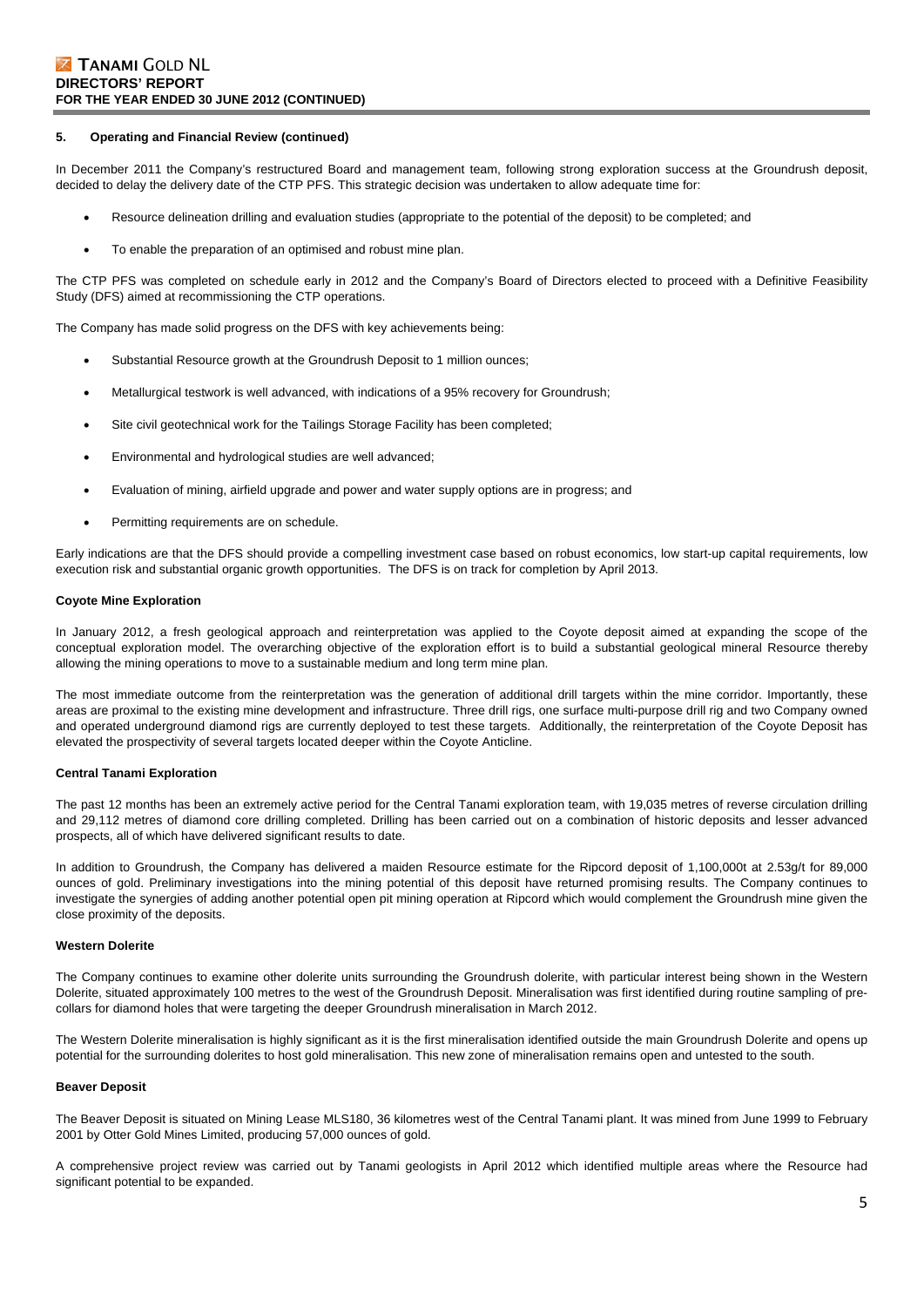#### 5. Operating and Financial Review (continued)

In December 2011 the Company's restructured Board and management team, following strong exploration success at the Groundrush deposit, decided to delay the delivery date of the CTP PFS. This strategic decision was undertaken to allow adequate time for:

- Resource delineation drilling and evaluation studies (appropriate to the potential of the deposit) to be completed; and
- To enable the preparation of an optimised and robust mine plan.

The CTP PFS was completed on schedule early in 2012 and the Company's Board of Directors elected to proceed with a Definitive Feasibility Study (DFS) aimed at recommissioning the CTP operations.

The Company has made solid progress on the DFS with key achievements being:

- Substantial Resource growth at the Groundrush Deposit to 1 million ounces;
- Metallurgical testwork is well advanced, with indications of a 95% recovery for Groundrush;
- Site civil geotechnical work for the Tailings Storage Facility has been completed;
- Environmental and hydrological studies are well advanced;
- Evaluation of mining, airfield upgrade and power and water supply options are in progress; and
- Permitting requirements are on schedule.

Early indications are that the DFS should provide a compelling investment case based on robust economics, low start-up capital requirements, low execution risk and substantial organic growth opportunities. The DFS is on track for completion by April 2013.

**Coyote Mine Exploration**

In January 2012, a fresh geological approach and reinterpretation was applied to the Coyote deposit aimed at expanding the scope of the conceptual exploration model. The overarching objective of the exploration effort is to build a substantial geological mineral Resource thereby allowing the mining operations to move to a sustainable medium and long term mine plan.

The most immediate outcome from the reinterpretation was the generation of additional drill targets within the mine corridor. Importantly, these areas are proximal to the existing mine development and infrastructure. Three drill rigs, one surface multi-purpose drill rig and two Company owned and operated underground diamond rigs are currently deployed to test these targets. Additionally, the reinterpretation of the Coyote Deposit has elevated the prospectivity of several targets located deeper within the Coyote Anticline.

**Central Tanami Exploration**

The past 12 months has been an extremely active period for the Central Tanami exploration team, with 19,035 metres of reverse circulation drilling and 29,112 metres of diamond core drilling completed. Drilling has been carried out on a combination of historic deposits and lesser advanced prospects, all of which have delivered significant results to date.

In addition to Groundrush, the Company has delivered a maiden Resource estimate for the Ripcord deposit of 1,100,000t at 2.53g/t for 89,000 ounces of gold. Preliminary investigations into the mining potential of this deposit have returned promising results. The Company continues to investigate the synergies of adding another potential open pit mining operation at Ripcord which would complement the Groundrush mine given the close proximity of the deposits.

**Western Dolerite**

The Company continues to examine other dolerite units surrounding the Groundrush dolerite, with particular interest being shown in the Western Dolerite, situated approximately 100 metres to the west of the Groundrush Deposit. Mineralisation was first identified during routine sampling of pre-collars for diamond holes that were targeting the deeper Groundrush mineralisation in March 2012.

The Western Dolerite mineralisation is highly significant as it is the first mineralisation identified outside the main Groundrush Dolerite and opens up potential for the surrounding dolerites to host gold mineralisation. This new zone of mineralisation remains open and untested to the south.

**Beaver Deposit**

The Beaver Deposit is situated on Mining Lease MLS180, 36 kilometres west of the Central Tanami plant. It was mined from June 1999 to February 2001 by Otter Gold Mines Limited, producing 57,000 ounces of gold.

A comprehensive project review was carried out by Tanami geologists in April 2012 which identified multiple areas where the Resource had significant potential to be expanded.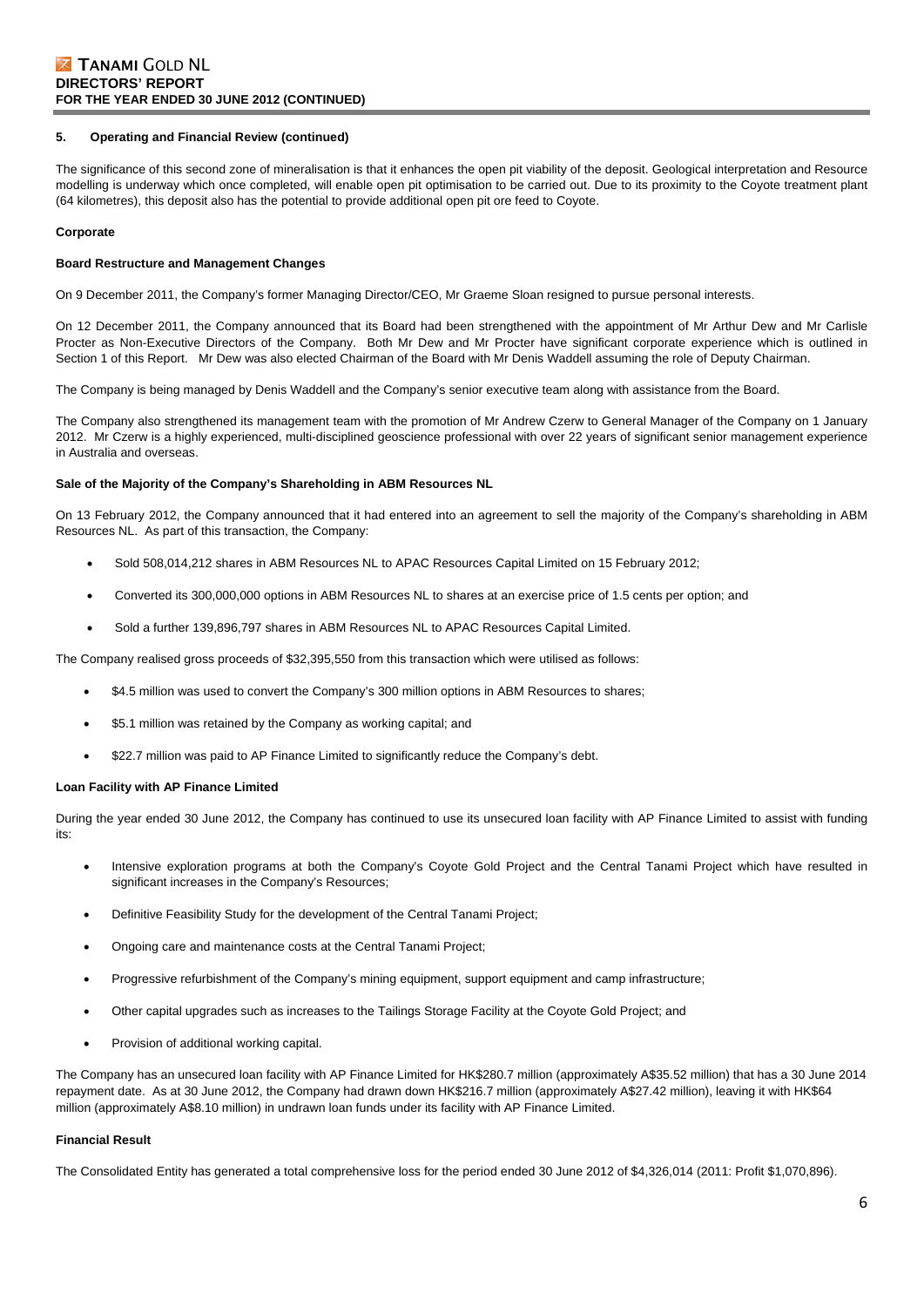## 5. Operating and Financial Review (continued)

The significance of this second zone of mineralisation is that it enhances the open pit viability of the deposit. Geological interpretation and Resource modelling is underway which once completed, will enable open pit optimisation to be carried out. Due to its proximity to the Coyote treatment plant (64 kilometres), this deposit also has the potential to provide additional open pit ore feed to Coyote.

### Corporate

#### Board Restructure and Management Changes

On 9 December 2011, the Company's former Managing Director/CEO, Mr Graeme Sloan resigned to pursue personal interests.

On 12 December 2011, the Company announced that its Board had been strengthened with the appointment of Mr Arthur Dew and Mr Carlisle Procter as Non-Executive Directors of the Company. Both Mr Dew and Mr Procter have significant corporate experience which is outlined in Section 1 of this Report. Mr Dew was also elected Chairman of the Board with Mr Denis Waddell assuming the role of Deputy Chairman.

The Company is being managed by Denis Waddell and the Company's senior executive team along with assistance from the Board.

The Company also strengthened its management team with the promotion of Mr Andrew Czerw to General Manager of the Company on 1 January 2012. Mr Czerw is a highly experienced, multi-disciplined geoscience professional with over 22 years of significant senior management experience in Australia and overseas.

#### Sale of the Majority of the Company's Shareholding in ABM Resources NL

On 13 February 2012, the Company announced that it had entered into an agreement to sell the majority of the Company's shareholding in ABM Resources NL. As part of this transaction, the Company:

- Sold 508,014,212 shares in ABM Resources NL to APAC Resources Capital Limited on 15 February 2012;
- Converted its 300,000,000 options in ABM Resources NL to shares at an exercise price of 1.5 cents per option; and
- Sold a further 139,896,797 shares in ABM Resources NL to APAC Resources Capital Limited.

The Company realised gross proceeds of $32,395,550 from this transaction which were utilised as follows:

- $4.5 million was used to convert the Company's 300 million options in ABM Resources to shares;
- $5.1 million was retained by the Company as working capital; and
- $22.7 million was paid to AP Finance Limited to significantly reduce the Company's debt.

#### Loan Facility with AP Finance Limited

During the year ended 30 June 2012, the Company has continued to use its unsecured loan facility with AP Finance Limited to assist with funding its:

- Intensive exploration programs at both the Company's Coyote Gold Project and the Central Tanami Project which have resulted in significant increases in the Company's Resources;
- Definitive Feasibility Study for the development of the Central Tanami Project;
- Ongoing care and maintenance costs at the Central Tanami Project;
- Progressive refurbishment of the Company's mining equipment, support equipment and camp infrastructure;
- Other capital upgrades such as increases to the Tailings Storage Facility at the Coyote Gold Project; and
- Provision of additional working capital.

The Company has an unsecured loan facility with AP Finance Limited for HK$280.7 million (approximately A$35.52 million) that has a 30 June 2014 repayment date. As at 30 June 2012, the Company had drawn down HK$216.7 million (approximately A$27.42 million), leaving it with HK$64 million (approximately A$8.10 million) in undrawn loan funds under its facility with AP Finance Limited.

#### Financial Result

The Consolidated Entity has generated a total comprehensive loss for the period ended 30 June 2012 of $4,326,014 (2011: Profit $1,070,896).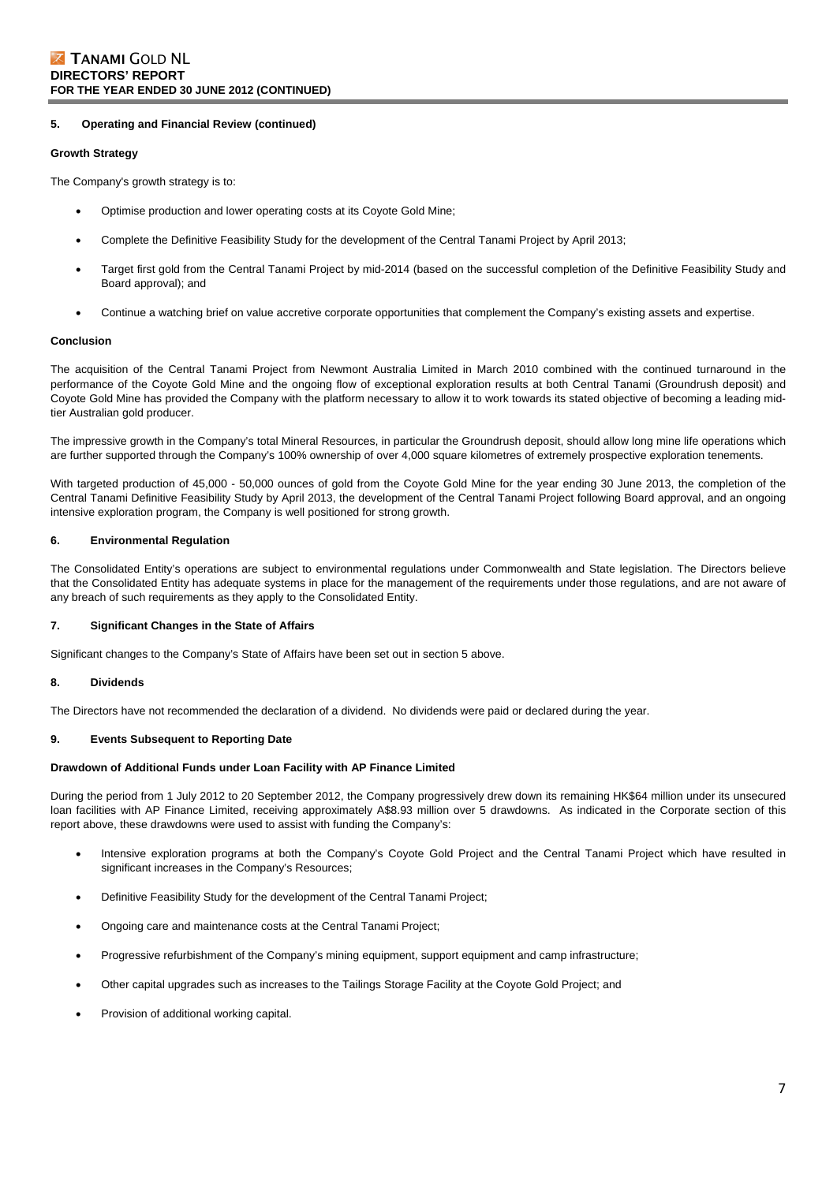## 5. Operating and Financial Review (continued)

### Growth Strategy

The Company's growth strategy is to:

- Optimise production and lower operating costs at its Coyote Gold Mine;
- Complete the Definitive Feasibility Study for the development of the Central Tanami Project by April 2013;
- Target first gold from the Central Tanami Project by mid-2014 (based on the successful completion of the Definitive Feasibility Study and Board approval); and
- Continue a watching brief on value accretive corporate opportunities that complement the Company's existing assets and expertise.

### Conclusion

The acquisition of the Central Tanami Project from Newmont Australia Limited in March 2010 combined with the continued turnaround in the performance of the Coyote Gold Mine and the ongoing flow of exceptional exploration results at both Central Tanami (Groundrush deposit) and Coyote Gold Mine has provided the Company with the platform necessary to allow it to work towards its stated objective of becoming a leading mid-tier Australian gold producer.

The impressive growth in the Company's total Mineral Resources, in particular the Groundrush deposit, should allow long mine life operations which are further supported through the Company's 100% ownership of over 4,000 square kilometres of extremely prospective exploration tenements.

With targeted production of 45,000 - 50,000 ounces of gold from the Coyote Gold Mine for the year ending 30 June 2013, the completion of the Central Tanami Definitive Feasibility Study by April 2013, the development of the Central Tanami Project following Board approval, and an ongoing intensive exploration program, the Company is well positioned for strong growth.

## 6. Environmental Regulation

The Consolidated Entity's operations are subject to environmental regulations under Commonwealth and State legislation. The Directors believe that the Consolidated Entity has adequate systems in place for the management of the requirements under those regulations, and are not aware of any breach of such requirements as they apply to the Consolidated Entity.

## 7. Significant Changes in the State of Affairs

Significant changes to the Company's State of Affairs have been set out in section 5 above.

## 8. Dividends

The Directors have not recommended the declaration of a dividend. No dividends were paid or declared during the year.

## 9. Events Subsequent to Reporting Date

### Drawdown of Additional Funds under Loan Facility with AP Finance Limited

During the period from 1 July 2012 to 20 September 2012, the Company progressively drew down its remaining HK$64 million under its unsecured loan facilities with AP Finance Limited, receiving approximately A$8.93 million over 5 drawdowns. As indicated in the Corporate section of this report above, these drawdowns were used to assist with funding the Company's:

- Intensive exploration programs at both the Company's Coyote Gold Project and the Central Tanami Project which have resulted in significant increases in the Company's Resources;
- Definitive Feasibility Study for the development of the Central Tanami Project;
- Ongoing care and maintenance costs at the Central Tanami Project;
- Progressive refurbishment of the Company's mining equipment, support equipment and camp infrastructure;
- Other capital upgrades such as increases to the Tailings Storage Facility at the Coyote Gold Project; and
- Provision of additional working capital.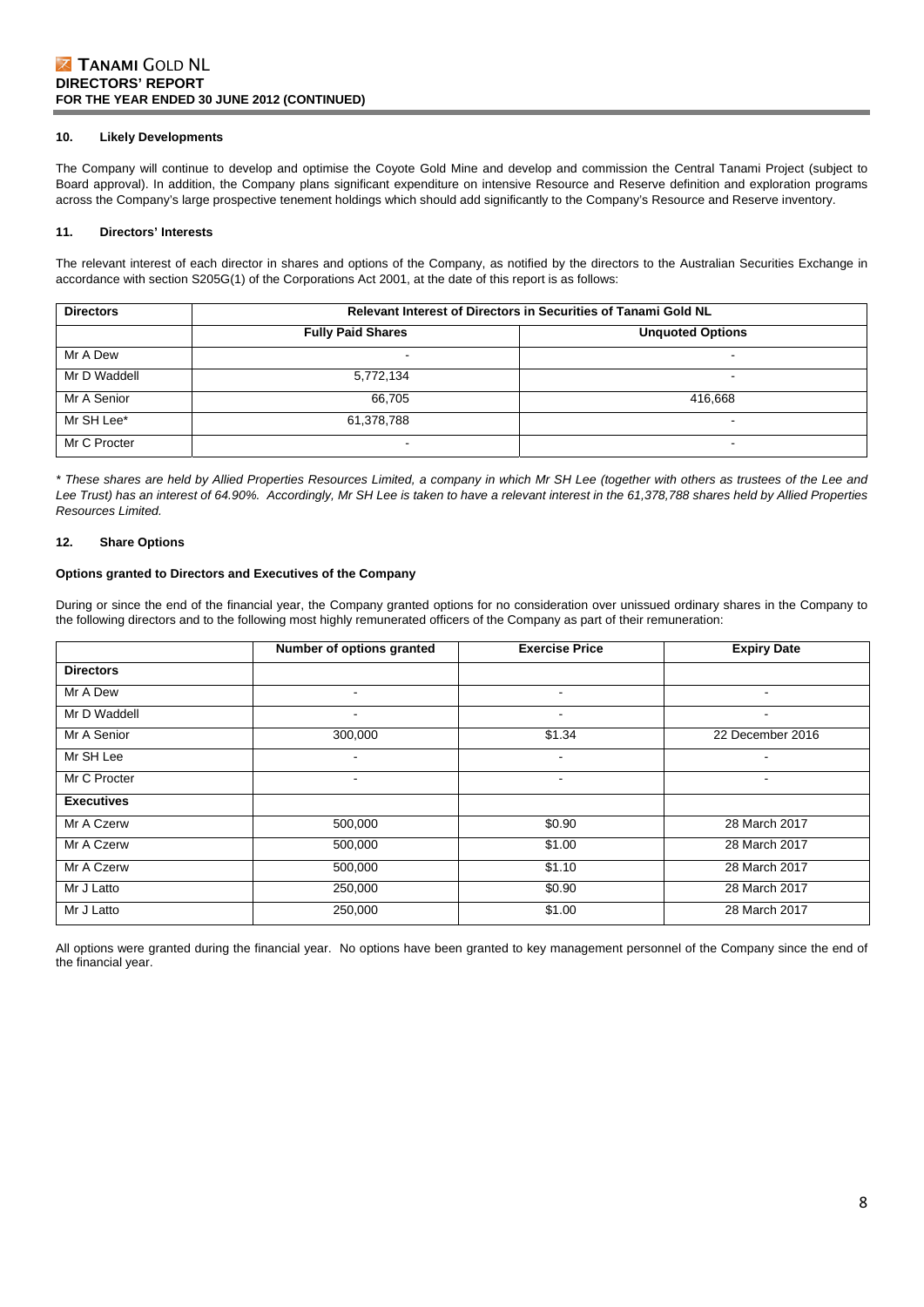## 10. Likely Developments

The Company will continue to develop and optimise the Coyote Gold Mine and develop and commission the Central Tanami Project (subject to Board approval). In addition, the Company plans significant expenditure on intensive Resource and Reserve definition and exploration programs across the Company's large prospective tenement holdings which should add significantly to the Company's Resource and Reserve inventory.

## 11. Directors' Interests

The relevant interest of each director in shares and options of the Company, as notified by the directors to the Australian Securities Exchange in accordance with section S205G(1) of the Corporations Act 2001, at the date of this report is as follows:

| Directors | Relevant Interest of Directors in Securities of Tanami Gold NL | |
|---|---|---|
| | **Fully Paid Shares** | **Unquoted Options** |
| Mr A Dew | - | - |
| Mr D Waddell | 5,772,134 | - |
| Mr A Senior | 66,705 | 416,668 |
| Mr SH Lee* | 61,378,788 | - |
| Mr C Procter | - | - |

*\* These shares are held by Allied Properties Resources Limited, a company in which Mr SH Lee (together with others as trustees of the Lee and Lee Trust) has an interest of 64.90%. Accordingly, Mr SH Lee is taken to have a relevant interest in the 61,378,788 shares held by Allied Properties Resources Limited.*

## 12. Share Options

**Options granted to Directors and Executives of the Company**

During or since the end of the financial year, the Company granted options for no consideration over unissued ordinary shares in the Company to the following directors and to the following most highly remunerated officers of the Company as part of their remuneration:

| | Number of options granted | Exercise Price | Expiry Date |
|---|---|---|---|
| **Directors** | | | |
| Mr A Dew | - | - | - |
| Mr D Waddell | - | - | - |
| Mr A Senior | 300,000 | $1.34 | 22 December 2016 |
| Mr SH Lee | - | - | - |
| Mr C Procter | - | - | - |
| **Executives** | | | |
| Mr A Czerw | 500,000 | $0.90 | 28 March 2017 |
| Mr A Czerw | 500,000 | $1.00 | 28 March 2017 |
| Mr A Czerw | 500,000 | $1.10 | 28 March 2017 |
| Mr J Latto | 250,000 | $0.90 | 28 March 2017 |
| Mr J Latto | 250,000 | $1.00 | 28 March 2017 |

All options were granted during the financial year. No options have been granted to key management personnel of the Company since the end of the financial year.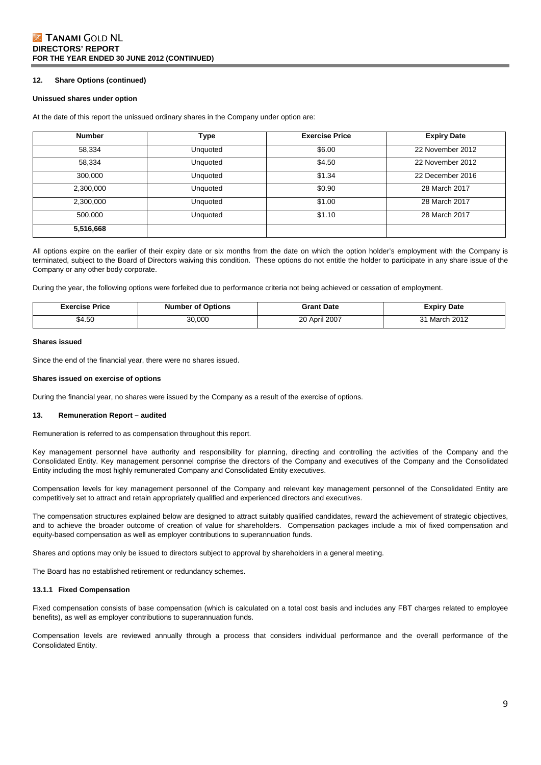#### 12. Share Options (continued)

**Unissued shares under option**

At the date of this report the unissued ordinary shares in the Company under option are:

| Number | Type | Exercise Price | Expiry Date |
|---|---|---|---|
| 58,334 | Unquoted | $6.00 | 22 November 2012 |
| 58,334 | Unquoted | $4.50 | 22 November 2012 |
| 300,000 | Unquoted | $1.34 | 22 December 2016 |
| 2,300,000 | Unquoted | $0.90 | 28 March 2017 |
| 2,300,000 | Unquoted | $1.00 | 28 March 2017 |
| 500,000 | Unquoted | $1.10 | 28 March 2017 |
| **5,516,668** | | | |

All options expire on the earlier of their expiry date or six months from the date on which the option holder's employment with the Company is terminated, subject to the Board of Directors waiving this condition. These options do not entitle the holder to participate in any share issue of the Company or any other body corporate.

During the year, the following options were forfeited due to performance criteria not being achieved or cessation of employment.

| Exercise Price | Number of Options | Grant Date | Expiry Date |
|---|---|---|---|
| $4.50 | 30,000 | 20 April 2007 | 31 March 2012 |

**Shares issued**

Since the end of the financial year, there were no shares issued.

**Shares issued on exercise of options**

During the financial year, no shares were issued by the Company as a result of the exercise of options.

#### 13. Remuneration Report – audited

Remuneration is referred to as compensation throughout this report.

Key management personnel have authority and responsibility for planning, directing and controlling the activities of the Company and the Consolidated Entity. Key management personnel comprise the directors of the Company and executives of the Company and the Consolidated Entity including the most highly remunerated Company and Consolidated Entity executives.

Compensation levels for key management personnel of the Company and relevant key management personnel of the Consolidated Entity are competitively set to attract and retain appropriately qualified and experienced directors and executives.

The compensation structures explained below are designed to attract suitably qualified candidates, reward the achievement of strategic objectives, and to achieve the broader outcome of creation of value for shareholders. Compensation packages include a mix of fixed compensation and equity-based compensation as well as employer contributions to superannuation funds.

Shares and options may only be issued to directors subject to approval by shareholders in a general meeting.

The Board has no established retirement or redundancy schemes.

##### 13.1.1 Fixed Compensation

Fixed compensation consists of base compensation (which is calculated on a total cost basis and includes any FBT charges related to employee benefits), as well as employer contributions to superannuation funds.

Compensation levels are reviewed annually through a process that considers individual performance and the overall performance of the Consolidated Entity.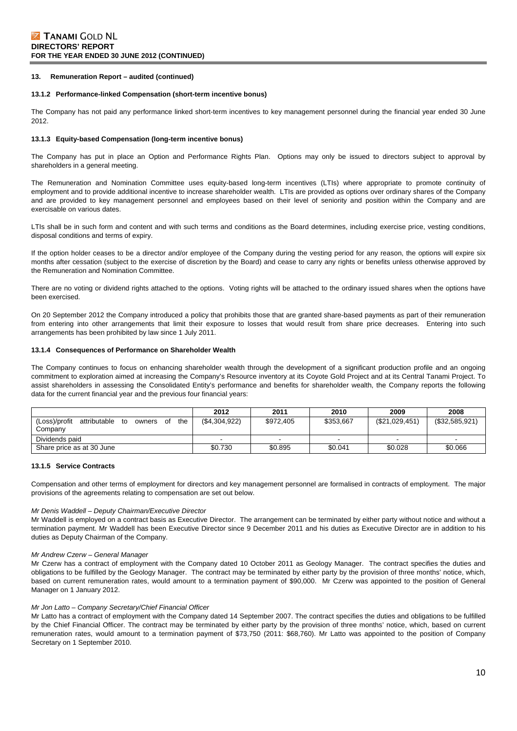### 13. Remuneration Report – audited (continued)

#### 13.1.2 Performance-linked Compensation (short-term incentive bonus)

The Company has not paid any performance linked short-term incentives to key management personnel during the financial year ended 30 June 2012.

#### 13.1.3 Equity-based Compensation (long-term incentive bonus)

The Company has put in place an Option and Performance Rights Plan. Options may only be issued to directors subject to approval by shareholders in a general meeting.

The Remuneration and Nomination Committee uses equity-based long-term incentives (LTIs) where appropriate to promote continuity of employment and to provide additional incentive to increase shareholder wealth. LTIs are provided as options over ordinary shares of the Company and are provided to key management personnel and employees based on their level of seniority and position within the Company and are exercisable on various dates.

LTIs shall be in such form and content and with such terms and conditions as the Board determines, including exercise price, vesting conditions, disposal conditions and terms of expiry.

If the option holder ceases to be a director and/or employee of the Company during the vesting period for any reason, the options will expire six months after cessation (subject to the exercise of discretion by the Board) and cease to carry any rights or benefits unless otherwise approved by the Remuneration and Nomination Committee.

There are no voting or dividend rights attached to the options. Voting rights will be attached to the ordinary issued shares when the options have been exercised.

On 20 September 2012 the Company introduced a policy that prohibits those that are granted share-based payments as part of their remuneration from entering into other arrangements that limit their exposure to losses that would result from share price decreases. Entering into such arrangements has been prohibited by law since 1 July 2011.

#### 13.1.4 Consequences of Performance on Shareholder Wealth

The Company continues to focus on enhancing shareholder wealth through the development of a significant production profile and an ongoing commitment to exploration aimed at increasing the Company's Resource inventory at its Coyote Gold Project and at its Central Tanami Project. To assist shareholders in assessing the Consolidated Entity's performance and benefits for shareholder wealth, the Company reports the following data for the current financial year and the previous four financial years:

| | 2012 | 2011 | 2010 | 2009 | 2008 |
|---|---|---|---|---|---|
| (Loss)/profit attributable to owners of the Company | ($4,304,922) | $972,405 | $353,667 | ($21,029,451) | ($32,585,921) |
| Dividends paid | - | - | - | - | - |
| Share price as at 30 June | $0.730 | $0.895 | $0.041 | $0.028 | $0.066 |

#### 13.1.5 Service Contracts

Compensation and other terms of employment for directors and key management personnel are formalised in contracts of employment. The major provisions of the agreements relating to compensation are set out below.

*Mr Denis Waddell – Deputy Chairman/Executive Director*

Mr Waddell is employed on a contract basis as Executive Director. The arrangement can be terminated by either party without notice and without a termination payment. Mr Waddell has been Executive Director since 9 December 2011 and his duties as Executive Director are in addition to his duties as Deputy Chairman of the Company.

*Mr Andrew Czerw – General Manager*

Mr Czerw has a contract of employment with the Company dated 10 October 2011 as Geology Manager. The contract specifies the duties and obligations to be fulfilled by the Geology Manager. The contract may be terminated by either party by the provision of three months' notice, which, based on current remuneration rates, would amount to a termination payment of $90,000. Mr Czerw was appointed to the position of General Manager on 1 January 2012.

*Mr Jon Latto – Company Secretary/Chief Financial Officer*

Mr Latto has a contract of employment with the Company dated 14 September 2007. The contract specifies the duties and obligations to be fulfilled by the Chief Financial Officer. The contract may be terminated by either party by the provision of three months' notice, which, based on current remuneration rates, would amount to a termination payment of $73,750 (2011: $68,760). Mr Latto was appointed to the position of Company Secretary on 1 September 2010.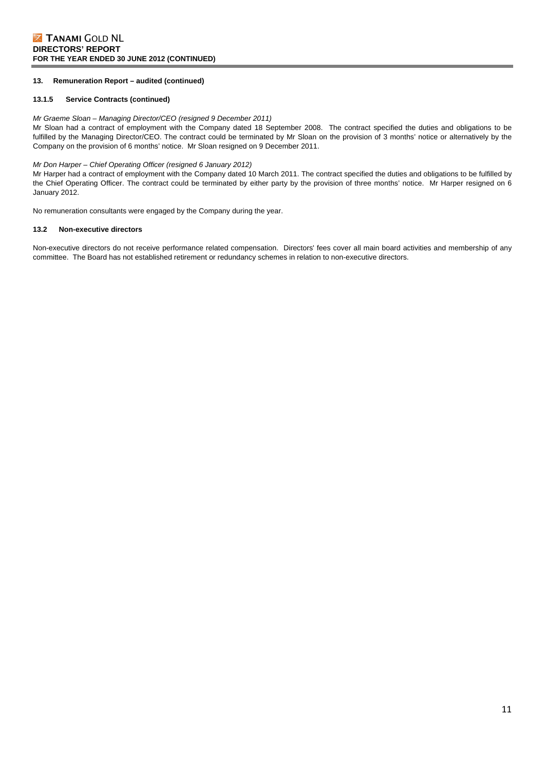### 13. Remuneration Report – audited (continued)

#### 13.1.5 Service Contracts (continued)

*Mr Graeme Sloan – Managing Director/CEO (resigned 9 December 2011)*

Mr Sloan had a contract of employment with the Company dated 18 September 2008. The contract specified the duties and obligations to be fulfilled by the Managing Director/CEO. The contract could be terminated by Mr Sloan on the provision of 3 months' notice or alternatively by the Company on the provision of 6 months' notice. Mr Sloan resigned on 9 December 2011.

*Mr Don Harper – Chief Operating Officer (resigned 6 January 2012)*

Mr Harper had a contract of employment with the Company dated 10 March 2011. The contract specified the duties and obligations to be fulfilled by the Chief Operating Officer. The contract could be terminated by either party by the provision of three months' notice. Mr Harper resigned on 6 January 2012.

No remuneration consultants were engaged by the Company during the year.

#### 13.2 Non-executive directors

Non-executive directors do not receive performance related compensation. Directors' fees cover all main board activities and membership of any committee. The Board has not established retirement or redundancy schemes in relation to non-executive directors.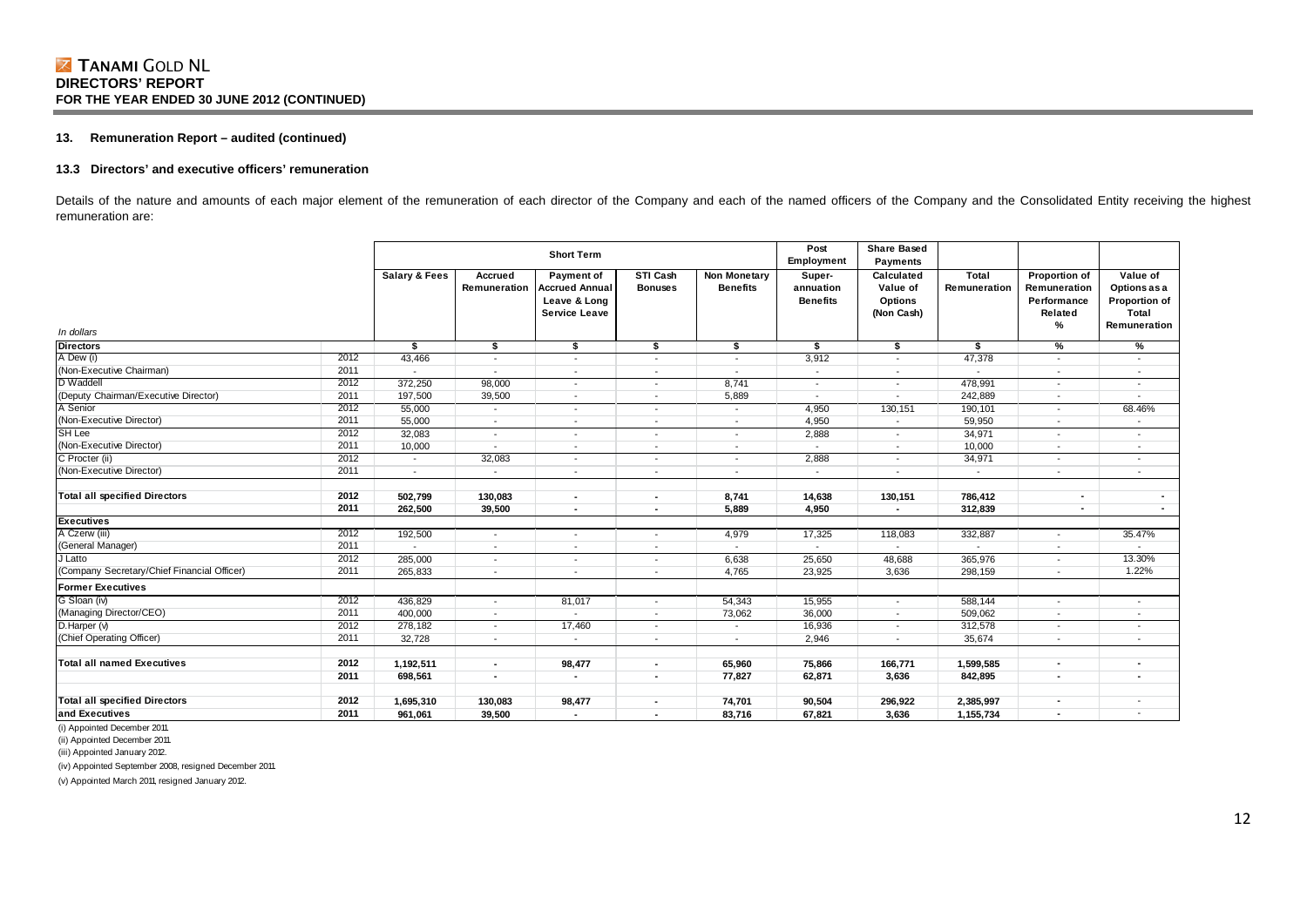## 13. Remuneration Report – audited (continued)

### 13.3 Directors' and executive officers' remuneration

Details of the nature and amounts of each major element of the remuneration of each director of the Company and each of the named officers of the Company and the Consolidated Entity receiving the highest remuneration are:

| | | Short Term | | | | | Post Employment | Share Based Payments | | | |
|---|---|---|---|---|---|---|---|---|---|---|---|
| *In dollars* | | Salary & Fees | Accrued Remuneration | Payment of Accrued Annual Leave & Long Service Leave | STI Cash Bonuses | Non Monetary Benefits | Super-annuation Benefits | Calculated Value of Options (Non Cash) | Total Remuneration | Proportion of Remuneration Performance Related % | Value of Options as a Proportion of Total Remuneration |
| **Directors** | | **$** | **$** | **$** | **$** | **$** | **$** | **$** | **$** | **%** | **%** |
| A Dew (i) | 2012 | 43,466 | - | - | - | - | 3,912 | - | 47,378 | - | - |
| (Non-Executive Chairman) | 2011 | - | - | - | - | - | - | - | - | - | - |
| D Waddell | 2012 | 372,250 | 98,000 | - | - | 8,741 | - | - | 478,991 | - | - |
| (Deputy Chairman/Executive Director) | 2011 | 197,500 | 39,500 | - | - | 5,889 | - | - | 242,889 | - | - |
| A Senior | 2012 | 55,000 | - | - | - | - | 4,950 | 130,151 | 190,101 | - | 68.46% |
| (Non-Executive Director) | 2011 | 55,000 | - | - | - | - | 4,950 | - | 59,950 | - | - |
| SH Lee | 2012 | 32,083 | - | - | - | - | 2,888 | - | 34,971 | - | - |
| (Non-Executive Director) | 2011 | 10,000 | - | - | - | - | - | - | 10,000 | - | - |
| C Procter (ii) | 2012 | - | 32,083 | - | - | - | 2,888 | - | 34,971 | - | - |
| (Non-Executive Director) | 2011 | - | - | - | - | - | - | - | - | - | - |
| **Total all specified Directors** | **2012** | **502,799** | **130,083** | **-** | **-** | **8,741** | **14,638** | **130,151** | **786,412** | **-** | **-** |
| | **2011** | **262,500** | **39,500** | **-** | **-** | **5,889** | **4,950** | **-** | **312,839** | **-** | **-** |
| **Executives** | | | | | | | | | | | |
| A Czerw (iii) | 2012 | 192,500 | - | - | - | 4,979 | 17,325 | 118,083 | 332,887 | - | 35.47% |
| (General Manager) | 2011 | - | - | - | - | - | - | - | - | - | - |
| J Latto | 2012 | 285,000 | - | - | - | 6,638 | 25,650 | 48,688 | 365,976 | - | 13.30% |
| (Company Secretary/Chief Financial Officer) | 2011 | 265,833 | - | - | - | 4,765 | 23,925 | 3,636 | 298,159 | - | 1.22% |
| **Former Executives** | | | | | | | | | | | |
| G Sloan (iv) | 2012 | 436,829 | - | 81,017 | - | 54,343 | 15,955 | - | 588,144 | - | - |
| (Managing Director/CEO) | 2011 | 400,000 | - | - | - | 73,062 | 36,000 | - | 509,062 | - | - |
| D.Harper (v) | 2012 | 278,182 | - | 17,460 | - | - | 16,936 | - | 312,578 | - | - |
| (Chief Operating Officer) | 2011 | 32,728 | - | - | - | - | 2,946 | - | 35,674 | - | - |
| **Total all named Executives** | **2012** | **1,192,511** | **-** | **98,477** | **-** | **65,960** | **75,866** | **166,771** | **1,599,585** | **-** | **-** |
| | **2011** | **698,561** | **-** | **-** | **-** | **77,827** | **62,871** | **3,636** | **842,895** | **-** | **-** |
| **Total all specified Directors and Executives** | **2012** | **1,695,310** | **130,083** | **98,477** | **-** | **74,701** | **90,504** | **296,922** | **2,385,997** | **-** | - |
| | **2011** | **961,061** | **39,500** | **-** | **-** | **83,716** | **67,821** | **3,636** | **1,155,734** | **-** | - |

(i) Appointed December 2011.

(ii) Appointed December 2011.

(iii) Appointed January 2012.

(iv) Appointed September 2008, resigned December 2011.

(v) Appointed March 2011, resigned January 2012.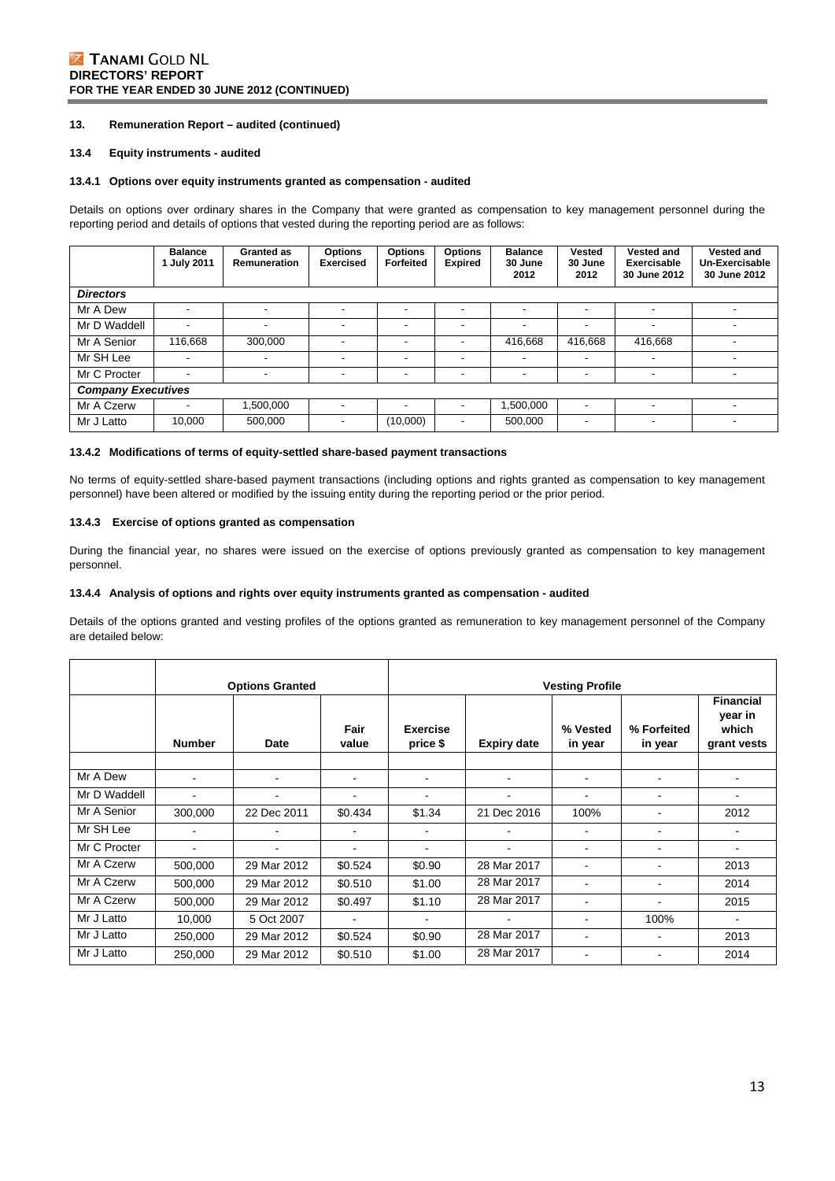## 13. Remuneration Report – audited (continued)

### 13.4 Equity instruments - audited

#### 13.4.1 Options over equity instruments granted as compensation - audited

Details on options over ordinary shares in the Company that were granted as compensation to key management personnel during the reporting period and details of options that vested during the reporting period are as follows:

| | Balance 1 July 2011 | Granted as Remuneration | Options Exercised | Options Forfeited | Options Expired | Balance 30 June 2012 | Vested 30 June 2012 | Vested and Exercisable 30 June 2012 | Vested and Un-Exercisable 30 June 2012 |
|---|---|---|---|---|---|---|---|---|---|
| ***Directors*** | | | | | | | | | |
| Mr A Dew | - | - | - | - | - | - | - | - | - |
| Mr D Waddell | - | - | - | - | - | - | - | - | - |
| Mr A Senior | 116,668 | 300,000 | - | - | - | 416,668 | 416,668 | 416,668 | - |
| Mr SH Lee | - | - | - | - | - | - | - | - | - |
| Mr C Procter | - | - | - | - | - | - | - | - | - |
| ***Company Executives*** | | | | | | | | | |
| Mr A Czerw | - | 1,500,000 | - | - | - | 1,500,000 | - | - | - |
| Mr J Latto | 10,000 | 500,000 | - | (10,000) | - | 500,000 | - | - | - |

#### 13.4.2 Modifications of terms of equity-settled share-based payment transactions

No terms of equity-settled share-based payment transactions (including options and rights granted as compensation to key management personnel) have been altered or modified by the issuing entity during the reporting period or the prior period.

#### 13.4.3 Exercise of options granted as compensation

During the financial year, no shares were issued on the exercise of options previously granted as compensation to key management personnel.

#### 13.4.4 Analysis of options and rights over equity instruments granted as compensation - audited

Details of the options granted and vesting profiles of the options granted as remuneration to key management personnel of the Company are detailed below:

| | Options Granted | | | Vesting Profile | | | | |
|---|---|---|---|---|---|---|---|---|
| | Number | Date | Fair value | Exercise price $ | Expiry date | % Vested in year | % Forfeited in year | Financial year in which grant vests |
| Mr A Dew | - | - | - | - | - | - | - | - |
| Mr D Waddell | - | - | - | - | - | - | - | - |
| Mr A Senior | 300,000 | 22 Dec 2011 | $0.434 | $1.34 | 21 Dec 2016 | 100% | - | 2012 |
| Mr SH Lee | - | - | - | - | - | - | - | - |
| Mr C Procter | - | - | - | - | - | - | - | - |
| Mr A Czerw | 500,000 | 29 Mar 2012 | $0.524 | $0.90 | 28 Mar 2017 | - | - | 2013 |
| Mr A Czerw | 500,000 | 29 Mar 2012 | $0.510 | $1.00 | 28 Mar 2017 | - | - | 2014 |
| Mr A Czerw | 500,000 | 29 Mar 2012 | $0.497 | $1.10 | 28 Mar 2017 | - | - | 2015 |
| Mr J Latto | 10,000 | 5 Oct 2007 | - | - | - | - | 100% | - |
| Mr J Latto | 250,000 | 29 Mar 2012 | $0.524 | $0.90 | 28 Mar 2017 | - | - | 2013 |
| Mr J Latto | 250,000 | 29 Mar 2012 | $0.510 | $1.00 | 28 Mar 2017 | - | - | 2014 |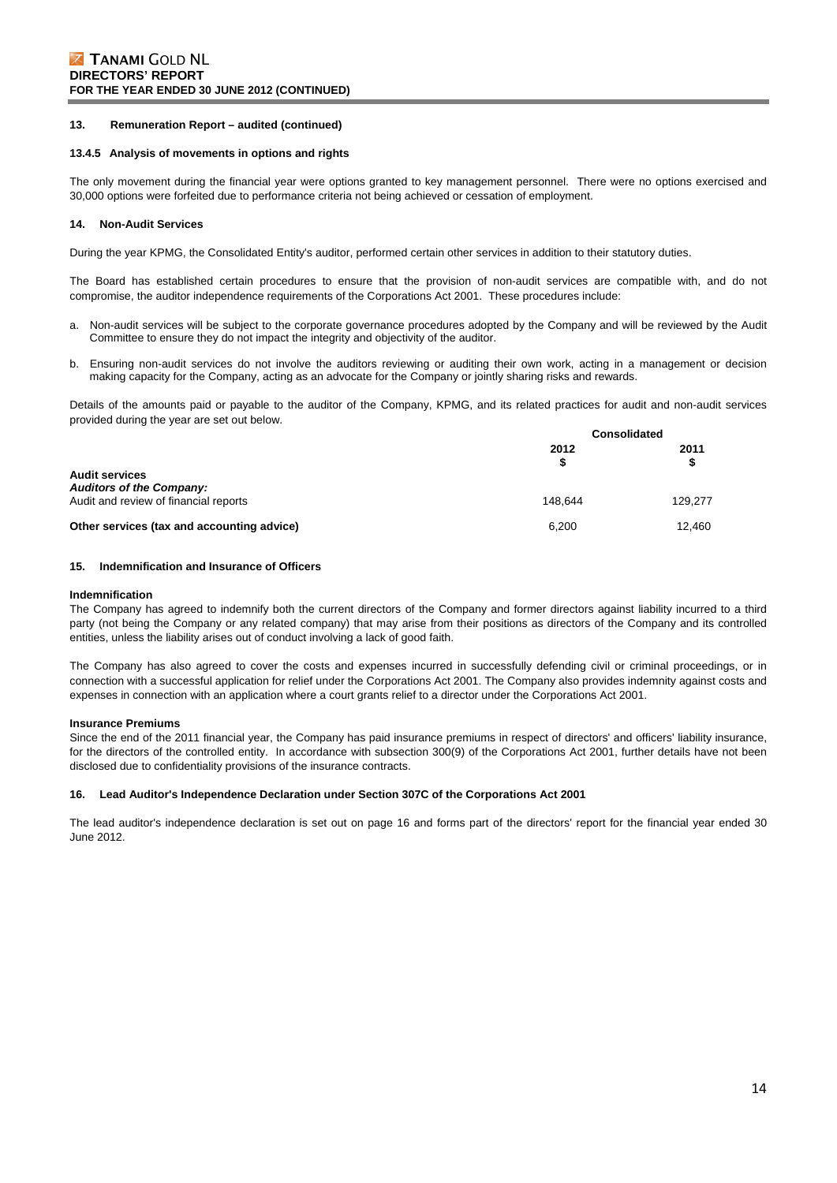## 13. Remuneration Report – audited (continued)

### 13.4.5 Analysis of movements in options and rights

The only movement during the financial year were options granted to key management personnel. There were no options exercised and 30,000 options were forfeited due to performance criteria not being achieved or cessation of employment.

## 14. Non-Audit Services

During the year KPMG, the Consolidated Entity's auditor, performed certain other services in addition to their statutory duties.

The Board has established certain procedures to ensure that the provision of non-audit services are compatible with, and do not compromise, the auditor independence requirements of the Corporations Act 2001. These procedures include:

a. Non-audit services will be subject to the corporate governance procedures adopted by the Company and will be reviewed by the Audit Committee to ensure they do not impact the integrity and objectivity of the auditor.

b. Ensuring non-audit services do not involve the auditors reviewing or auditing their own work, acting in a management or decision making capacity for the Company, acting as an advocate for the Company or jointly sharing risks and rewards.

Details of the amounts paid or payable to the auditor of the Company, KPMG, and its related practices for audit and non-audit services provided during the year are set out below.

| | Consolidated | |
|---|---|---|
| | 2012<br>$ | 2011<br>$ |
| **Audit services** | | |
| ***Auditors of the Company:*** | | |
| Audit and review of financial reports | 148,644 | 129,277 |
| **Other services (tax and accounting advice)** | 6,200 | 12,460 |

## 15. Indemnification and Insurance of Officers

**Indemnification**

The Company has agreed to indemnify both the current directors of the Company and former directors against liability incurred to a third party (not being the Company or any related company) that may arise from their positions as directors of the Company and its controlled entities, unless the liability arises out of conduct involving a lack of good faith.

The Company has also agreed to cover the costs and expenses incurred in successfully defending civil or criminal proceedings, or in connection with a successful application for relief under the Corporations Act 2001. The Company also provides indemnity against costs and expenses in connection with an application where a court grants relief to a director under the Corporations Act 2001.

**Insurance Premiums**

Since the end of the 2011 financial year, the Company has paid insurance premiums in respect of directors' and officers' liability insurance, for the directors of the controlled entity. In accordance with subsection 300(9) of the Corporations Act 2001, further details have not been disclosed due to confidentiality provisions of the insurance contracts.

## 16. Lead Auditor's Independence Declaration under Section 307C of the Corporations Act 2001

The lead auditor's independence declaration is set out on page 16 and forms part of the directors' report for the financial year ended 30 June 2012.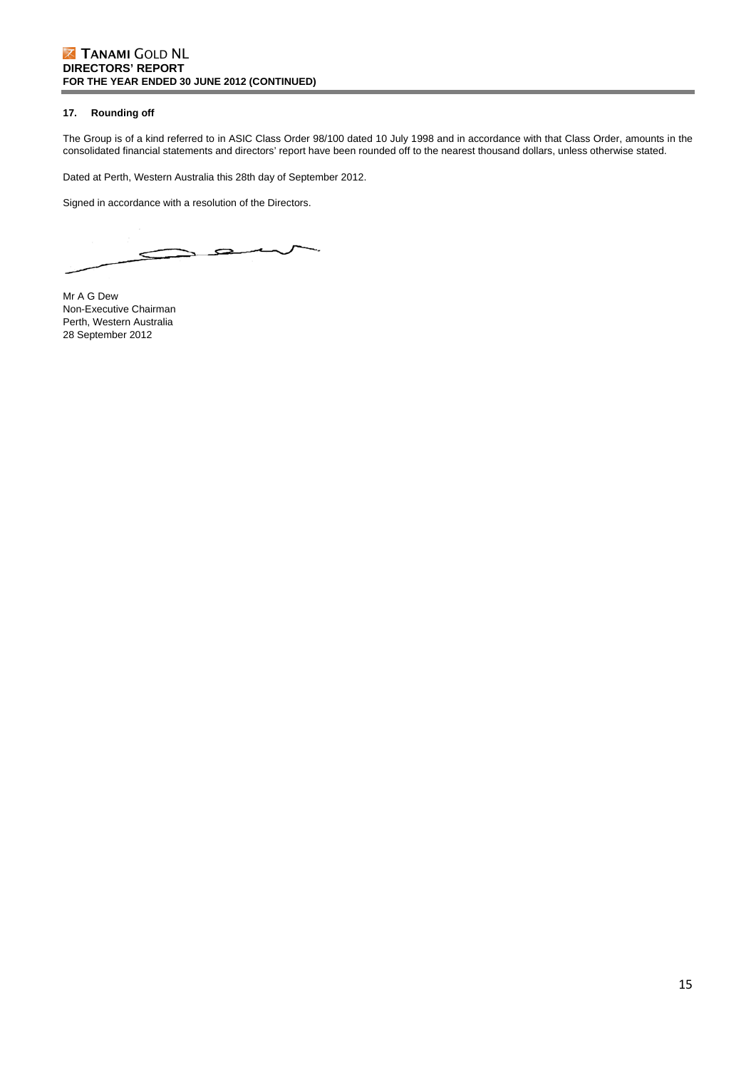## 17. Rounding off

The Group is of a kind referred to in ASIC Class Order 98/100 dated 10 July 1998 and in accordance with that Class Order, amounts in the consolidated financial statements and directors' report have been rounded off to the nearest thousand dollars, unless otherwise stated.

Dated at Perth, Western Australia this 28th day of September 2012.

Signed in accordance with a resolution of the Directors.

Mr A G Dew
Non-Executive Chairman
Perth, Western Australia
28 September 2012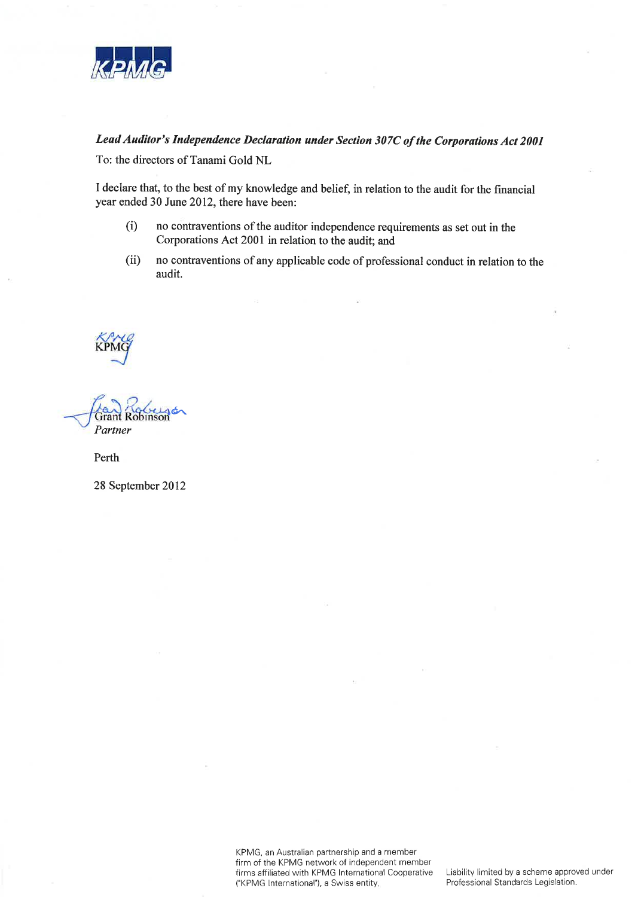KPMG

***Lead Auditor's Independence Declaration under Section 307C of the Corporations Act 2001***

To: the directors of Tanami Gold NL

I declare that, to the best of my knowledge and belief, in relation to the audit for the financial year ended 30 June 2012, there have been:

(i) no contraventions of the auditor independence requirements as set out in the Corporations Act 2001 in relation to the audit; and

(ii) no contraventions of any applicable code of professional conduct in relation to the audit.

KPMG

Grant Robinson
*Partner*

Perth

28 September 2012

KPMG, an Australian partnership and a member firm of the KPMG network of independent member firms affiliated with KPMG International Cooperative ("KPMG International"), a Swiss entity.

Liability limited by a scheme approved under Professional Standards Legislation.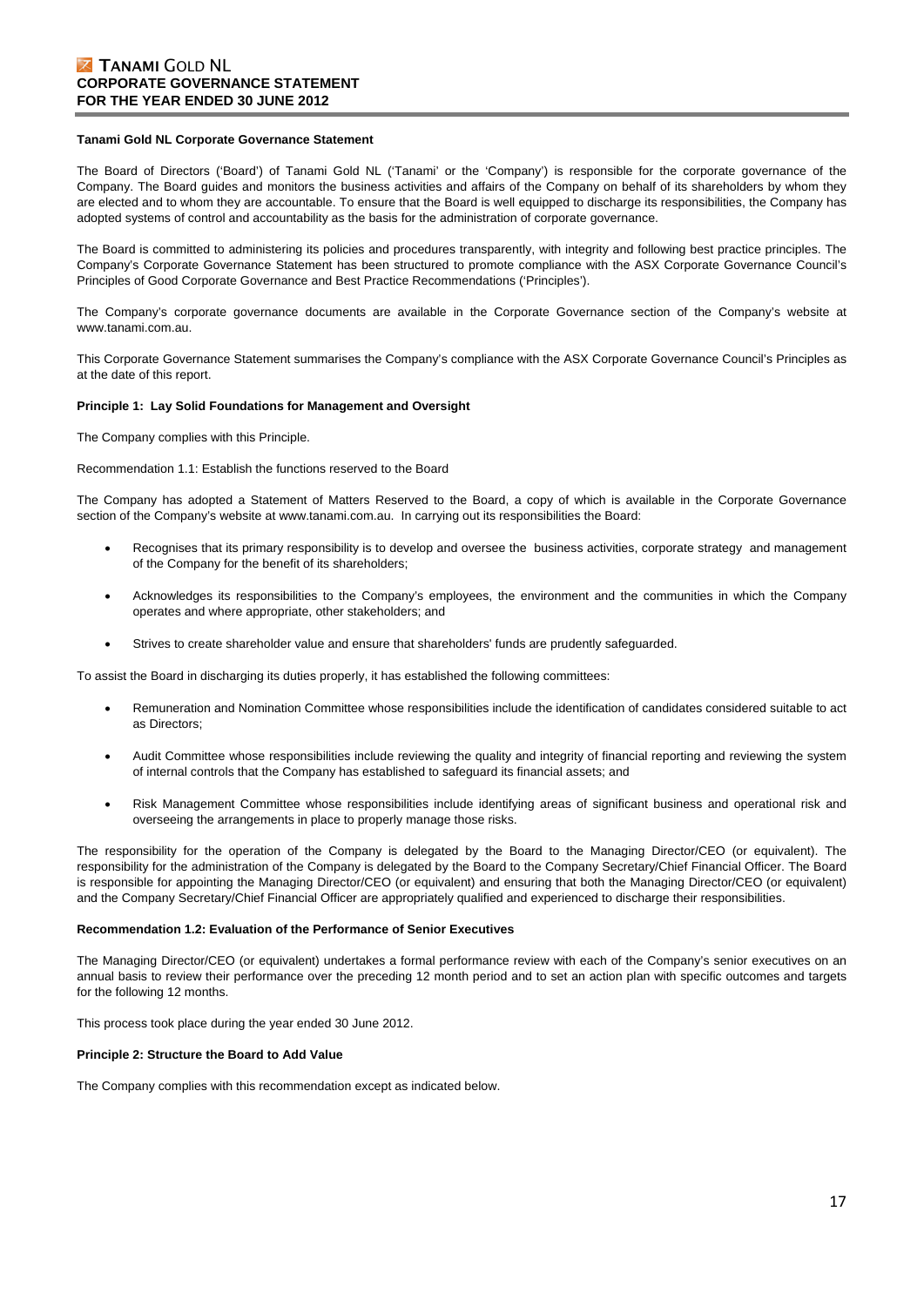**Tanami Gold NL Corporate Governance Statement**

The Board of Directors ('Board') of Tanami Gold NL ('Tanami' or the 'Company') is responsible for the corporate governance of the Company. The Board guides and monitors the business activities and affairs of the Company on behalf of its shareholders by whom they are elected and to whom they are accountable. To ensure that the Board is well equipped to discharge its responsibilities, the Company has adopted systems of control and accountability as the basis for the administration of corporate governance.

The Board is committed to administering its policies and procedures transparently, with integrity and following best practice principles. The Company's Corporate Governance Statement has been structured to promote compliance with the ASX Corporate Governance Council's Principles of Good Corporate Governance and Best Practice Recommendations ('Principles').

The Company's corporate governance documents are available in the Corporate Governance section of the Company's website at www.tanami.com.au.

This Corporate Governance Statement summarises the Company's compliance with the ASX Corporate Governance Council's Principles as at the date of this report.

**Principle 1: Lay Solid Foundations for Management and Oversight**

The Company complies with this Principle.

Recommendation 1.1: Establish the functions reserved to the Board

The Company has adopted a Statement of Matters Reserved to the Board, a copy of which is available in the Corporate Governance section of the Company's website at www.tanami.com.au. In carrying out its responsibilities the Board:

- Recognises that its primary responsibility is to develop and oversee the business activities, corporate strategy and management of the Company for the benefit of its shareholders;
- Acknowledges its responsibilities to the Company's employees, the environment and the communities in which the Company operates and where appropriate, other stakeholders; and
- Strives to create shareholder value and ensure that shareholders' funds are prudently safeguarded.

To assist the Board in discharging its duties properly, it has established the following committees:

- Remuneration and Nomination Committee whose responsibilities include the identification of candidates considered suitable to act as Directors;
- Audit Committee whose responsibilities include reviewing the quality and integrity of financial reporting and reviewing the system of internal controls that the Company has established to safeguard its financial assets; and
- Risk Management Committee whose responsibilities include identifying areas of significant business and operational risk and overseeing the arrangements in place to properly manage those risks.

The responsibility for the operation of the Company is delegated by the Board to the Managing Director/CEO (or equivalent). The responsibility for the administration of the Company is delegated by the Board to the Company Secretary/Chief Financial Officer. The Board is responsible for appointing the Managing Director/CEO (or equivalent) and ensuring that both the Managing Director/CEO (or equivalent) and the Company Secretary/Chief Financial Officer are appropriately qualified and experienced to discharge their responsibilities.

**Recommendation 1.2: Evaluation of the Performance of Senior Executives**

The Managing Director/CEO (or equivalent) undertakes a formal performance review with each of the Company's senior executives on an annual basis to review their performance over the preceding 12 month period and to set an action plan with specific outcomes and targets for the following 12 months.

This process took place during the year ended 30 June 2012.

**Principle 2: Structure the Board to Add Value**

The Company complies with this recommendation except as indicated below.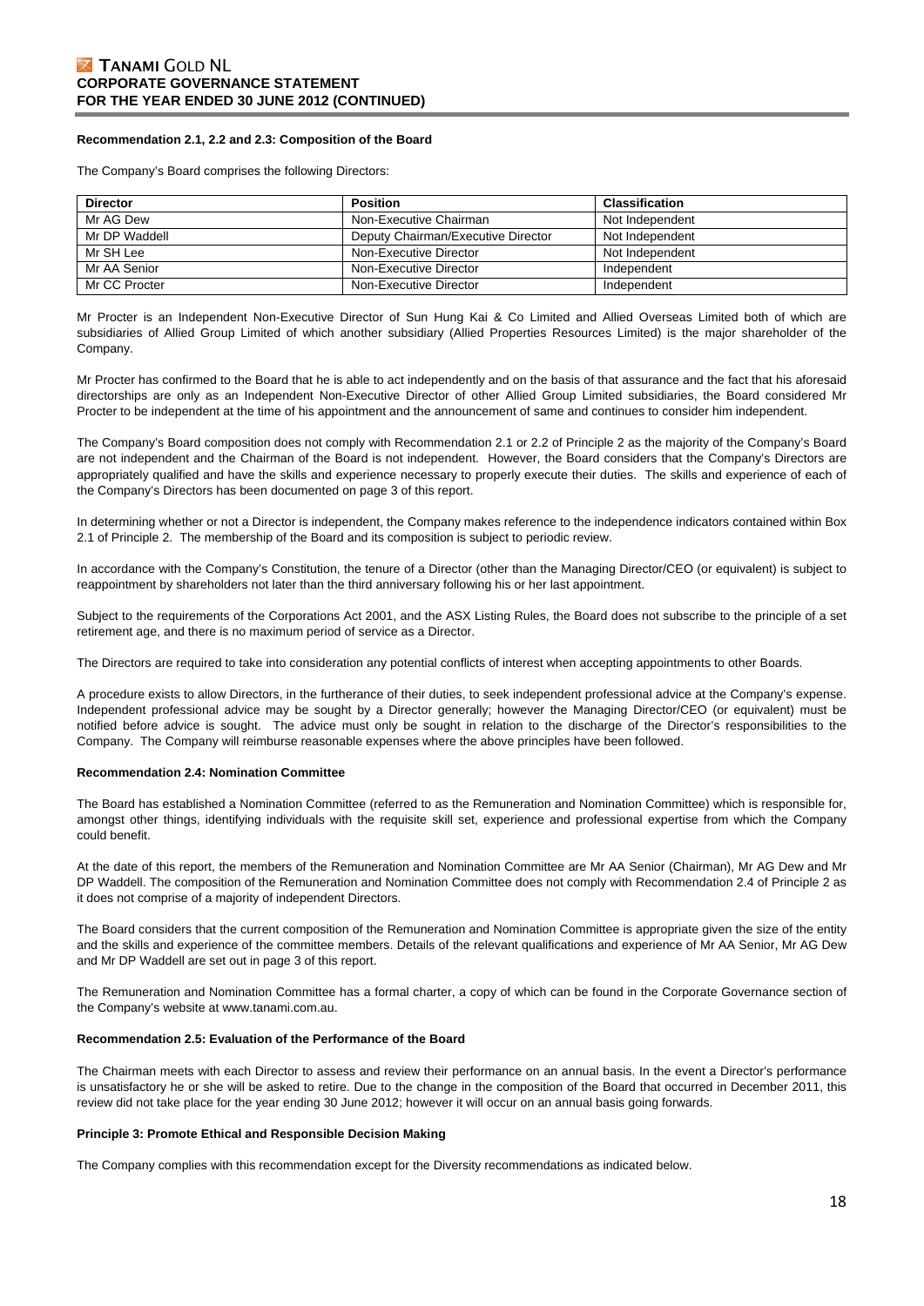**Recommendation 2.1, 2.2 and 2.3: Composition of the Board**

The Company's Board comprises the following Directors:

| Director | Position | Classification |
|---|---|---|
| Mr AG Dew | Non-Executive Chairman | Not Independent |
| Mr DP Waddell | Deputy Chairman/Executive Director | Not Independent |
| Mr SH Lee | Non-Executive Director | Not Independent |
| Mr AA Senior | Non-Executive Director | Independent |
| Mr CC Procter | Non-Executive Director | Independent |

Mr Procter is an Independent Non-Executive Director of Sun Hung Kai & Co Limited and Allied Overseas Limited both of which are subsidiaries of Allied Group Limited of which another subsidiary (Allied Properties Resources Limited) is the major shareholder of the Company.

Mr Procter has confirmed to the Board that he is able to act independently and on the basis of that assurance and the fact that his aforesaid directorships are only as an Independent Non-Executive Director of other Allied Group Limited subsidiaries, the Board considered Mr Procter to be independent at the time of his appointment and the announcement of same and continues to consider him independent.

The Company's Board composition does not comply with Recommendation 2.1 or 2.2 of Principle 2 as the majority of the Company's Board are not independent and the Chairman of the Board is not independent. However, the Board considers that the Company's Directors are appropriately qualified and have the skills and experience necessary to properly execute their duties. The skills and experience of each of the Company's Directors has been documented on page 3 of this report.

In determining whether or not a Director is independent, the Company makes reference to the independence indicators contained within Box 2.1 of Principle 2. The membership of the Board and its composition is subject to periodic review.

In accordance with the Company's Constitution, the tenure of a Director (other than the Managing Director/CEO (or equivalent) is subject to reappointment by shareholders not later than the third anniversary following his or her last appointment.

Subject to the requirements of the Corporations Act 2001, and the ASX Listing Rules, the Board does not subscribe to the principle of a set retirement age, and there is no maximum period of service as a Director.

The Directors are required to take into consideration any potential conflicts of interest when accepting appointments to other Boards.

A procedure exists to allow Directors, in the furtherance of their duties, to seek independent professional advice at the Company's expense. Independent professional advice may be sought by a Director generally; however the Managing Director/CEO (or equivalent) must be notified before advice is sought. The advice must only be sought in relation to the discharge of the Director's responsibilities to the Company. The Company will reimburse reasonable expenses where the above principles have been followed.

**Recommendation 2.4: Nomination Committee**

The Board has established a Nomination Committee (referred to as the Remuneration and Nomination Committee) which is responsible for, amongst other things, identifying individuals with the requisite skill set, experience and professional expertise from which the Company could benefit.

At the date of this report, the members of the Remuneration and Nomination Committee are Mr AA Senior (Chairman), Mr AG Dew and Mr DP Waddell. The composition of the Remuneration and Nomination Committee does not comply with Recommendation 2.4 of Principle 2 as it does not comprise of a majority of independent Directors.

The Board considers that the current composition of the Remuneration and Nomination Committee is appropriate given the size of the entity and the skills and experience of the committee members. Details of the relevant qualifications and experience of Mr AA Senior, Mr AG Dew and Mr DP Waddell are set out in page 3 of this report.

The Remuneration and Nomination Committee has a formal charter, a copy of which can be found in the Corporate Governance section of the Company's website at www.tanami.com.au.

**Recommendation 2.5: Evaluation of the Performance of the Board**

The Chairman meets with each Director to assess and review their performance on an annual basis. In the event a Director's performance is unsatisfactory he or she will be asked to retire. Due to the change in the composition of the Board that occurred in December 2011, this review did not take place for the year ending 30 June 2012; however it will occur on an annual basis going forwards.

**Principle 3: Promote Ethical and Responsible Decision Making**

The Company complies with this recommendation except for the Diversity recommendations as indicated below.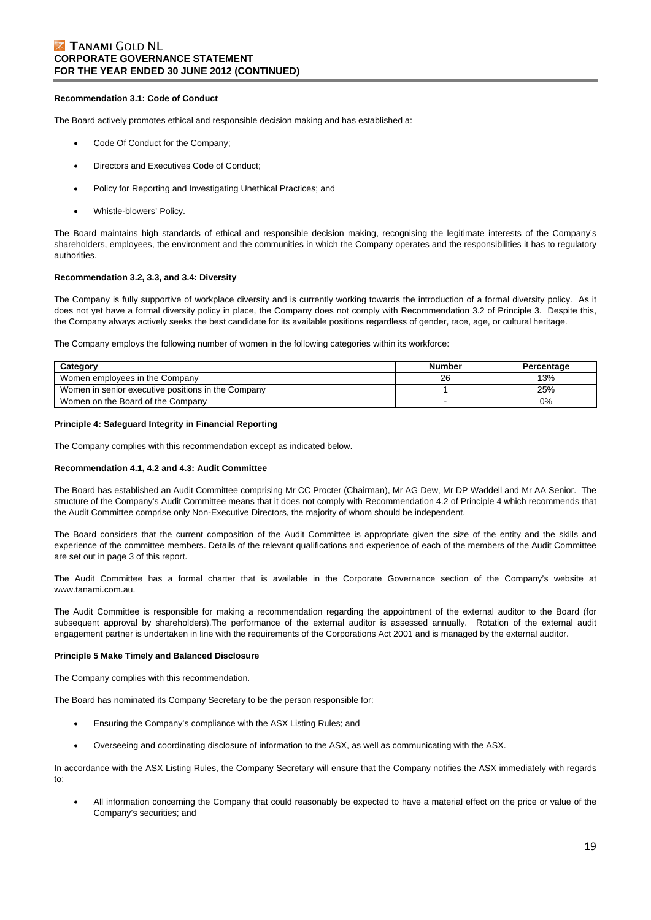**Recommendation 3.1: Code of Conduct**

The Board actively promotes ethical and responsible decision making and has established a:

- Code Of Conduct for the Company;
- Directors and Executives Code of Conduct;
- Policy for Reporting and Investigating Unethical Practices; and
- Whistle-blowers' Policy.

The Board maintains high standards of ethical and responsible decision making, recognising the legitimate interests of the Company's shareholders, employees, the environment and the communities in which the Company operates and the responsibilities it has to regulatory authorities.

**Recommendation 3.2, 3.3, and 3.4: Diversity**

The Company is fully supportive of workplace diversity and is currently working towards the introduction of a formal diversity policy. As it does not yet have a formal diversity policy in place, the Company does not comply with Recommendation 3.2 of Principle 3. Despite this, the Company always actively seeks the best candidate for its available positions regardless of gender, race, age, or cultural heritage.

The Company employs the following number of women in the following categories within its workforce:

| Category | Number | Percentage |
|---|---|---|
| Women employees in the Company | 26 | 13% |
| Women in senior executive positions in the Company | 1 | 25% |
| Women on the Board of the Company | - | 0% |

**Principle 4: Safeguard Integrity in Financial Reporting**

The Company complies with this recommendation except as indicated below.

**Recommendation 4.1, 4.2 and 4.3: Audit Committee**

The Board has established an Audit Committee comprising Mr CC Procter (Chairman), Mr AG Dew, Mr DP Waddell and Mr AA Senior. The structure of the Company's Audit Committee means that it does not comply with Recommendation 4.2 of Principle 4 which recommends that the Audit Committee comprise only Non-Executive Directors, the majority of whom should be independent.

The Board considers that the current composition of the Audit Committee is appropriate given the size of the entity and the skills and experience of the committee members. Details of the relevant qualifications and experience of each of the members of the Audit Committee are set out in page 3 of this report.

The Audit Committee has a formal charter that is available in the Corporate Governance section of the Company's website at www.tanami.com.au.

The Audit Committee is responsible for making a recommendation regarding the appointment of the external auditor to the Board (for subsequent approval by shareholders).The performance of the external auditor is assessed annually. Rotation of the external audit engagement partner is undertaken in line with the requirements of the Corporations Act 2001 and is managed by the external auditor.

**Principle 5 Make Timely and Balanced Disclosure**

The Company complies with this recommendation.

The Board has nominated its Company Secretary to be the person responsible for:

- Ensuring the Company's compliance with the ASX Listing Rules; and
- Overseeing and coordinating disclosure of information to the ASX, as well as communicating with the ASX.

In accordance with the ASX Listing Rules, the Company Secretary will ensure that the Company notifies the ASX immediately with regards to:

- All information concerning the Company that could reasonably be expected to have a material effect on the price or value of the Company's securities; and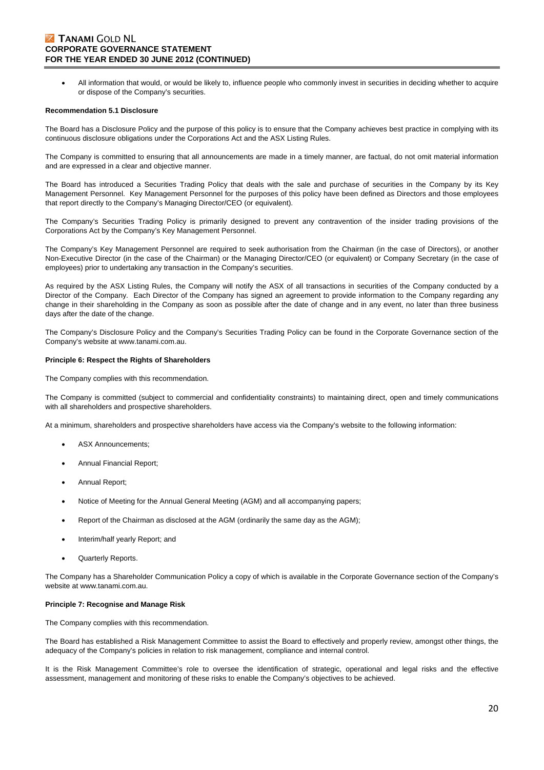- All information that would, or would be likely to, influence people who commonly invest in securities in deciding whether to acquire or dispose of the Company's securities.

**Recommendation 5.1 Disclosure**

The Board has a Disclosure Policy and the purpose of this policy is to ensure that the Company achieves best practice in complying with its continuous disclosure obligations under the Corporations Act and the ASX Listing Rules.

The Company is committed to ensuring that all announcements are made in a timely manner, are factual, do not omit material information and are expressed in a clear and objective manner.

The Board has introduced a Securities Trading Policy that deals with the sale and purchase of securities in the Company by its Key Management Personnel. Key Management Personnel for the purposes of this policy have been defined as Directors and those employees that report directly to the Company's Managing Director/CEO (or equivalent).

The Company's Securities Trading Policy is primarily designed to prevent any contravention of the insider trading provisions of the Corporations Act by the Company's Key Management Personnel.

The Company's Key Management Personnel are required to seek authorisation from the Chairman (in the case of Directors), or another Non-Executive Director (in the case of the Chairman) or the Managing Director/CEO (or equivalent) or Company Secretary (in the case of employees) prior to undertaking any transaction in the Company's securities.

As required by the ASX Listing Rules, the Company will notify the ASX of all transactions in securities of the Company conducted by a Director of the Company. Each Director of the Company has signed an agreement to provide information to the Company regarding any change in their shareholding in the Company as soon as possible after the date of change and in any event, no later than three business days after the date of the change.

The Company's Disclosure Policy and the Company's Securities Trading Policy can be found in the Corporate Governance section of the Company's website at www.tanami.com.au.

**Principle 6: Respect the Rights of Shareholders**

The Company complies with this recommendation.

The Company is committed (subject to commercial and confidentiality constraints) to maintaining direct, open and timely communications with all shareholders and prospective shareholders.

At a minimum, shareholders and prospective shareholders have access via the Company's website to the following information:

- ASX Announcements;
- Annual Financial Report;
- Annual Report;
- Notice of Meeting for the Annual General Meeting (AGM) and all accompanying papers;
- Report of the Chairman as disclosed at the AGM (ordinarily the same day as the AGM);
- Interim/half yearly Report; and
- Quarterly Reports.

The Company has a Shareholder Communication Policy a copy of which is available in the Corporate Governance section of the Company's website at www.tanami.com.au.

**Principle 7: Recognise and Manage Risk**

The Company complies with this recommendation.

The Board has established a Risk Management Committee to assist the Board to effectively and properly review, amongst other things, the adequacy of the Company's policies in relation to risk management, compliance and internal control.

It is the Risk Management Committee's role to oversee the identification of strategic, operational and legal risks and the effective assessment, management and monitoring of these risks to enable the Company's objectives to be achieved.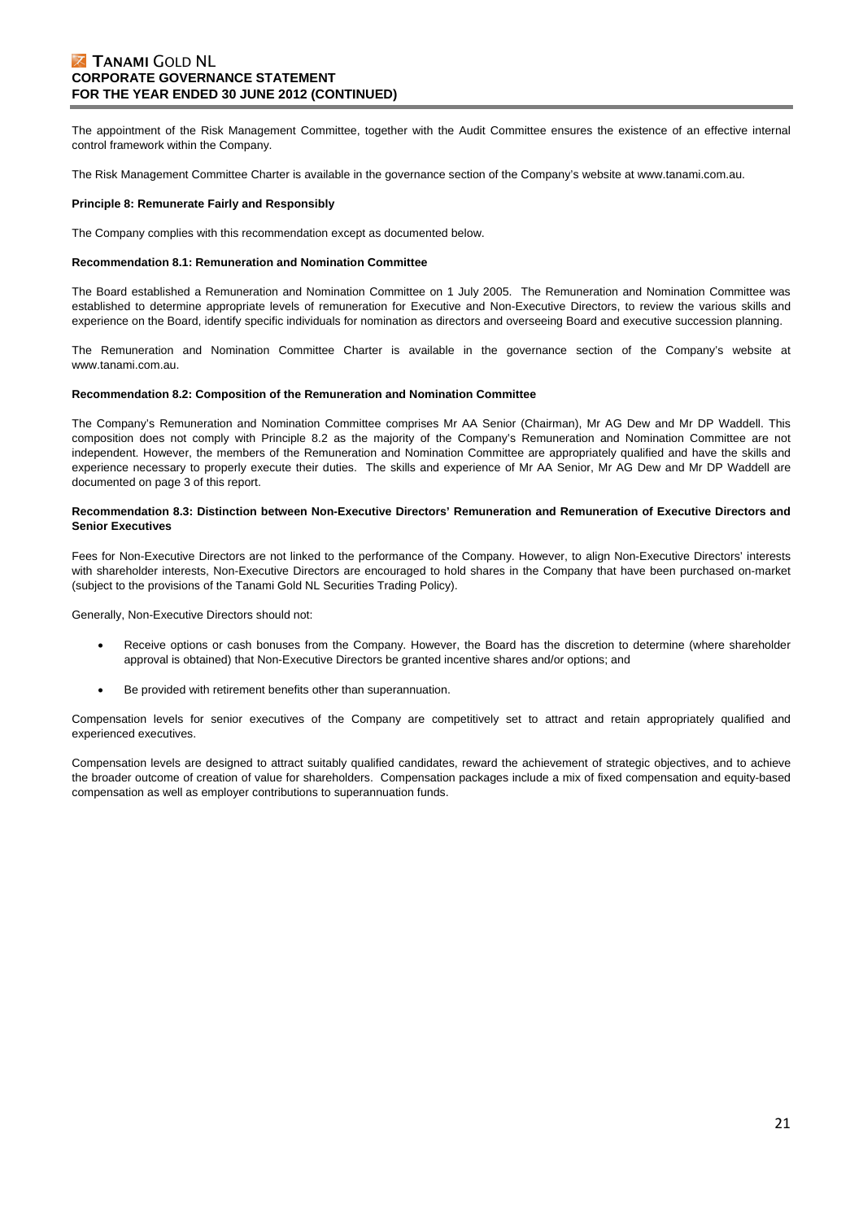The appointment of the Risk Management Committee, together with the Audit Committee ensures the existence of an effective internal control framework within the Company.

The Risk Management Committee Charter is available in the governance section of the Company's website at www.tanami.com.au.

**Principle 8: Remunerate Fairly and Responsibly**

The Company complies with this recommendation except as documented below.

**Recommendation 8.1: Remuneration and Nomination Committee**

The Board established a Remuneration and Nomination Committee on 1 July 2005. The Remuneration and Nomination Committee was established to determine appropriate levels of remuneration for Executive and Non-Executive Directors, to review the various skills and experience on the Board, identify specific individuals for nomination as directors and overseeing Board and executive succession planning.

The Remuneration and Nomination Committee Charter is available in the governance section of the Company's website at www.tanami.com.au.

**Recommendation 8.2: Composition of the Remuneration and Nomination Committee**

The Company's Remuneration and Nomination Committee comprises Mr AA Senior (Chairman), Mr AG Dew and Mr DP Waddell. This composition does not comply with Principle 8.2 as the majority of the Company's Remuneration and Nomination Committee are not independent. However, the members of the Remuneration and Nomination Committee are appropriately qualified and have the skills and experience necessary to properly execute their duties. The skills and experience of Mr AA Senior, Mr AG Dew and Mr DP Waddell are documented on page 3 of this report.

**Recommendation 8.3: Distinction between Non-Executive Directors' Remuneration and Remuneration of Executive Directors and Senior Executives**

Fees for Non-Executive Directors are not linked to the performance of the Company. However, to align Non-Executive Directors' interests with shareholder interests, Non-Executive Directors are encouraged to hold shares in the Company that have been purchased on-market (subject to the provisions of the Tanami Gold NL Securities Trading Policy).

Generally, Non-Executive Directors should not:

- Receive options or cash bonuses from the Company. However, the Board has the discretion to determine (where shareholder approval is obtained) that Non-Executive Directors be granted incentive shares and/or options; and
- Be provided with retirement benefits other than superannuation.

Compensation levels for senior executives of the Company are competitively set to attract and retain appropriately qualified and experienced executives.

Compensation levels are designed to attract suitably qualified candidates, reward the achievement of strategic objectives, and to achieve the broader outcome of creation of value for shareholders. Compensation packages include a mix of fixed compensation and equity-based compensation as well as employer contributions to superannuation funds.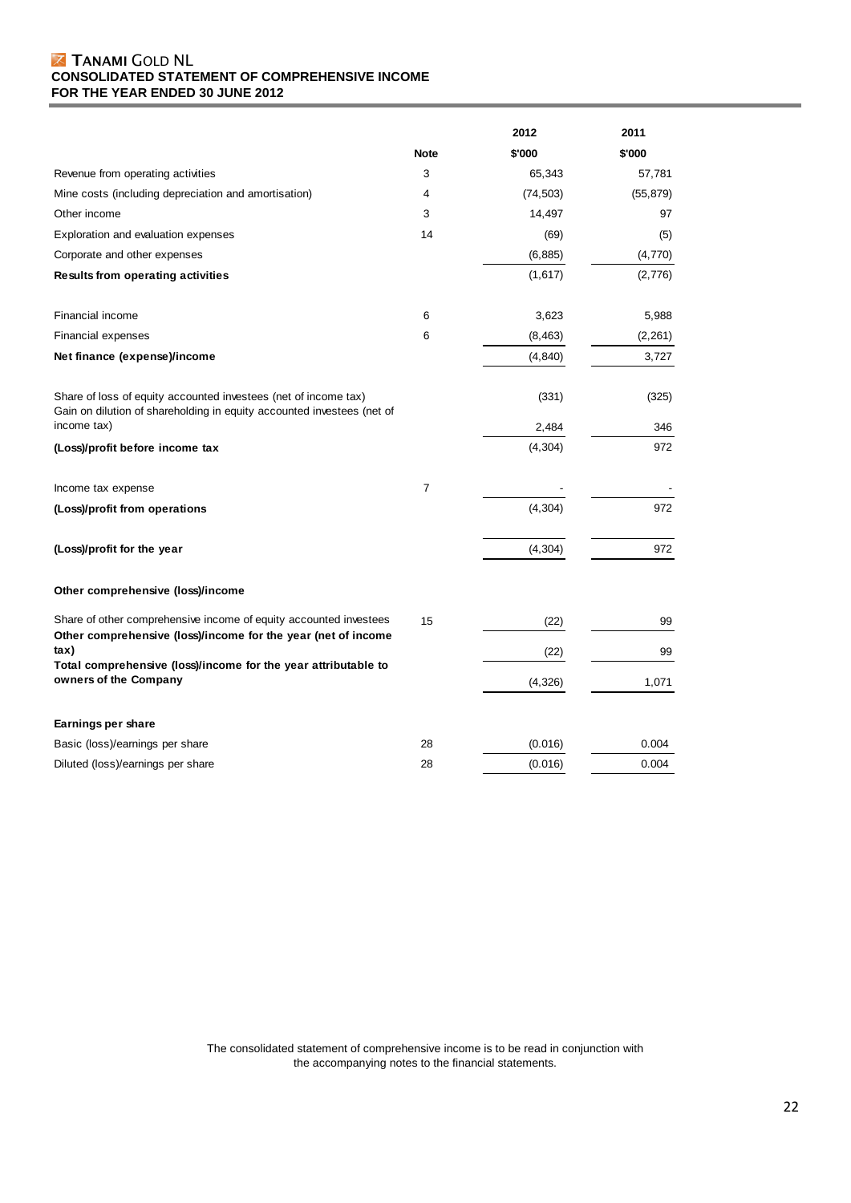# TANAMI GOLD NL

## CONSOLIDATED STATEMENT OF COMPREHENSIVE INCOME

## FOR THE YEAR ENDED 30 JUNE 2012

| | Note | 2012 $'000 | 2011 $'000 |
|---|---|---|---|
| Revenue from operating activities | 3 | 65,343 | 57,781 |
| Mine costs (including depreciation and amortisation) | 4 | (74,503) | (55,879) |
| Other income | 3 | 14,497 | 97 |
| Exploration and evaluation expenses | 14 | (69) | (5) |
| Corporate and other expenses | | (6,885) | (4,770) |
| **Results from operating activities** | | (1,617) | (2,776) |
| | | | |
| Financial income | 6 | 3,623 | 5,988 |
| Financial expenses | 6 | (8,463) | (2,261) |
| **Net finance (expense)/income** | | (4,840) | 3,727 |
| | | | |
| Share of loss of equity accounted investees (net of income tax) | | (331) | (325) |
| Gain on dilution of shareholding in equity accounted investees (net of income tax) | | 2,484 | 346 |
| **(Loss)/profit before income tax** | | (4,304) | 972 |
| | | | |
| Income tax expense | 7 | - | - |
| **(Loss)/profit from operations** | | (4,304) | 972 |
| | | | |
| **(Loss)/profit for the year** | | (4,304) | 972 |
| | | | |
| **Other comprehensive (loss)/income** | | | |
| | | | |
| Share of other comprehensive income of equity accounted investees | 15 | (22) | 99 |
| **Other comprehensive (loss)/income for the year (net of income tax)** | | (22) | 99 |
| **Total comprehensive (loss)/income for the year attributable to owners of the Company** | | (4,326) | 1,071 |
| | | | |
| **Earnings per share** | | | |
| Basic (loss)/earnings per share | 28 | (0.016) | 0.004 |
| Diluted (loss)/earnings per share | 28 | (0.016) | 0.004 |

The consolidated statement of comprehensive income is to be read in conjunction with the accompanying notes to the financial statements.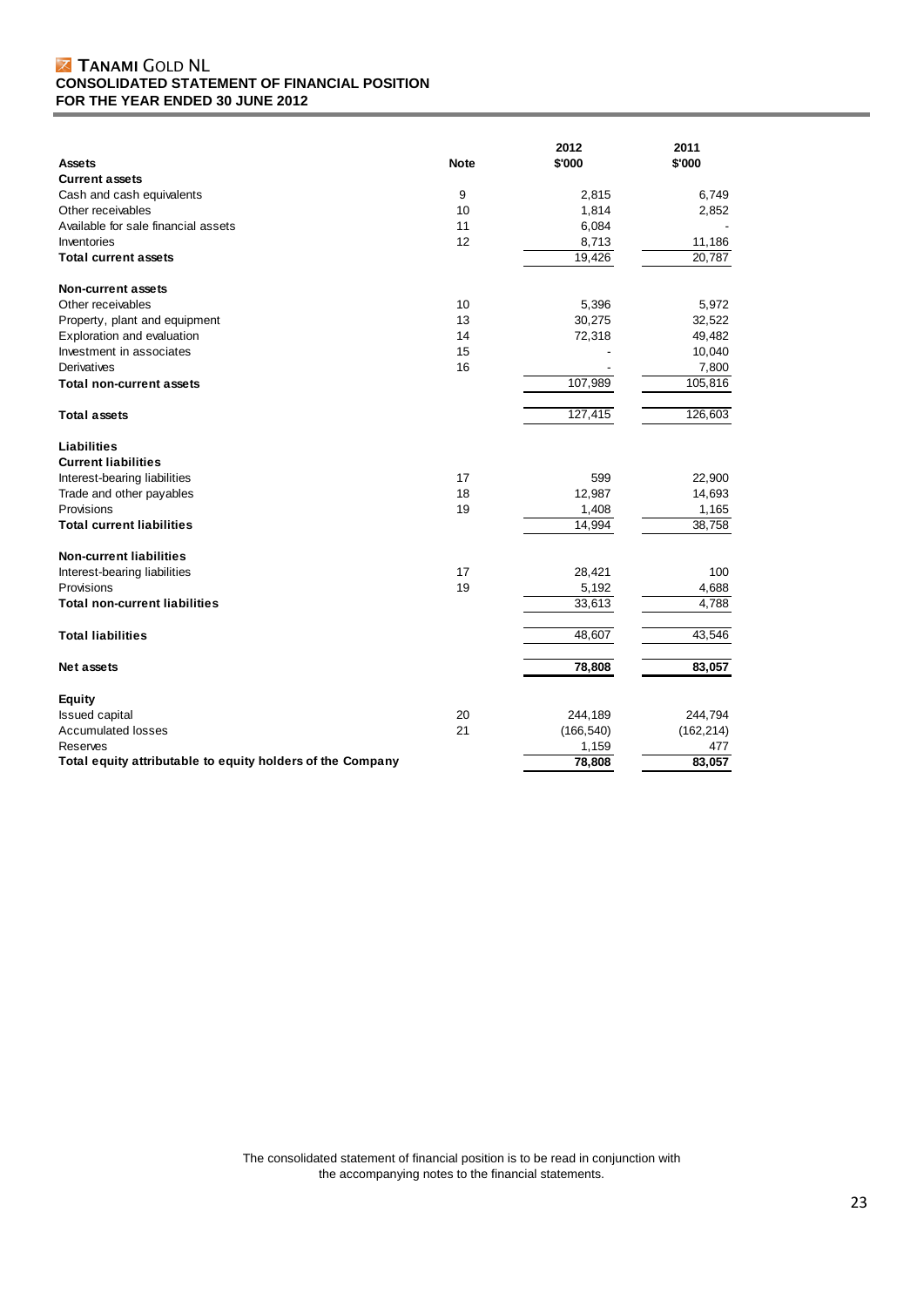# TANAMI GOLD NL
## CONSOLIDATED STATEMENT OF FINANCIAL POSITION
## FOR THE YEAR ENDED 30 JUNE 2012

| Assets | Note | 2012 $'000 | 2011 $'000 |
|---|---|---|---|
| **Current assets** | | | |
| Cash and cash equivalents | 9 | 2,815 | 6,749 |
| Other receivables | 10 | 1,814 | 2,852 |
| Available for sale financial assets | 11 | 6,084 | - |
| Inventories | 12 | 8,713 | 11,186 |
| **Total current assets** | | 19,426 | 20,787 |
| | | | |
| **Non-current assets** | | | |
| Other receivables | 10 | 5,396 | 5,972 |
| Property, plant and equipment | 13 | 30,275 | 32,522 |
| Exploration and evaluation | 14 | 72,318 | 49,482 |
| Investment in associates | 15 | - | 10,040 |
| Derivatives | 16 | - | 7,800 |
| **Total non-current assets** | | 107,989 | 105,816 |
| | | | |
| **Total assets** | | 127,415 | 126,603 |
| | | | |
| **Liabilities** | | | |
| **Current liabilities** | | | |
| Interest-bearing liabilities | 17 | 599 | 22,900 |
| Trade and other payables | 18 | 12,987 | 14,693 |
| Provisions | 19 | 1,408 | 1,165 |
| **Total current liabilities** | | 14,994 | 38,758 |
| | | | |
| **Non-current liabilities** | | | |
| Interest-bearing liabilities | 17 | 28,421 | 100 |
| Provisions | 19 | 5,192 | 4,688 |
| **Total non-current liabilities** | | 33,613 | 4,788 |
| | | | |
| **Total liabilities** | | 48,607 | 43,546 |
| | | | |
| **Net assets** | | **78,808** | **83,057** |
| | | | |
| **Equity** | | | |
| Issued capital | 20 | 244,189 | 244,794 |
| Accumulated losses | 21 | (166,540) | (162,214) |
| Reserves | | 1,159 | 477 |
| **Total equity attributable to equity holders of the Company** | | **78,808** | **83,057** |

The consolidated statement of financial position is to be read in conjunction with the accompanying notes to the financial statements.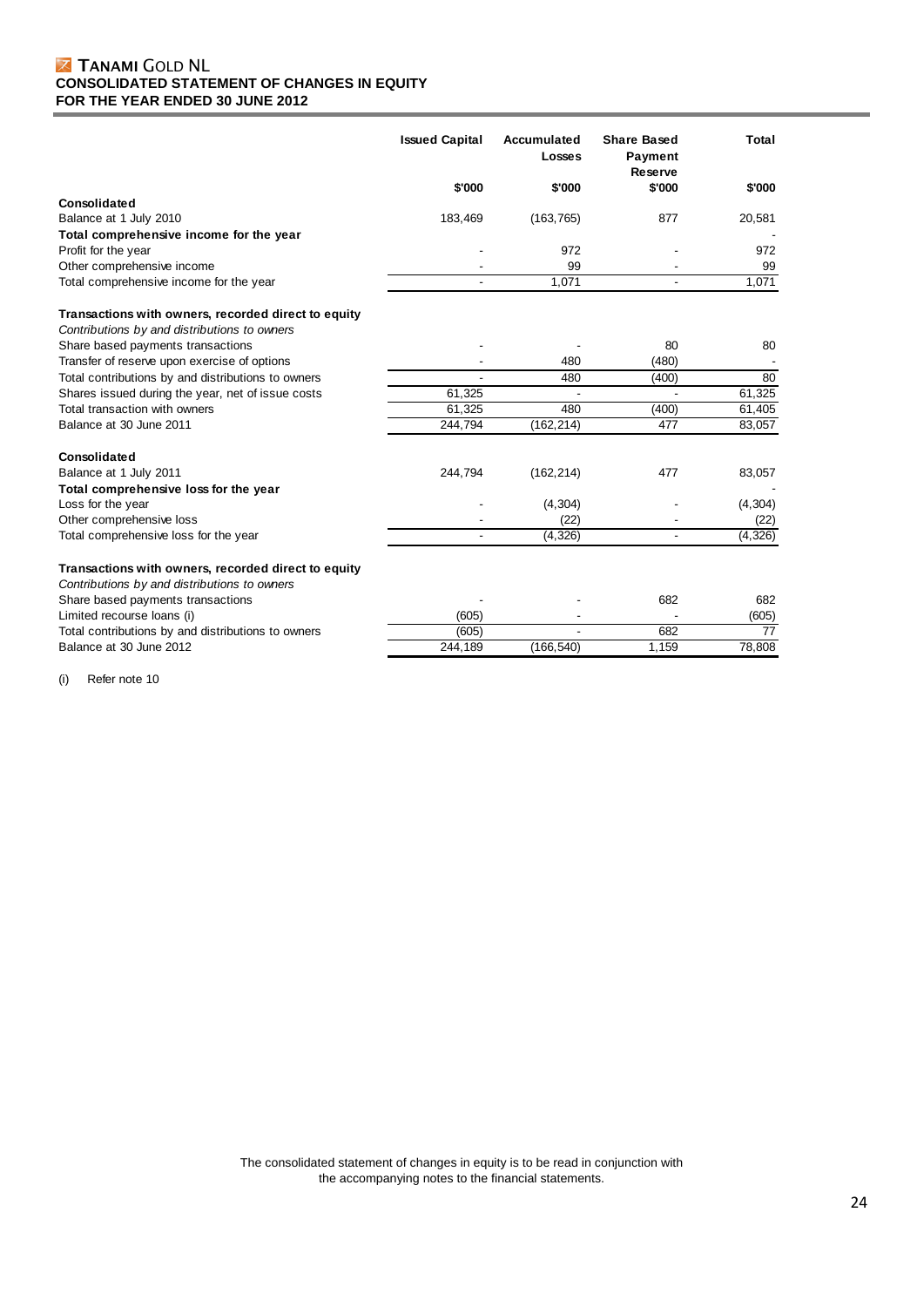**TANAMI GOLD NL**
**CONSOLIDATED STATEMENT OF CHANGES IN EQUITY**
**FOR THE YEAR ENDED 30 JUNE 2012**

| | Issued Capital | Accumulated Losses | Share Based Payment Reserve | Total |
|---|---|---|---|---|
| | $'000 | $'000 | $'000 | $'000 |
| **Consolidated** | | | | |
| Balance at 1 July 2010 | 183,469 | (163,765) | 877 | 20,581 |
| **Total comprehensive income for the year** | | | | - |
| Profit for the year | - | 972 | - | 972 |
| Other comprehensive income | - | 99 | - | 99 |
| Total comprehensive income for the year | - | 1,071 | - | 1,071 |
| | | | | |
| **Transactions with owners, recorded direct to equity** | | | | |
| *Contributions by and distributions to owners* | | | | |
| Share based payments transactions | - | - | 80 | 80 |
| Transfer of reserve upon exercise of options | - | 480 | (480) | - |
| Total contributions by and distributions to owners | - | 480 | (400) | 80 |
| Shares issued during the year, net of issue costs | 61,325 | - | - | 61,325 |
| Total transaction with owners | 61,325 | 480 | (400) | 61,405 |
| Balance at 30 June 2011 | 244,794 | (162,214) | 477 | 83,057 |
| | | | | |
| **Consolidated** | | | | |
| Balance at 1 July 2011 | 244,794 | (162,214) | 477 | 83,057 |
| **Total comprehensive loss for the year** | | | | - |
| Loss for the year | - | (4,304) | - | (4,304) |
| Other comprehensive loss | - | (22) | - | (22) |
| Total comprehensive loss for the year | - | (4,326) | - | (4,326) |
| | | | | |
| **Transactions with owners, recorded direct to equity** | | | | |
| *Contributions by and distributions to owners* | | | | |
| Share based payments transactions | - | - | 682 | 682 |
| Limited recourse loans (i) | (605) | - | - | (605) |
| Total contributions by and distributions to owners | (605) | - | 682 | 77 |
| Balance at 30 June 2012 | 244,189 | (166,540) | 1,159 | 78,808 |

(i) Refer note 10

The consolidated statement of changes in equity is to be read in conjunction with the accompanying notes to the financial statements.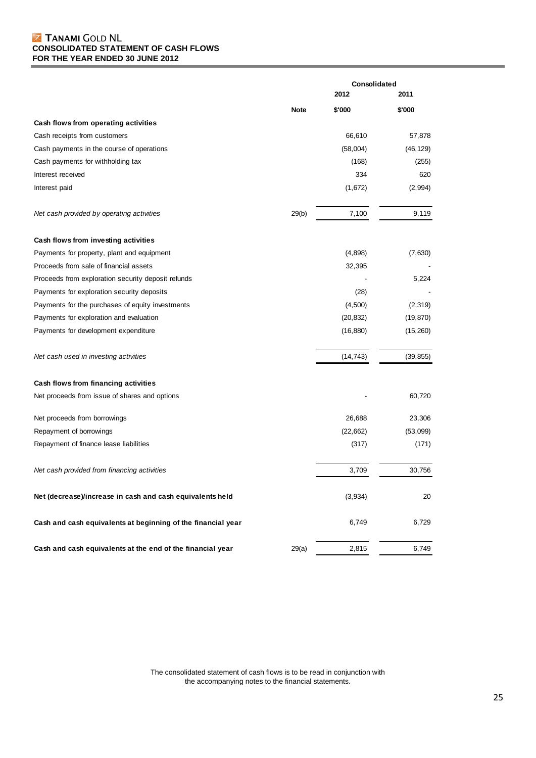**TANAMI GOLD NL**
**CONSOLIDATED STATEMENT OF CASH FLOWS**
**FOR THE YEAR ENDED 30 JUNE 2012**

| | | Consolidated | |
|---|---|---|---|
| | | 2012 | 2011 |
| | Note | $'000 | $'000 |
| **Cash flows from operating activities** | | | |
| Cash receipts from customers | | 66,610 | 57,878 |
| Cash payments in the course of operations | | (58,004) | (46,129) |
| Cash payments for withholding tax | | (168) | (255) |
| Interest received | | 334 | 620 |
| Interest paid | | (1,672) | (2,994) |
| *Net cash provided by operating activities* | 29(b) | 7,100 | 9,119 |
| **Cash flows from investing activities** | | | |
| Payments for property, plant and equipment | | (4,898) | (7,630) |
| Proceeds from sale of financial assets | | 32,395 | - |
| Proceeds from exploration security deposit refunds | | - | 5,224 |
| Payments for exploration security deposits | | (28) | - |
| Payments for the purchases of equity investments | | (4,500) | (2,319) |
| Payments for exploration and evaluation | | (20,832) | (19,870) |
| Payments for development expenditure | | (16,880) | (15,260) |
| *Net cash used in investing activities* | | (14,743) | (39,855) |
| **Cash flows from financing activities** | | | |
| Net proceeds from issue of shares and options | | - | 60,720 |
| Net proceeds from borrowings | | 26,688 | 23,306 |
| Repayment of borrowings | | (22,662) | (53,099) |
| Repayment of finance lease liabilities | | (317) | (171) |
| *Net cash provided from financing activities* | | 3,709 | 30,756 |
| **Net (decrease)/increase in cash and cash equivalents held** | | (3,934) | 20 |
| **Cash and cash equivalents at beginning of the financial year** | | 6,749 | 6,729 |
| **Cash and cash equivalents at the end of the financial year** | 29(a) | 2,815 | 6,749 |

The consolidated statement of cash flows is to be read in conjunction with the accompanying notes to the financial statements.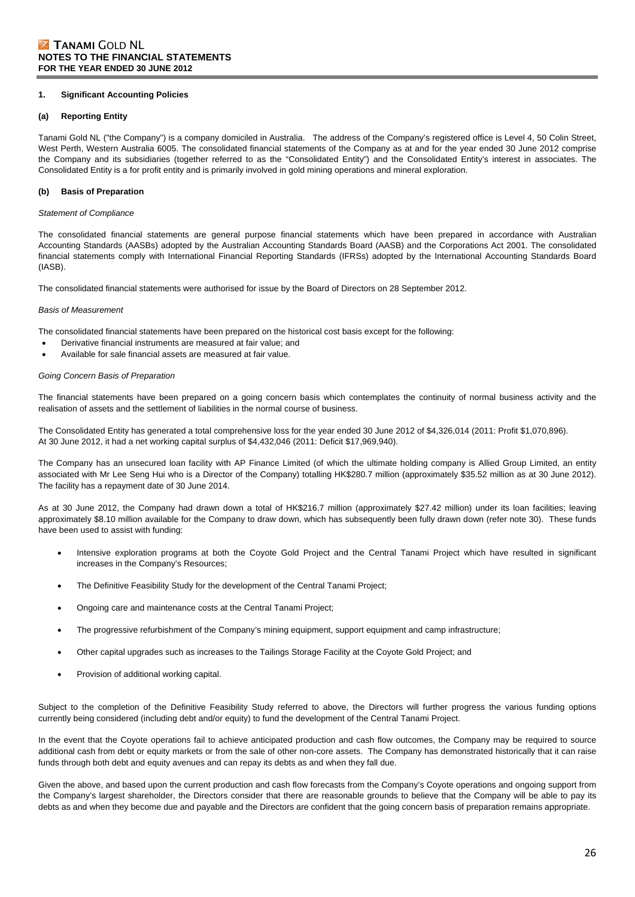## 1. Significant Accounting Policies

### (a) Reporting Entity

Tanami Gold NL ("the Company") is a company domiciled in Australia. The address of the Company's registered office is Level 4, 50 Colin Street, West Perth, Western Australia 6005. The consolidated financial statements of the Company as at and for the year ended 30 June 2012 comprise the Company and its subsidiaries (together referred to as the "Consolidated Entity") and the Consolidated Entity's interest in associates. The Consolidated Entity is a for profit entity and is primarily involved in gold mining operations and mineral exploration.

### (b) Basis of Preparation

*Statement of Compliance*

The consolidated financial statements are general purpose financial statements which have been prepared in accordance with Australian Accounting Standards (AASBs) adopted by the Australian Accounting Standards Board (AASB) and the Corporations Act 2001. The consolidated financial statements comply with International Financial Reporting Standards (IFRSs) adopted by the International Accounting Standards Board (IASB).

The consolidated financial statements were authorised for issue by the Board of Directors on 28 September 2012.

*Basis of Measurement*

The consolidated financial statements have been prepared on the historical cost basis except for the following:

- Derivative financial instruments are measured at fair value; and
- Available for sale financial assets are measured at fair value.

*Going Concern Basis of Preparation*

The financial statements have been prepared on a going concern basis which contemplates the continuity of normal business activity and the realisation of assets and the settlement of liabilities in the normal course of business.

The Consolidated Entity has generated a total comprehensive loss for the year ended 30 June 2012 of $4,326,014 (2011: Profit $1,070,896). At 30 June 2012, it had a net working capital surplus of $4,432,046 (2011: Deficit $17,969,940).

The Company has an unsecured loan facility with AP Finance Limited (of which the ultimate holding company is Allied Group Limited, an entity associated with Mr Lee Seng Hui who is a Director of the Company) totalling HK$280.7 million (approximately $35.52 million as at 30 June 2012). The facility has a repayment date of 30 June 2014.

As at 30 June 2012, the Company had drawn down a total of HK$216.7 million (approximately $27.42 million) under its loan facilities; leaving approximately $8.10 million available for the Company to draw down, which has subsequently been fully drawn down (refer note 30). These funds have been used to assist with funding:

- Intensive exploration programs at both the Coyote Gold Project and the Central Tanami Project which have resulted in significant increases in the Company's Resources;
- The Definitive Feasibility Study for the development of the Central Tanami Project;
- Ongoing care and maintenance costs at the Central Tanami Project;
- The progressive refurbishment of the Company's mining equipment, support equipment and camp infrastructure;
- Other capital upgrades such as increases to the Tailings Storage Facility at the Coyote Gold Project; and
- Provision of additional working capital.

Subject to the completion of the Definitive Feasibility Study referred to above, the Directors will further progress the various funding options currently being considered (including debt and/or equity) to fund the development of the Central Tanami Project.

In the event that the Coyote operations fail to achieve anticipated production and cash flow outcomes, the Company may be required to source additional cash from debt or equity markets or from the sale of other non-core assets. The Company has demonstrated historically that it can raise funds through both debt and equity avenues and can repay its debts as and when they fall due.

Given the above, and based upon the current production and cash flow forecasts from the Company's Coyote operations and ongoing support from the Company's largest shareholder, the Directors consider that there are reasonable grounds to believe that the Company will be able to pay its debts as and when they become due and payable and the Directors are confident that the going concern basis of preparation remains appropriate.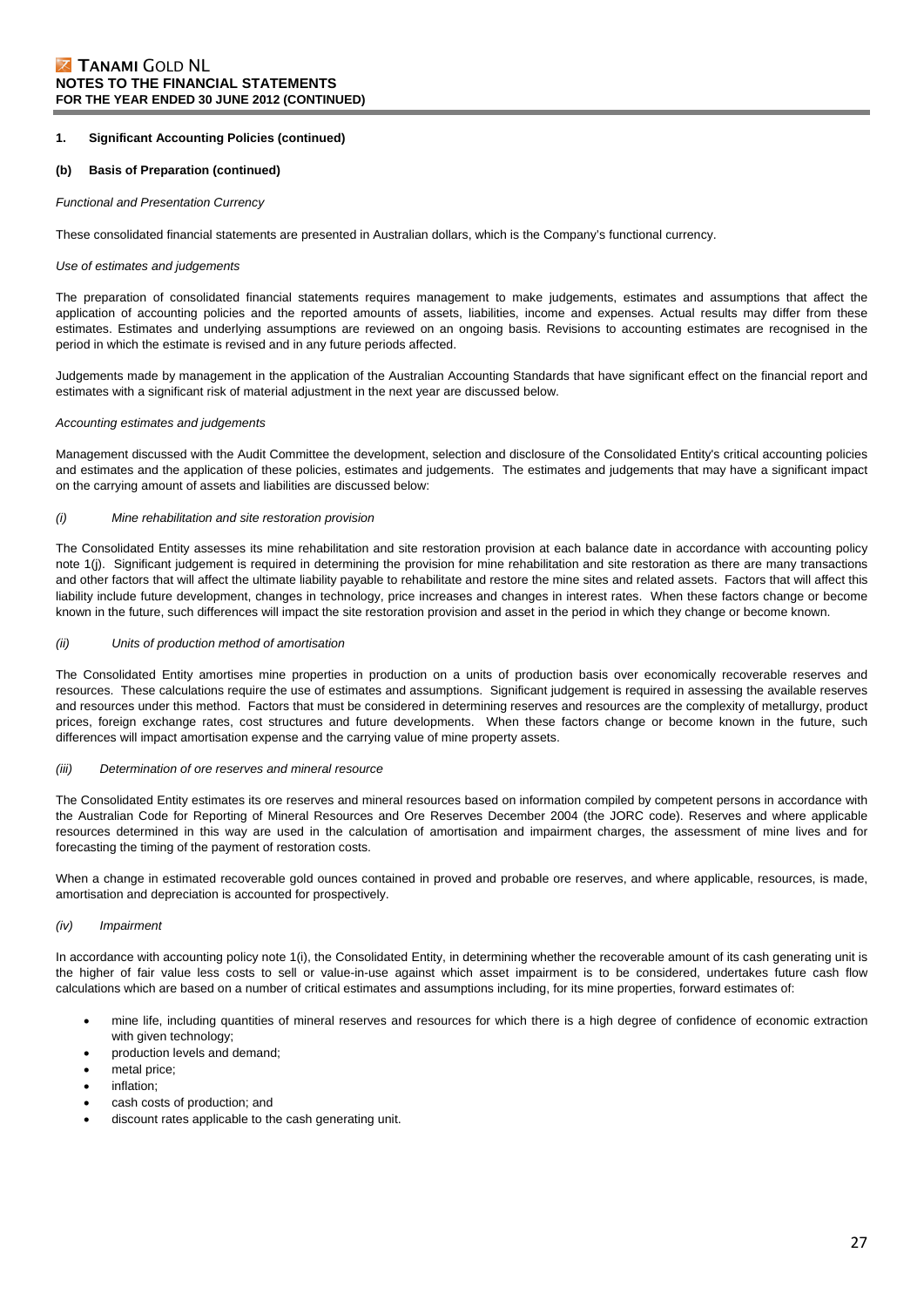## 1. Significant Accounting Policies (continued)

### (b) Basis of Preparation (continued)

*Functional and Presentation Currency*

These consolidated financial statements are presented in Australian dollars, which is the Company's functional currency.

*Use of estimates and judgements*

The preparation of consolidated financial statements requires management to make judgements, estimates and assumptions that affect the application of accounting policies and the reported amounts of assets, liabilities, income and expenses. Actual results may differ from these estimates. Estimates and underlying assumptions are reviewed on an ongoing basis. Revisions to accounting estimates are recognised in the period in which the estimate is revised and in any future periods affected.

Judgements made by management in the application of the Australian Accounting Standards that have significant effect on the financial report and estimates with a significant risk of material adjustment in the next year are discussed below.

*Accounting estimates and judgements*

Management discussed with the Audit Committee the development, selection and disclosure of the Consolidated Entity's critical accounting policies and estimates and the application of these policies, estimates and judgements. The estimates and judgements that may have a significant impact on the carrying amount of assets and liabilities are discussed below:

*(i) Mine rehabilitation and site restoration provision*

The Consolidated Entity assesses its mine rehabilitation and site restoration provision at each balance date in accordance with accounting policy note 1(j). Significant judgement is required in determining the provision for mine rehabilitation and site restoration as there are many transactions and other factors that will affect the ultimate liability payable to rehabilitate and restore the mine sites and related assets. Factors that will affect this liability include future development, changes in technology, price increases and changes in interest rates. When these factors change or become known in the future, such differences will impact the site restoration provision and asset in the period in which they change or become known.

*(ii) Units of production method of amortisation*

The Consolidated Entity amortises mine properties in production on a units of production basis over economically recoverable reserves and resources. These calculations require the use of estimates and assumptions. Significant judgement is required in assessing the available reserves and resources under this method. Factors that must be considered in determining reserves and resources are the complexity of metallurgy, product prices, foreign exchange rates, cost structures and future developments. When these factors change or become known in the future, such differences will impact amortisation expense and the carrying value of mine property assets.

*(iii) Determination of ore reserves and mineral resource*

The Consolidated Entity estimates its ore reserves and mineral resources based on information compiled by competent persons in accordance with the Australian Code for Reporting of Mineral Resources and Ore Reserves December 2004 (the JORC code). Reserves and where applicable resources determined in this way are used in the calculation of amortisation and impairment charges, the assessment of mine lives and for forecasting the timing of the payment of restoration costs.

When a change in estimated recoverable gold ounces contained in proved and probable ore reserves, and where applicable, resources, is made, amortisation and depreciation is accounted for prospectively.

*(iv) Impairment*

In accordance with accounting policy note 1(i), the Consolidated Entity, in determining whether the recoverable amount of its cash generating unit is the higher of fair value less costs to sell or value-in-use against which asset impairment is to be considered, undertakes future cash flow calculations which are based on a number of critical estimates and assumptions including, for its mine properties, forward estimates of:

- mine life, including quantities of mineral reserves and resources for which there is a high degree of confidence of economic extraction with given technology;
- production levels and demand;
- metal price;
- inflation;
- cash costs of production; and
- discount rates applicable to the cash generating unit.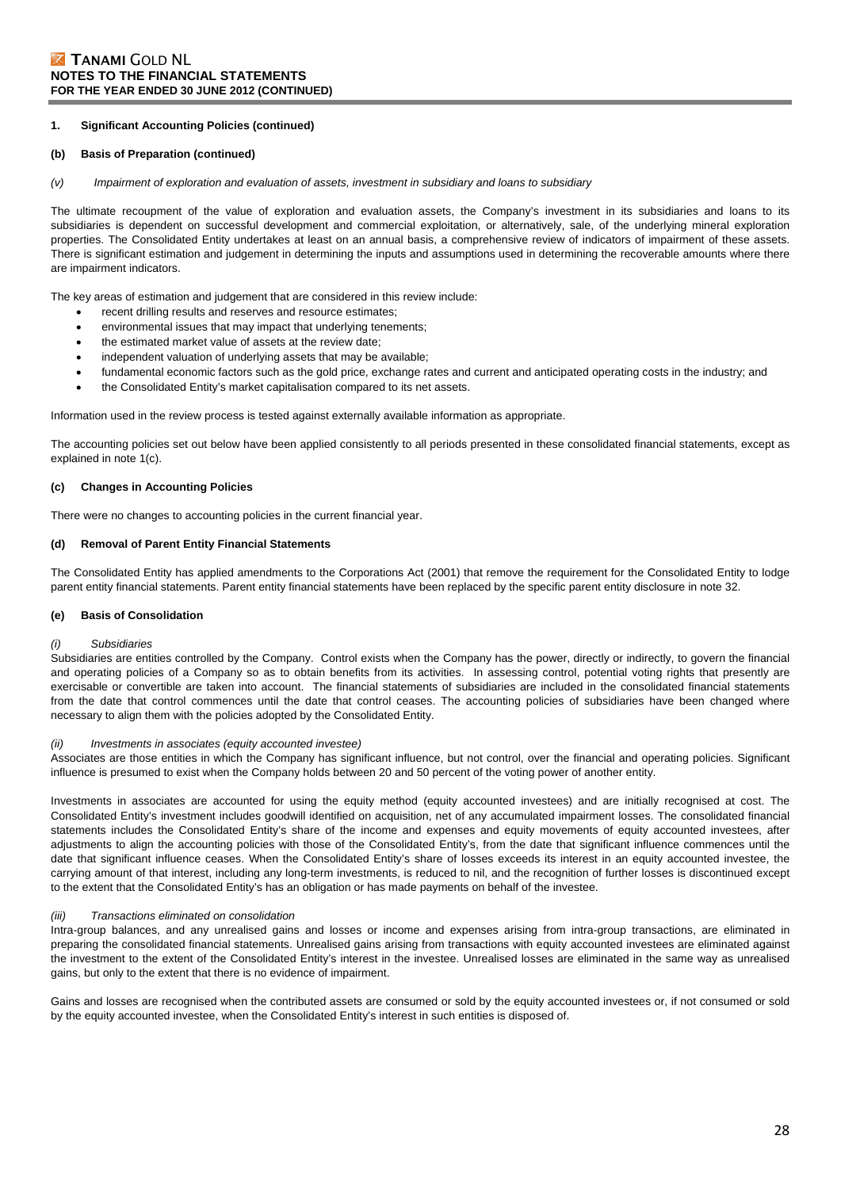## 1. Significant Accounting Policies (continued)

### (b) Basis of Preparation (continued)

*(v) Impairment of exploration and evaluation of assets, investment in subsidiary and loans to subsidiary*

The ultimate recoupment of the value of exploration and evaluation assets, the Company's investment in its subsidiaries and loans to its subsidiaries is dependent on successful development and commercial exploitation, or alternatively, sale, of the underlying mineral exploration properties. The Consolidated Entity undertakes at least on an annual basis, a comprehensive review of indicators of impairment of these assets. There is significant estimation and judgement in determining the inputs and assumptions used in determining the recoverable amounts where there are impairment indicators.

The key areas of estimation and judgement that are considered in this review include:

- recent drilling results and reserves and resource estimates;
- environmental issues that may impact that underlying tenements;
- the estimated market value of assets at the review date;
- independent valuation of underlying assets that may be available;
- fundamental economic factors such as the gold price, exchange rates and current and anticipated operating costs in the industry; and
- the Consolidated Entity's market capitalisation compared to its net assets.

Information used in the review process is tested against externally available information as appropriate.

The accounting policies set out below have been applied consistently to all periods presented in these consolidated financial statements, except as explained in note 1(c).

### (c) Changes in Accounting Policies

There were no changes to accounting policies in the current financial year.

### (d) Removal of Parent Entity Financial Statements

The Consolidated Entity has applied amendments to the Corporations Act (2001) that remove the requirement for the Consolidated Entity to lodge parent entity financial statements. Parent entity financial statements have been replaced by the specific parent entity disclosure in note 32.

### (e) Basis of Consolidation

*(i) Subsidiaries*

Subsidiaries are entities controlled by the Company. Control exists when the Company has the power, directly or indirectly, to govern the financial and operating policies of a Company so as to obtain benefits from its activities. In assessing control, potential voting rights that presently are exercisable or convertible are taken into account. The financial statements of subsidiaries are included in the consolidated financial statements from the date that control commences until the date that control ceases. The accounting policies of subsidiaries have been changed where necessary to align them with the policies adopted by the Consolidated Entity.

*(ii) Investments in associates (equity accounted investee)*

Associates are those entities in which the Company has significant influence, but not control, over the financial and operating policies. Significant influence is presumed to exist when the Company holds between 20 and 50 percent of the voting power of another entity.

Investments in associates are accounted for using the equity method (equity accounted investees) and are initially recognised at cost. The Consolidated Entity's investment includes goodwill identified on acquisition, net of any accumulated impairment losses. The consolidated financial statements includes the Consolidated Entity's share of the income and expenses and equity movements of equity accounted investees, after adjustments to align the accounting policies with those of the Consolidated Entity's, from the date that significant influence commences until the date that significant influence ceases. When the Consolidated Entity's share of losses exceeds its interest in an equity accounted investee, the carrying amount of that interest, including any long-term investments, is reduced to nil, and the recognition of further losses is discontinued except to the extent that the Consolidated Entity's has an obligation or has made payments on behalf of the investee.

*(iii) Transactions eliminated on consolidation*

Intra-group balances, and any unrealised gains and losses or income and expenses arising from intra-group transactions, are eliminated in preparing the consolidated financial statements. Unrealised gains arising from transactions with equity accounted investees are eliminated against the investment to the extent of the Consolidated Entity's interest in the investee. Unrealised losses are eliminated in the same way as unrealised gains, but only to the extent that there is no evidence of impairment.

Gains and losses are recognised when the contributed assets are consumed or sold by the equity accounted investees or, if not consumed or sold by the equity accounted investee, when the Consolidated Entity's interest in such entities is disposed of.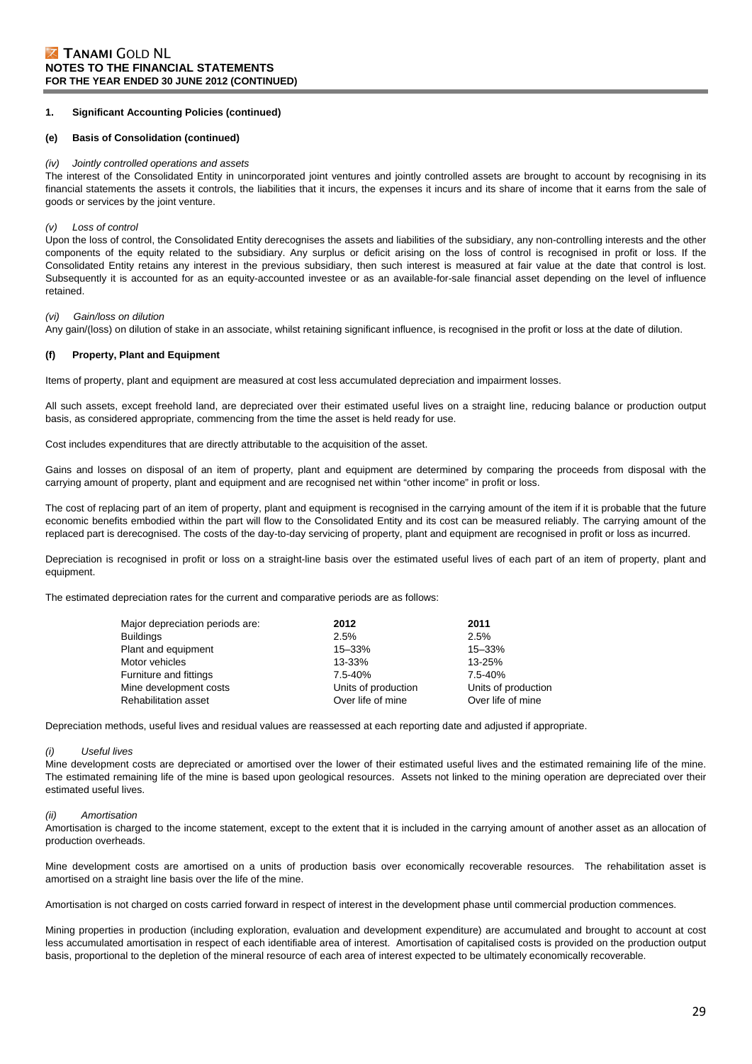## 1. Significant Accounting Policies (continued)

### (e) Basis of Consolidation (continued)

*(iv) Jointly controlled operations and assets*

The interest of the Consolidated Entity in unincorporated joint ventures and jointly controlled assets are brought to account by recognising in its financial statements the assets it controls, the liabilities that it incurs, the expenses it incurs and its share of income that it earns from the sale of goods or services by the joint venture.

*(v) Loss of control*

Upon the loss of control, the Consolidated Entity derecognises the assets and liabilities of the subsidiary, any non-controlling interests and the other components of the equity related to the subsidiary. Any surplus or deficit arising on the loss of control is recognised in profit or loss. If the Consolidated Entity retains any interest in the previous subsidiary, then such interest is measured at fair value at the date that control is lost. Subsequently it is accounted for as an equity-accounted investee or as an available-for-sale financial asset depending on the level of influence retained.

*(vi) Gain/loss on dilution*

Any gain/(loss) on dilution of stake in an associate, whilst retaining significant influence, is recognised in the profit or loss at the date of dilution.

### (f) Property, Plant and Equipment

Items of property, plant and equipment are measured at cost less accumulated depreciation and impairment losses.

All such assets, except freehold land, are depreciated over their estimated useful lives on a straight line, reducing balance or production output basis, as considered appropriate, commencing from the time the asset is held ready for use.

Cost includes expenditures that are directly attributable to the acquisition of the asset.

Gains and losses on disposal of an item of property, plant and equipment are determined by comparing the proceeds from disposal with the carrying amount of property, plant and equipment and are recognised net within "other income" in profit or loss.

The cost of replacing part of an item of property, plant and equipment is recognised in the carrying amount of the item if it is probable that the future economic benefits embodied within the part will flow to the Consolidated Entity and its cost can be measured reliably. The carrying amount of the replaced part is derecognised. The costs of the day-to-day servicing of property, plant and equipment are recognised in profit or loss as incurred.

Depreciation is recognised in profit or loss on a straight-line basis over the estimated useful lives of each part of an item of property, plant and equipment.

The estimated depreciation rates for the current and comparative periods are as follows:

| Major depreciation periods are: | 2012 | 2011 |
|---|---|---|
| Buildings | 2.5% | 2.5% |
| Plant and equipment | 15–33% | 15–33% |
| Motor vehicles | 13-33% | 13-25% |
| Furniture and fittings | 7.5-40% | 7.5-40% |
| Mine development costs | Units of production | Units of production |
| Rehabilitation asset | Over life of mine | Over life of mine |

Depreciation methods, useful lives and residual values are reassessed at each reporting date and adjusted if appropriate.

*(i) Useful lives*

Mine development costs are depreciated or amortised over the lower of their estimated useful lives and the estimated remaining life of the mine. The estimated remaining life of the mine is based upon geological resources. Assets not linked to the mining operation are depreciated over their estimated useful lives.

*(ii) Amortisation*

Amortisation is charged to the income statement, except to the extent that it is included in the carrying amount of another asset as an allocation of production overheads.

Mine development costs are amortised on a units of production basis over economically recoverable resources. The rehabilitation asset is amortised on a straight line basis over the life of the mine.

Amortisation is not charged on costs carried forward in respect of interest in the development phase until commercial production commences.

Mining properties in production (including exploration, evaluation and development expenditure) are accumulated and brought to account at cost less accumulated amortisation in respect of each identifiable area of interest. Amortisation of capitalised costs is provided on the production output basis, proportional to the depletion of the mineral resource of each area of interest expected to be ultimately economically recoverable.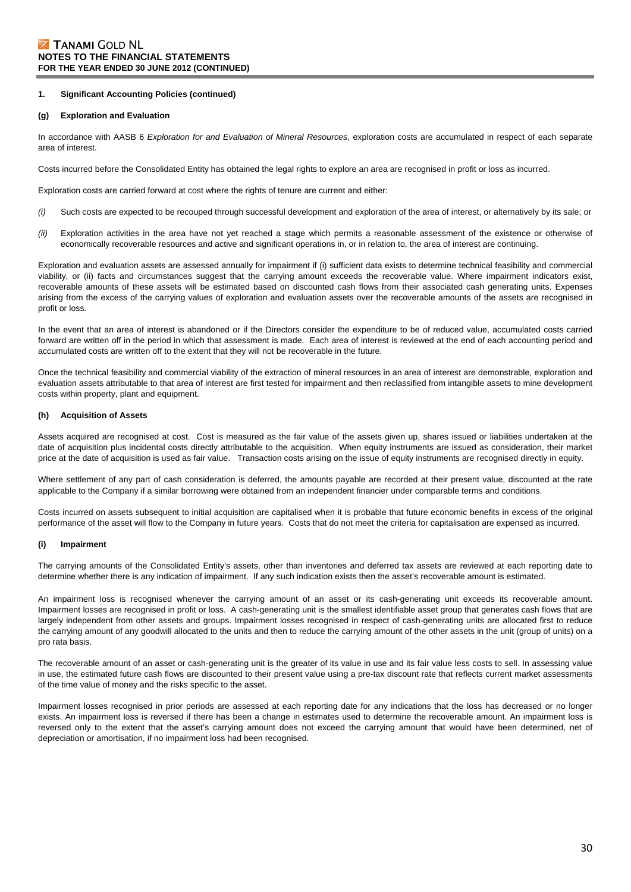## 1. Significant Accounting Policies (continued)

### (g) Exploration and Evaluation

In accordance with AASB 6 *Exploration for and Evaluation of Mineral Resources*, exploration costs are accumulated in respect of each separate area of interest.

Costs incurred before the Consolidated Entity has obtained the legal rights to explore an area are recognised in profit or loss as incurred.

Exploration costs are carried forward at cost where the rights of tenure are current and either:

*(i)* Such costs are expected to be recouped through successful development and exploration of the area of interest, or alternatively by its sale; or

*(ii)* Exploration activities in the area have not yet reached a stage which permits a reasonable assessment of the existence or otherwise of economically recoverable resources and active and significant operations in, or in relation to, the area of interest are continuing.

Exploration and evaluation assets are assessed annually for impairment if (i) sufficient data exists to determine technical feasibility and commercial viability, or (ii) facts and circumstances suggest that the carrying amount exceeds the recoverable value. Where impairment indicators exist, recoverable amounts of these assets will be estimated based on discounted cash flows from their associated cash generating units. Expenses arising from the excess of the carrying values of exploration and evaluation assets over the recoverable amounts of the assets are recognised in profit or loss.

In the event that an area of interest is abandoned or if the Directors consider the expenditure to be of reduced value, accumulated costs carried forward are written off in the period in which that assessment is made. Each area of interest is reviewed at the end of each accounting period and accumulated costs are written off to the extent that they will not be recoverable in the future.

Once the technical feasibility and commercial viability of the extraction of mineral resources in an area of interest are demonstrable, exploration and evaluation assets attributable to that area of interest are first tested for impairment and then reclassified from intangible assets to mine development costs within property, plant and equipment.

### (h) Acquisition of Assets

Assets acquired are recognised at cost. Cost is measured as the fair value of the assets given up, shares issued or liabilities undertaken at the date of acquisition plus incidental costs directly attributable to the acquisition. When equity instruments are issued as consideration, their market price at the date of acquisition is used as fair value. Transaction costs arising on the issue of equity instruments are recognised directly in equity.

Where settlement of any part of cash consideration is deferred, the amounts payable are recorded at their present value, discounted at the rate applicable to the Company if a similar borrowing were obtained from an independent financier under comparable terms and conditions.

Costs incurred on assets subsequent to initial acquisition are capitalised when it is probable that future economic benefits in excess of the original performance of the asset will flow to the Company in future years. Costs that do not meet the criteria for capitalisation are expensed as incurred.

### (i) Impairment

The carrying amounts of the Consolidated Entity's assets, other than inventories and deferred tax assets are reviewed at each reporting date to determine whether there is any indication of impairment. If any such indication exists then the asset's recoverable amount is estimated.

An impairment loss is recognised whenever the carrying amount of an asset or its cash-generating unit exceeds its recoverable amount. Impairment losses are recognised in profit or loss. A cash-generating unit is the smallest identifiable asset group that generates cash flows that are largely independent from other assets and groups. Impairment losses recognised in respect of cash-generating units are allocated first to reduce the carrying amount of any goodwill allocated to the units and then to reduce the carrying amount of the other assets in the unit (group of units) on a pro rata basis.

The recoverable amount of an asset or cash-generating unit is the greater of its value in use and its fair value less costs to sell. In assessing value in use, the estimated future cash flows are discounted to their present value using a pre-tax discount rate that reflects current market assessments of the time value of money and the risks specific to the asset.

Impairment losses recognised in prior periods are assessed at each reporting date for any indications that the loss has decreased or no longer exists. An impairment loss is reversed if there has been a change in estimates used to determine the recoverable amount. An impairment loss is reversed only to the extent that the asset's carrying amount does not exceed the carrying amount that would have been determined, net of depreciation or amortisation, if no impairment loss had been recognised.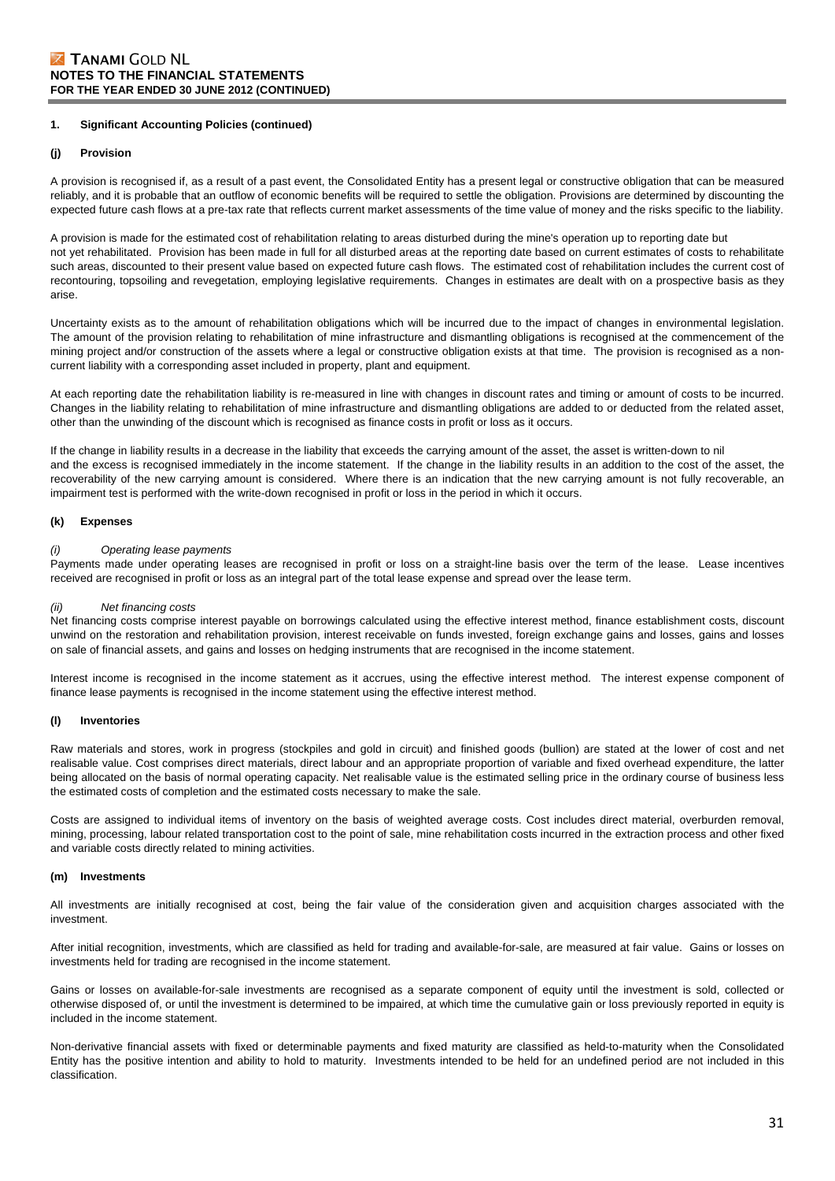### 1. Significant Accounting Policies (continued)

#### (j) Provision

A provision is recognised if, as a result of a past event, the Consolidated Entity has a present legal or constructive obligation that can be measured reliably, and it is probable that an outflow of economic benefits will be required to settle the obligation. Provisions are determined by discounting the expected future cash flows at a pre-tax rate that reflects current market assessments of the time value of money and the risks specific to the liability.

A provision is made for the estimated cost of rehabilitation relating to areas disturbed during the mine's operation up to reporting date but not yet rehabilitated. Provision has been made in full for all disturbed areas at the reporting date based on current estimates of costs to rehabilitate such areas, discounted to their present value based on expected future cash flows. The estimated cost of rehabilitation includes the current cost of recontouring, topsoiling and revegetation, employing legislative requirements. Changes in estimates are dealt with on a prospective basis as they arise.

Uncertainty exists as to the amount of rehabilitation obligations which will be incurred due to the impact of changes in environmental legislation. The amount of the provision relating to rehabilitation of mine infrastructure and dismantling obligations is recognised at the commencement of the mining project and/or construction of the assets where a legal or constructive obligation exists at that time. The provision is recognised as a non-current liability with a corresponding asset included in property, plant and equipment.

At each reporting date the rehabilitation liability is re-measured in line with changes in discount rates and timing or amount of costs to be incurred. Changes in the liability relating to rehabilitation of mine infrastructure and dismantling obligations are added to or deducted from the related asset, other than the unwinding of the discount which is recognised as finance costs in profit or loss as it occurs.

If the change in liability results in a decrease in the liability that exceeds the carrying amount of the asset, the asset is written-down to nil and the excess is recognised immediately in the income statement. If the change in the liability results in an addition to the cost of the asset, the recoverability of the new carrying amount is considered. Where there is an indication that the new carrying amount is not fully recoverable, an impairment test is performed with the write-down recognised in profit or loss in the period in which it occurs.

#### (k) Expenses

*(i) Operating lease payments*

Payments made under operating leases are recognised in profit or loss on a straight-line basis over the term of the lease. Lease incentives received are recognised in profit or loss as an integral part of the total lease expense and spread over the lease term.

*(ii) Net financing costs*

Net financing costs comprise interest payable on borrowings calculated using the effective interest method, finance establishment costs, discount unwind on the restoration and rehabilitation provision, interest receivable on funds invested, foreign exchange gains and losses, gains and losses on sale of financial assets, and gains and losses on hedging instruments that are recognised in the income statement.

Interest income is recognised in the income statement as it accrues, using the effective interest method. The interest expense component of finance lease payments is recognised in the income statement using the effective interest method.

#### (l) Inventories

Raw materials and stores, work in progress (stockpiles and gold in circuit) and finished goods (bullion) are stated at the lower of cost and net realisable value. Cost comprises direct materials, direct labour and an appropriate proportion of variable and fixed overhead expenditure, the latter being allocated on the basis of normal operating capacity. Net realisable value is the estimated selling price in the ordinary course of business less the estimated costs of completion and the estimated costs necessary to make the sale.

Costs are assigned to individual items of inventory on the basis of weighted average costs. Cost includes direct material, overburden removal, mining, processing, labour related transportation cost to the point of sale, mine rehabilitation costs incurred in the extraction process and other fixed and variable costs directly related to mining activities.

#### (m) Investments

All investments are initially recognised at cost, being the fair value of the consideration given and acquisition charges associated with the investment.

After initial recognition, investments, which are classified as held for trading and available-for-sale, are measured at fair value. Gains or losses on investments held for trading are recognised in the income statement.

Gains or losses on available-for-sale investments are recognised as a separate component of equity until the investment is sold, collected or otherwise disposed of, or until the investment is determined to be impaired, at which time the cumulative gain or loss previously reported in equity is included in the income statement.

Non-derivative financial assets with fixed or determinable payments and fixed maturity are classified as held-to-maturity when the Consolidated Entity has the positive intention and ability to hold to maturity. Investments intended to be held for an undefined period are not included in this classification.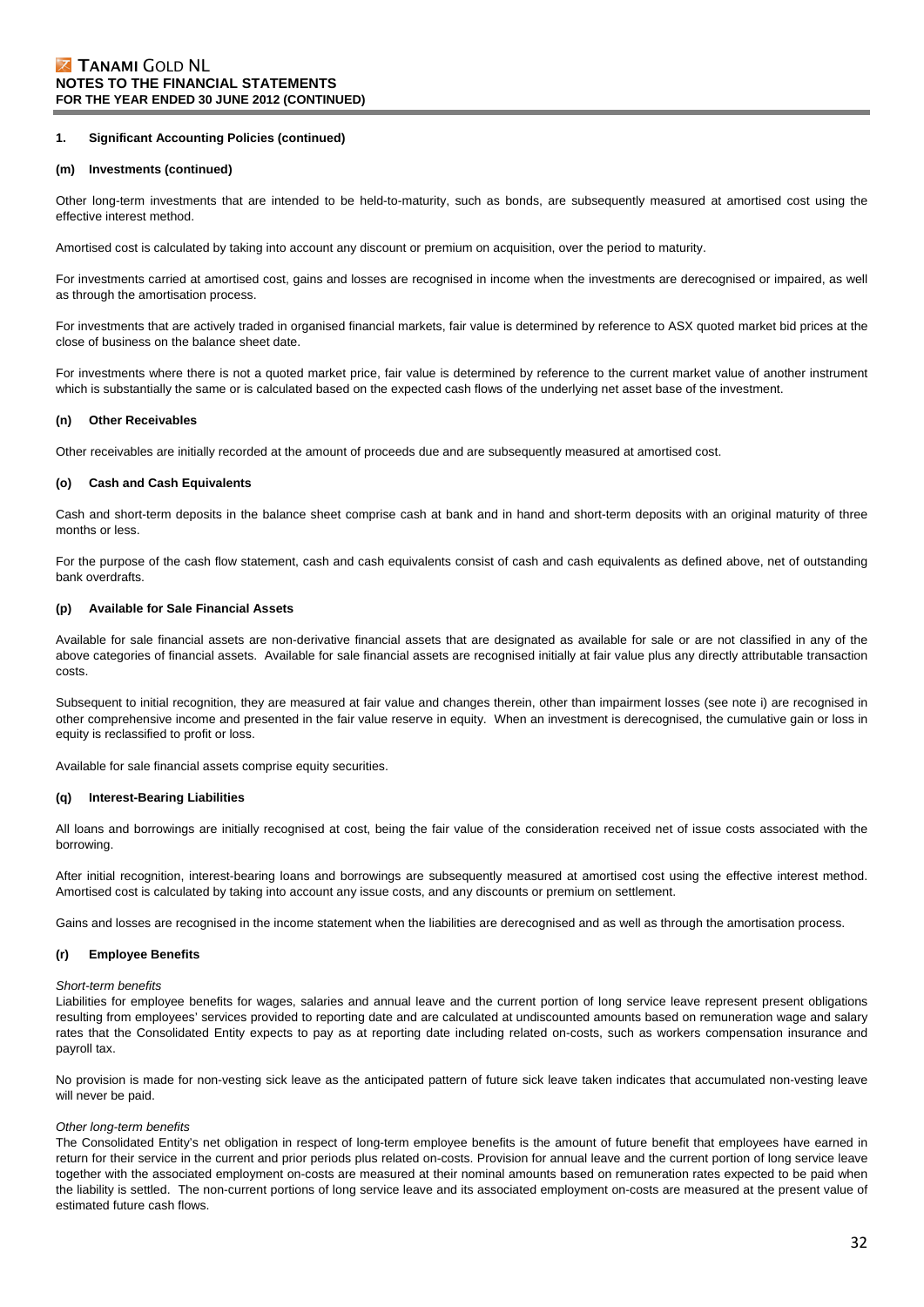### 1. Significant Accounting Policies (continued)

#### (m) Investments (continued)

Other long-term investments that are intended to be held-to-maturity, such as bonds, are subsequently measured at amortised cost using the effective interest method.

Amortised cost is calculated by taking into account any discount or premium on acquisition, over the period to maturity.

For investments carried at amortised cost, gains and losses are recognised in income when the investments are derecognised or impaired, as well as through the amortisation process.

For investments that are actively traded in organised financial markets, fair value is determined by reference to ASX quoted market bid prices at the close of business on the balance sheet date.

For investments where there is not a quoted market price, fair value is determined by reference to the current market value of another instrument which is substantially the same or is calculated based on the expected cash flows of the underlying net asset base of the investment.

#### (n) Other Receivables

Other receivables are initially recorded at the amount of proceeds due and are subsequently measured at amortised cost.

#### (o) Cash and Cash Equivalents

Cash and short-term deposits in the balance sheet comprise cash at bank and in hand and short-term deposits with an original maturity of three months or less.

For the purpose of the cash flow statement, cash and cash equivalents consist of cash and cash equivalents as defined above, net of outstanding bank overdrafts.

#### (p) Available for Sale Financial Assets

Available for sale financial assets are non-derivative financial assets that are designated as available for sale or are not classified in any of the above categories of financial assets. Available for sale financial assets are recognised initially at fair value plus any directly attributable transaction costs.

Subsequent to initial recognition, they are measured at fair value and changes therein, other than impairment losses (see note i) are recognised in other comprehensive income and presented in the fair value reserve in equity. When an investment is derecognised, the cumulative gain or loss in equity is reclassified to profit or loss.

Available for sale financial assets comprise equity securities.

#### (q) Interest-Bearing Liabilities

All loans and borrowings are initially recognised at cost, being the fair value of the consideration received net of issue costs associated with the borrowing.

After initial recognition, interest-bearing loans and borrowings are subsequently measured at amortised cost using the effective interest method. Amortised cost is calculated by taking into account any issue costs, and any discounts or premium on settlement.

Gains and losses are recognised in the income statement when the liabilities are derecognised and as well as through the amortisation process.

#### (r) Employee Benefits

*Short-term benefits*

Liabilities for employee benefits for wages, salaries and annual leave and the current portion of long service leave represent present obligations resulting from employees' services provided to reporting date and are calculated at undiscounted amounts based on remuneration wage and salary rates that the Consolidated Entity expects to pay as at reporting date including related on-costs, such as workers compensation insurance and payroll tax.

No provision is made for non-vesting sick leave as the anticipated pattern of future sick leave taken indicates that accumulated non-vesting leave will never be paid.

*Other long-term benefits*

The Consolidated Entity's net obligation in respect of long-term employee benefits is the amount of future benefit that employees have earned in return for their service in the current and prior periods plus related on-costs. Provision for annual leave and the current portion of long service leave together with the associated employment on-costs are measured at their nominal amounts based on remuneration rates expected to be paid when the liability is settled. The non-current portions of long service leave and its associated employment on-costs are measured at the present value of estimated future cash flows.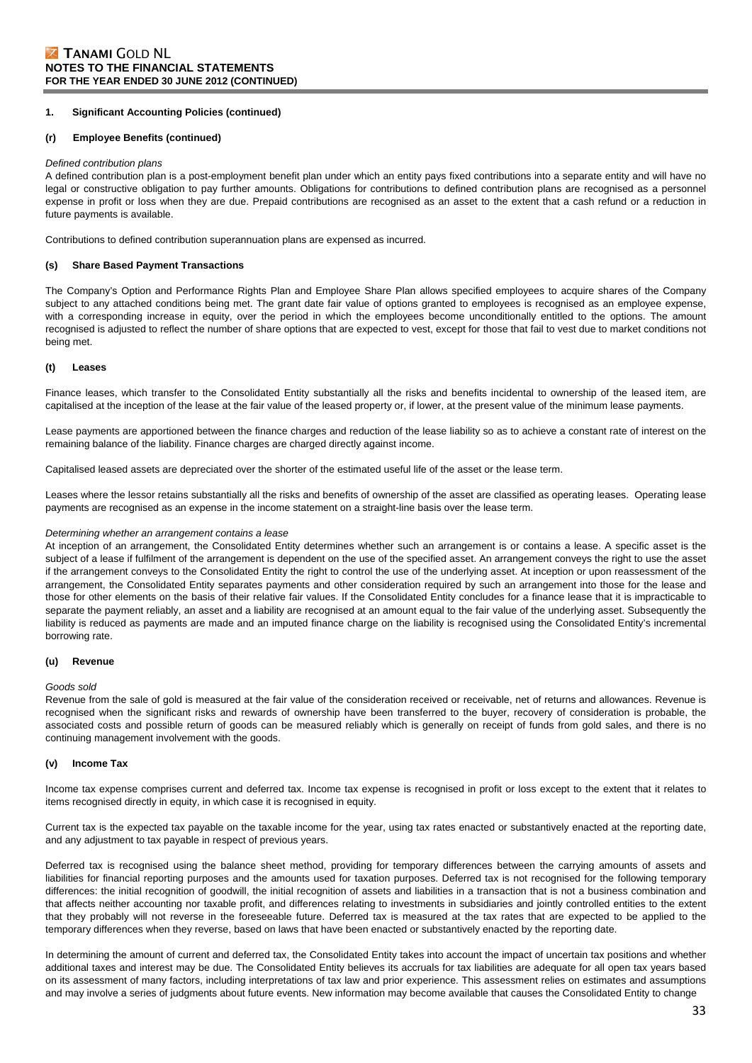**1. Significant Accounting Policies (continued)**

**(r) Employee Benefits (continued)**

*Defined contribution plans*

A defined contribution plan is a post-employment benefit plan under which an entity pays fixed contributions into a separate entity and will have no legal or constructive obligation to pay further amounts. Obligations for contributions to defined contribution plans are recognised as a personnel expense in profit or loss when they are due. Prepaid contributions are recognised as an asset to the extent that a cash refund or a reduction in future payments is available.

Contributions to defined contribution superannuation plans are expensed as incurred.

**(s) Share Based Payment Transactions**

The Company's Option and Performance Rights Plan and Employee Share Plan allows specified employees to acquire shares of the Company subject to any attached conditions being met. The grant date fair value of options granted to employees is recognised as an employee expense, with a corresponding increase in equity, over the period in which the employees become unconditionally entitled to the options. The amount recognised is adjusted to reflect the number of share options that are expected to vest, except for those that fail to vest due to market conditions not being met.

**(t) Leases**

Finance leases, which transfer to the Consolidated Entity substantially all the risks and benefits incidental to ownership of the leased item, are capitalised at the inception of the lease at the fair value of the leased property or, if lower, at the present value of the minimum lease payments.

Lease payments are apportioned between the finance charges and reduction of the lease liability so as to achieve a constant rate of interest on the remaining balance of the liability. Finance charges are charged directly against income.

Capitalised leased assets are depreciated over the shorter of the estimated useful life of the asset or the lease term.

Leases where the lessor retains substantially all the risks and benefits of ownership of the asset are classified as operating leases. Operating lease payments are recognised as an expense in the income statement on a straight-line basis over the lease term.

*Determining whether an arrangement contains a lease*

At inception of an arrangement, the Consolidated Entity determines whether such an arrangement is or contains a lease. A specific asset is the subject of a lease if fulfilment of the arrangement is dependent on the use of the specified asset. An arrangement conveys the right to use the asset if the arrangement conveys to the Consolidated Entity the right to control the use of the underlying asset. At inception or upon reassessment of the arrangement, the Consolidated Entity separates payments and other consideration required by such an arrangement into those for the lease and those for other elements on the basis of their relative fair values. If the Consolidated Entity concludes for a finance lease that it is impracticable to separate the payment reliably, an asset and a liability are recognised at an amount equal to the fair value of the underlying asset. Subsequently the liability is reduced as payments are made and an imputed finance charge on the liability is recognised using the Consolidated Entity's incremental borrowing rate.

**(u) Revenue**

*Goods sold*

Revenue from the sale of gold is measured at the fair value of the consideration received or receivable, net of returns and allowances. Revenue is recognised when the significant risks and rewards of ownership have been transferred to the buyer, recovery of consideration is probable, the associated costs and possible return of goods can be measured reliably which is generally on receipt of funds from gold sales, and there is no continuing management involvement with the goods.

**(v) Income Tax**

Income tax expense comprises current and deferred tax. Income tax expense is recognised in profit or loss except to the extent that it relates to items recognised directly in equity, in which case it is recognised in equity.

Current tax is the expected tax payable on the taxable income for the year, using tax rates enacted or substantively enacted at the reporting date, and any adjustment to tax payable in respect of previous years.

Deferred tax is recognised using the balance sheet method, providing for temporary differences between the carrying amounts of assets and liabilities for financial reporting purposes and the amounts used for taxation purposes. Deferred tax is not recognised for the following temporary differences: the initial recognition of goodwill, the initial recognition of assets and liabilities in a transaction that is not a business combination and that affects neither accounting nor taxable profit, and differences relating to investments in subsidiaries and jointly controlled entities to the extent that they probably will not reverse in the foreseeable future. Deferred tax is measured at the tax rates that are expected to be applied to the temporary differences when they reverse, based on laws that have been enacted or substantively enacted by the reporting date.

In determining the amount of current and deferred tax, the Consolidated Entity takes into account the impact of uncertain tax positions and whether additional taxes and interest may be due. The Consolidated Entity believes its accruals for tax liabilities are adequate for all open tax years based on its assessment of many factors, including interpretations of tax law and prior experience. This assessment relies on estimates and assumptions and may involve a series of judgments about future events. New information may become available that causes the Consolidated Entity to change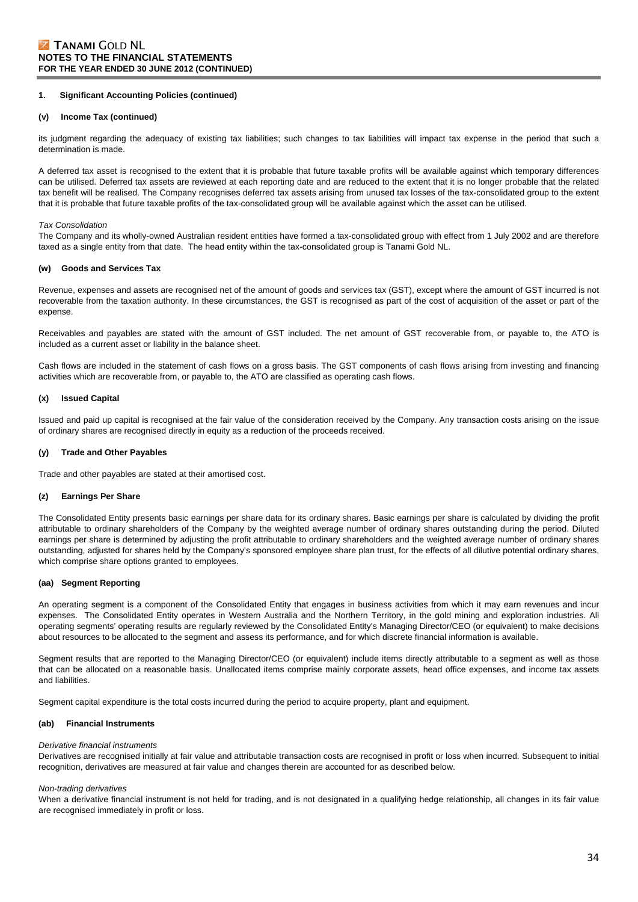## 1. Significant Accounting Policies (continued)

### (v) Income Tax (continued)

its judgment regarding the adequacy of existing tax liabilities; such changes to tax liabilities will impact tax expense in the period that such a determination is made.

A deferred tax asset is recognised to the extent that it is probable that future taxable profits will be available against which temporary differences can be utilised. Deferred tax assets are reviewed at each reporting date and are reduced to the extent that it is no longer probable that the related tax benefit will be realised. The Company recognises deferred tax assets arising from unused tax losses of the tax-consolidated group to the extent that it is probable that future taxable profits of the tax-consolidated group will be available against which the asset can be utilised.

*Tax Consolidation*

The Company and its wholly-owned Australian resident entities have formed a tax-consolidated group with effect from 1 July 2002 and are therefore taxed as a single entity from that date. The head entity within the tax-consolidated group is Tanami Gold NL.

### (w) Goods and Services Tax

Revenue, expenses and assets are recognised net of the amount of goods and services tax (GST), except where the amount of GST incurred is not recoverable from the taxation authority. In these circumstances, the GST is recognised as part of the cost of acquisition of the asset or part of the expense.

Receivables and payables are stated with the amount of GST included. The net amount of GST recoverable from, or payable to, the ATO is included as a current asset or liability in the balance sheet.

Cash flows are included in the statement of cash flows on a gross basis. The GST components of cash flows arising from investing and financing activities which are recoverable from, or payable to, the ATO are classified as operating cash flows.

### (x) Issued Capital

Issued and paid up capital is recognised at the fair value of the consideration received by the Company. Any transaction costs arising on the issue of ordinary shares are recognised directly in equity as a reduction of the proceeds received.

### (y) Trade and Other Payables

Trade and other payables are stated at their amortised cost.

### (z) Earnings Per Share

The Consolidated Entity presents basic earnings per share data for its ordinary shares. Basic earnings per share is calculated by dividing the profit attributable to ordinary shareholders of the Company by the weighted average number of ordinary shares outstanding during the period. Diluted earnings per share is determined by adjusting the profit attributable to ordinary shareholders and the weighted average number of ordinary shares outstanding, adjusted for shares held by the Company's sponsored employee share plan trust, for the effects of all dilutive potential ordinary shares, which comprise share options granted to employees.

### (aa) Segment Reporting

An operating segment is a component of the Consolidated Entity that engages in business activities from which it may earn revenues and incur expenses. The Consolidated Entity operates in Western Australia and the Northern Territory, in the gold mining and exploration industries. All operating segments' operating results are regularly reviewed by the Consolidated Entity's Managing Director/CEO (or equivalent) to make decisions about resources to be allocated to the segment and assess its performance, and for which discrete financial information is available.

Segment results that are reported to the Managing Director/CEO (or equivalent) include items directly attributable to a segment as well as those that can be allocated on a reasonable basis. Unallocated items comprise mainly corporate assets, head office expenses, and income tax assets and liabilities.

Segment capital expenditure is the total costs incurred during the period to acquire property, plant and equipment.

### (ab) Financial Instruments

*Derivative financial instruments*

Derivatives are recognised initially at fair value and attributable transaction costs are recognised in profit or loss when incurred. Subsequent to initial recognition, derivatives are measured at fair value and changes therein are accounted for as described below.

*Non-trading derivatives*

When a derivative financial instrument is not held for trading, and is not designated in a qualifying hedge relationship, all changes in its fair value are recognised immediately in profit or loss.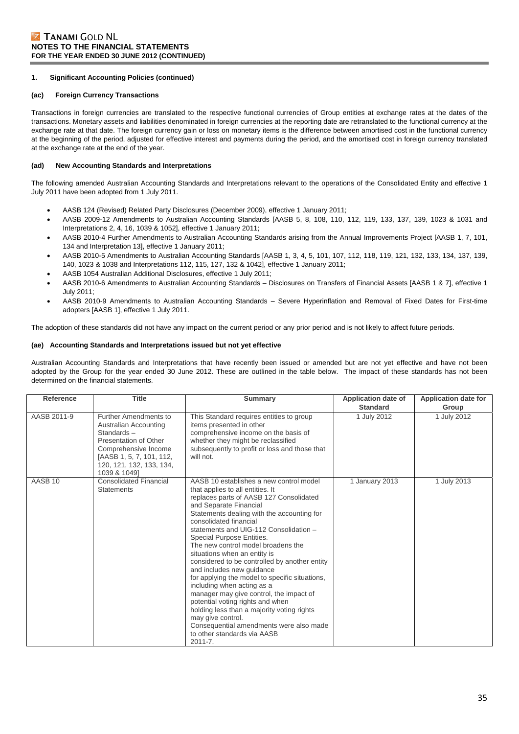### 1. Significant Accounting Policies (continued)

#### (ac) Foreign Currency Transactions

Transactions in foreign currencies are translated to the respective functional currencies of Group entities at exchange rates at the dates of the transactions. Monetary assets and liabilities denominated in foreign currencies at the reporting date are retranslated to the functional currency at the exchange rate at that date. The foreign currency gain or loss on monetary items is the difference between amortised cost in the functional currency at the beginning of the period, adjusted for effective interest and payments during the period, and the amortised cost in foreign currency translated at the exchange rate at the end of the year.

#### (ad) New Accounting Standards and Interpretations

The following amended Australian Accounting Standards and Interpretations relevant to the operations of the Consolidated Entity and effective 1 July 2011 have been adopted from 1 July 2011.

- AASB 124 (Revised) Related Party Disclosures (December 2009), effective 1 January 2011;
- AASB 2009-12 Amendments to Australian Accounting Standards [AASB 5, 8, 108, 110, 112, 119, 133, 137, 139, 1023 & 1031 and Interpretations 2, 4, 16, 1039 & 1052], effective 1 January 2011;
- AASB 2010-4 Further Amendments to Australian Accounting Standards arising from the Annual Improvements Project [AASB 1, 7, 101, 134 and Interpretation 13], effective 1 January 2011;
- AASB 2010-5 Amendments to Australian Accounting Standards [AASB 1, 3, 4, 5, 101, 107, 112, 118, 119, 121, 132, 133, 134, 137, 139, 140, 1023 & 1038 and Interpretations 112, 115, 127, 132 & 1042], effective 1 January 2011;
- AASB 1054 Australian Additional Disclosures, effective 1 July 2011;
- AASB 2010-6 Amendments to Australian Accounting Standards – Disclosures on Transfers of Financial Assets [AASB 1 & 7], effective 1 July 2011;
- AASB 2010-9 Amendments to Australian Accounting Standards – Severe Hyperinflation and Removal of Fixed Dates for First-time adopters [AASB 1], effective 1 July 2011.

The adoption of these standards did not have any impact on the current period or any prior period and is not likely to affect future periods.

#### (ae) Accounting Standards and Interpretations issued but not yet effective

Australian Accounting Standards and Interpretations that have recently been issued or amended but are not yet effective and have not been adopted by the Group for the year ended 30 June 2012. These are outlined in the table below. The impact of these standards has not been determined on the financial statements.

| Reference | Title | Summary | Application date of Standard | Application date for Group |
|---|---|---|---|---|
| AASB 2011-9 | Further Amendments to Australian Accounting Standards – Presentation of Other Comprehensive Income [AASB 1, 5, 7, 101, 112, 120, 121, 132, 133, 134, 1039 & 1049] | This Standard requires entities to group items presented in other comprehensive income on the basis of whether they might be reclassified subsequently to profit or loss and those that will not. | 1 July 2012 | 1 July 2012 |
| AASB 10 | Consolidated Financial Statements | AASB 10 establishes a new control model that applies to all entities. It replaces parts of AASB 127 Consolidated and Separate Financial Statements dealing with the accounting for consolidated financial statements and UIG-112 Consolidation – Special Purpose Entities. The new control model broadens the situations when an entity is considered to be controlled by another entity and includes new guidance for applying the model to specific situations, including when acting as a manager may give control, the impact of potential voting rights and when holding less than a majority voting rights may give control. Consequential amendments were also made to other standards via AASB 2011-7. | 1 January 2013 | 1 July 2013 |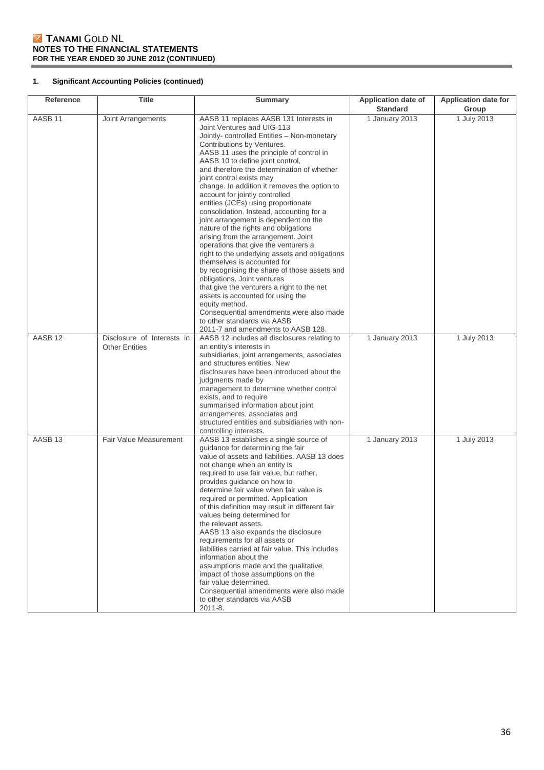## 1. Significant Accounting Policies (continued)

| Reference | Title | Summary | Application date of Standard | Application date for Group |
|---|---|---|---|---|
| AASB 11 | Joint Arrangements | AASB 11 replaces AASB 131 Interests in Joint Ventures and UIG-113 Jointly- controlled Entities – Non-monetary Contributions by Ventures. AASB 11 uses the principle of control in AASB 10 to define joint control, and therefore the determination of whether joint control exists may change. In addition it removes the option to account for jointly controlled entities (JCEs) using proportionate consolidation. Instead, accounting for a joint arrangement is dependent on the nature of the rights and obligations arising from the arrangement. Joint operations that give the venturers a right to the underlying assets and obligations themselves is accounted for by recognising the share of those assets and obligations. Joint ventures that give the venturers a right to the net assets is accounted for using the equity method. Consequential amendments were also made to other standards via AASB 2011-7 and amendments to AASB 128. | 1 January 2013 | 1 July 2013 |
| AASB 12 | Disclosure of Interests in Other Entities | AASB 12 includes all disclosures relating to an entity's interests in subsidiaries, joint arrangements, associates and structures entities. New disclosures have been introduced about the judgments made by management to determine whether control exists, and to require summarised information about joint arrangements, associates and structured entities and subsidiaries with non-controlling interests. | 1 January 2013 | 1 July 2013 |
| AASB 13 | Fair Value Measurement | AASB 13 establishes a single source of guidance for determining the fair value of assets and liabilities. AASB 13 does not change when an entity is required to use fair value, but rather, provides guidance on how to determine fair value when fair value is required or permitted. Application of this definition may result in different fair values being determined for the relevant assets. AASB 13 also expands the disclosure requirements for all assets or liabilities carried at fair value. This includes information about the assumptions made and the qualitative impact of those assumptions on the fair value determined. Consequential amendments were also made to other standards via AASB 2011-8. | 1 January 2013 | 1 July 2013 |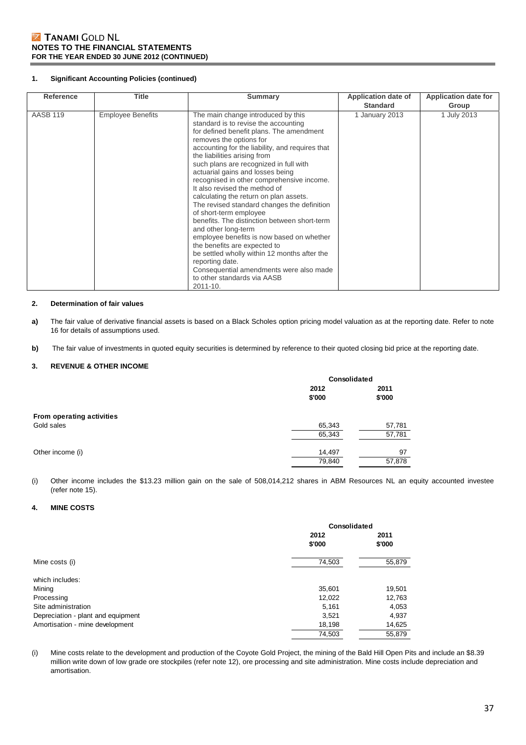### 1. Significant Accounting Policies (continued)

| Reference | Title | Summary | Application date of Standard | Application date for Group |
|---|---|---|---|---|
| AASB 119 | Employee Benefits | The main change introduced by this standard is to revise the accounting for defined benefit plans. The amendment removes the options for accounting for the liability, and requires that the liabilities arising from such plans are recognized in full with actuarial gains and losses being recognised in other comprehensive income. It also revised the method of calculating the return on plan assets. The revised standard changes the definition of short-term employee benefits. The distinction between short-term and other long-term employee benefits is now based on whether the benefits are expected to be settled wholly within 12 months after the reporting date. Consequential amendments were also made to other standards via AASB 2011-10. | 1 January 2013 | 1 July 2013 |

### 2. Determination of fair values

**a)** The fair value of derivative financial assets is based on a Black Scholes option pricing model valuation as at the reporting date. Refer to note 16 for details of assumptions used.

**b)** The fair value of investments in quoted equity securities is determined by reference to their quoted closing bid price at the reporting date.

### 3. REVENUE & OTHER INCOME

| | Consolidated | |
|---|---|---|
| | 2012 $'000 | 2011 $'000 |
| **From operating activities** | | |
| Gold sales | 65,343 | 57,781 |
| | 65,343 | 57,781 |
| Other income (i) | 14,497 | 97 |
| | 79,840 | 57,878 |

(i) Other income includes the $13.23 million gain on the sale of 508,014,212 shares in ABM Resources NL an equity accounted investee (refer note 15).

### 4. MINE COSTS

| | Consolidated | |
|---|---|---|
| | 2012 $'000 | 2011 $'000 |
| Mine costs (i) | 74,503 | 55,879 |
| which includes: | | |
| Mining | 35,601 | 19,501 |
| Processing | 12,022 | 12,763 |
| Site administration | 5,161 | 4,053 |
| Depreciation - plant and equipment | 3,521 | 4,937 |
| Amortisation - mine development | 18,198 | 14,625 |
| | 74,503 | 55,879 |

(i) Mine costs relate to the development and production of the Coyote Gold Project, the mining of the Bald Hill Open Pits and include an $8.39 million write down of low grade ore stockpiles (refer note 12), ore processing and site administration. Mine costs include depreciation and amortisation.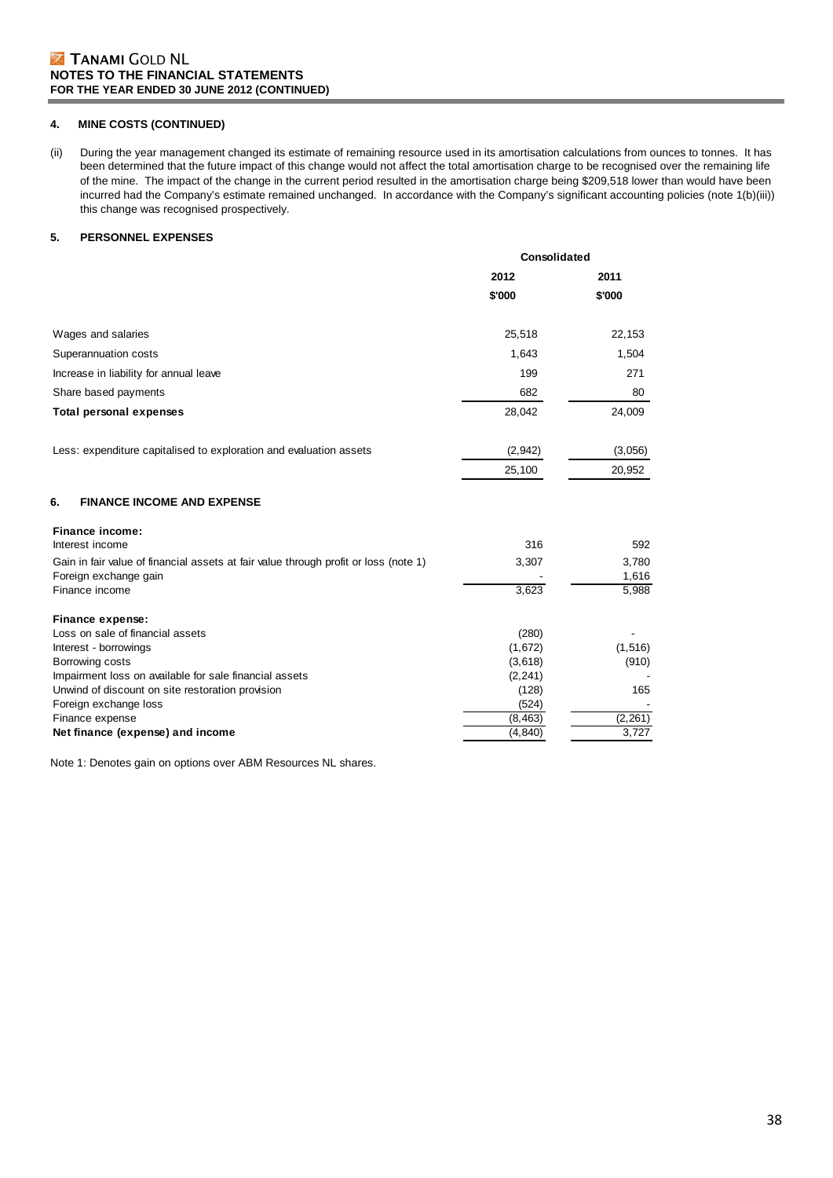## 4. MINE COSTS (CONTINUED)

(ii) During the year management changed its estimate of remaining resource used in its amortisation calculations from ounces to tonnes. It has been determined that the future impact of this change would not affect the total amortisation charge to be recognised over the remaining life of the mine. The impact of the change in the current period resulted in the amortisation charge being $209,518 lower than would have been incurred had the Company's estimate remained unchanged. In accordance with the Company's significant accounting policies (note 1(b)(iii)) this change was recognised prospectively.

## 5. PERSONNEL EXPENSES

| | Consolidated | |
|---|---|---|
| | 2012 | 2011 |
| | $'000 | $'000 |
| Wages and salaries | 25,518 | 22,153 |
| Superannuation costs | 1,643 | 1,504 |
| Increase in liability for annual leave | 199 | 271 |
| Share based payments | 682 | 80 |
| **Total personal expenses** | 28,042 | 24,009 |
| Less: expenditure capitalised to exploration and evaluation assets | (2,942) | (3,056) |
| | 25,100 | 20,952 |

## 6. FINANCE INCOME AND EXPENSE

| | 2012 | 2011 |
|---|---|---|
| **Finance income:** | | |
| Interest income | 316 | 592 |
| Gain in fair value of financial assets at fair value through profit or loss (note 1) | 3,307 | 3,780 |
| Foreign exchange gain | - | 1,616 |
| Finance income | 3,623 | 5,988 |
| **Finance expense:** | | |
| Loss on sale of financial assets | (280) | - |
| Interest - borrowings | (1,672) | (1,516) |
| Borrowing costs | (3,618) | (910) |
| Impairment loss on available for sale financial assets | (2,241) | - |
| Unwind of discount on site restoration provision | (128) | 165 |
| Foreign exchange loss | (524) | - |
| Finance expense | (8,463) | (2,261) |
| **Net finance (expense) and income** | (4,840) | 3,727 |

Note 1: Denotes gain on options over ABM Resources NL shares.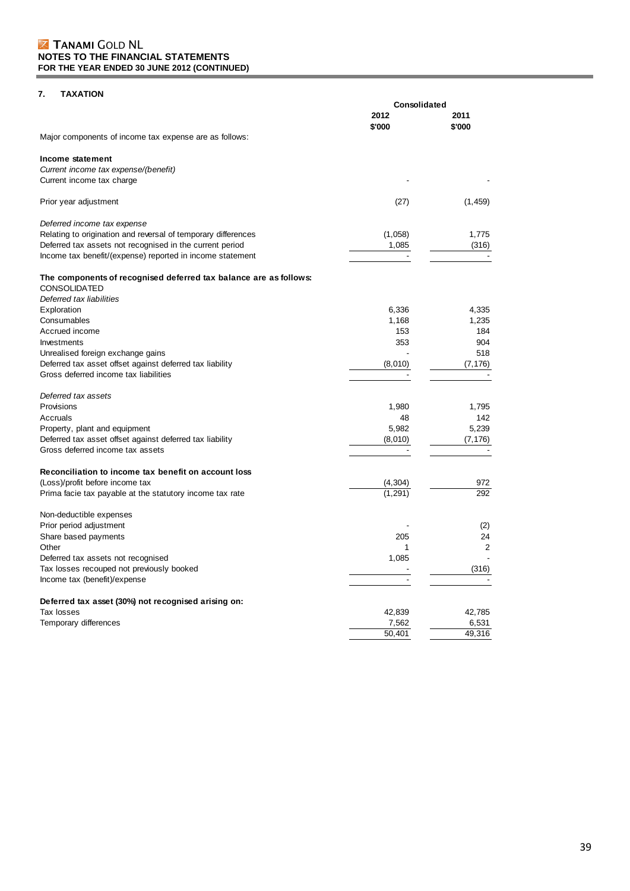## 7. TAXATION

| | Consolidated | |
|---|---|---|
| | 2012 | 2011 |
| | $'000 | $'000 |
| Major components of income tax expense are as follows: | | |
| **Income statement** | | |
| *Current income tax expense/(benefit)* | | |
| Current income tax charge | - | - |
| Prior year adjustment | (27) | (1,459) |
| *Deferred income tax expense* | | |
| Relating to origination and reversal of temporary differences | (1,058) | 1,775 |
| Deferred tax assets not recognised in the current period | 1,085 | (316) |
| Income tax benefit/(expense) reported in income statement | - | - |
| **The components of recognised deferred tax balance are as follows:** | | |
| CONSOLIDATED | | |
| *Deferred tax liabilities* | | |
| Exploration | 6,336 | 4,335 |
| Consumables | 1,168 | 1,235 |
| Accrued income | 153 | 184 |
| Investments | 353 | 904 |
| Unrealised foreign exchange gains | - | 518 |
| Deferred tax asset offset against deferred tax liability | (8,010) | (7,176) |
| Gross deferred income tax liabilities | - | - |
| *Deferred tax assets* | | |
| Provisions | 1,980 | 1,795 |
| Accruals | 48 | 142 |
| Property, plant and equipment | 5,982 | 5,239 |
| Deferred tax asset offset against deferred tax liability | (8,010) | (7,176) |
| Gross deferred income tax assets | - | - |
| **Reconciliation to income tax benefit on account loss** | | |
| (Loss)/profit before income tax | (4,304) | 972 |
| Prima facie tax payable at the statutory income tax rate | (1,291) | 292 |
| Non-deductible expenses | | |
| Prior period adjustment | - | (2) |
| Share based payments | 205 | 24 |
| Other | 1 | 2 |
| Deferred tax assets not recognised | 1,085 | - |
| Tax losses recouped not previously booked | - | (316) |
| Income tax (benefit)/expense | - | - |
| **Deferred tax asset (30%) not recognised arising on:** | | |
| Tax losses | 42,839 | 42,785 |
| Temporary differences | 7,562 | 6,531 |
| | 50,401 | 49,316 |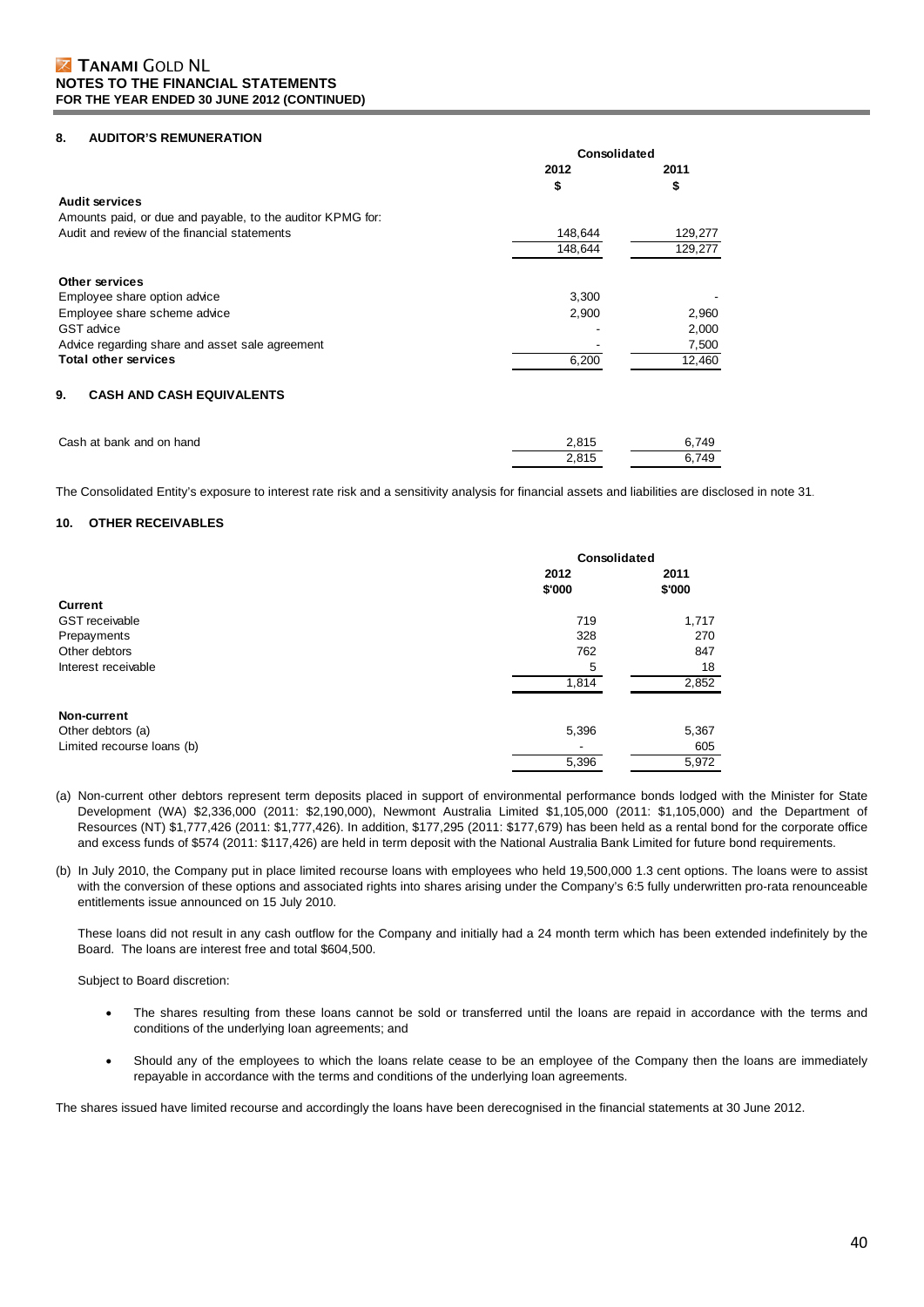## 8. AUDITOR'S REMUNERATION

| | Consolidated | |
|---|---|---|
| | 2012 | 2011 |
| | $ | $ |
| **Audit services** | | |
| Amounts paid, or due and payable, to the auditor KPMG for: | | |
| Audit and review of the financial statements | 148,644 | 129,277 |
| | 148,644 | 129,277 |
| **Other services** | | |
| Employee share option advice | 3,300 | - |
| Employee share scheme advice | 2,900 | 2,960 |
| GST advice | - | 2,000 |
| Advice regarding share and asset sale agreement | - | 7,500 |
| **Total other services** | 6,200 | 12,460 |

## 9. CASH AND CASH EQUIVALENTS

| | 2012 | 2011 |
|---|---|---|
| Cash at bank and on hand | 2,815 | 6,749 |
| | 2,815 | 6,749 |

The Consolidated Entity's exposure to interest rate risk and a sensitivity analysis for financial assets and liabilities are disclosed in note 31.

## 10. OTHER RECEIVABLES

| | Consolidated | |
|---|---|---|
| | 2012 | 2011 |
| | $'000 | $'000 |
| **Current** | | |
| GST receivable | 719 | 1,717 |
| Prepayments | 328 | 270 |
| Other debtors | 762 | 847 |
| Interest receivable | 5 | 18 |
| | 1,814 | 2,852 |
| **Non-current** | | |
| Other debtors (a) | 5,396 | 5,367 |
| Limited recourse loans (b) | - | 605 |
| | 5,396 | 5,972 |

(a) Non-current other debtors represent term deposits placed in support of environmental performance bonds lodged with the Minister for State Development (WA) $2,336,000 (2011: $2,190,000), Newmont Australia Limited $1,105,000 (2011: $1,105,000) and the Department of Resources (NT) $1,777,426 (2011: $1,777,426). In addition, $177,295 (2011: $177,679) has been held as a rental bond for the corporate office and excess funds of $574 (2011: $117,426) are held in term deposit with the National Australia Bank Limited for future bond requirements.

(b) In July 2010, the Company put in place limited recourse loans with employees who held 19,500,000 1.3 cent options. The loans were to assist with the conversion of these options and associated rights into shares arising under the Company's 6:5 fully underwritten pro-rata renounceable entitlements issue announced on 15 July 2010.

These loans did not result in any cash outflow for the Company and initially had a 24 month term which has been extended indefinitely by the Board. The loans are interest free and total $604,500.

Subject to Board discretion:

- The shares resulting from these loans cannot be sold or transferred until the loans are repaid in accordance with the terms and conditions of the underlying loan agreements; and
- Should any of the employees to which the loans relate cease to be an employee of the Company then the loans are immediately repayable in accordance with the terms and conditions of the underlying loan agreements.

The shares issued have limited recourse and accordingly the loans have been derecognised in the financial statements at 30 June 2012.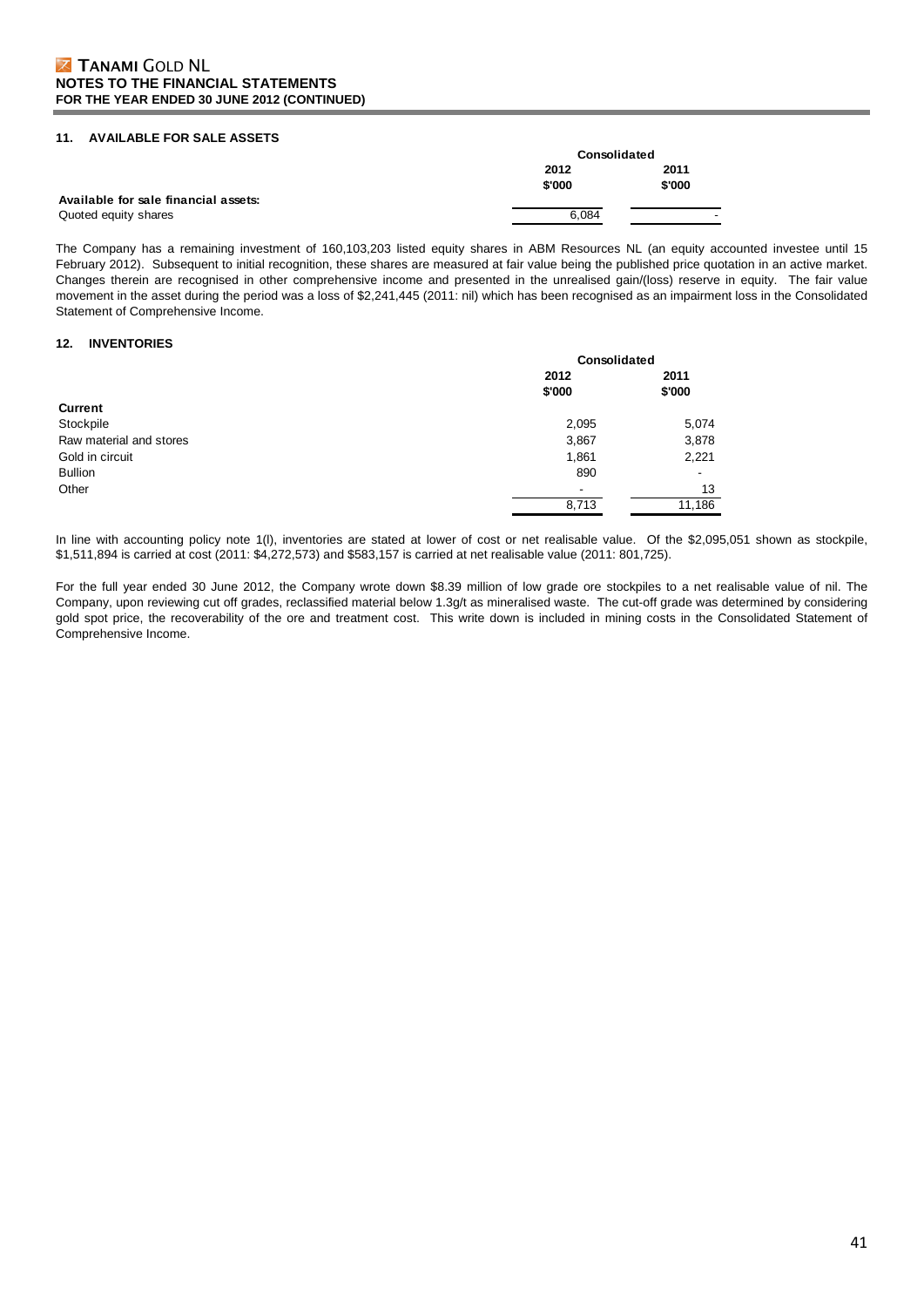## 11. AVAILABLE FOR SALE ASSETS

| | Consolidated | |
|---|---|---|
| | 2012 | 2011 |
| | $'000 | $'000 |
| **Available for sale financial assets:** | | |
| Quoted equity shares | 6,084 | - |

The Company has a remaining investment of 160,103,203 listed equity shares in ABM Resources NL (an equity accounted investee until 15 February 2012). Subsequent to initial recognition, these shares are measured at fair value being the published price quotation in an active market. Changes therein are recognised in other comprehensive income and presented in the unrealised gain/(loss) reserve in equity. The fair value movement in the asset during the period was a loss of $2,241,445 (2011: nil) which has been recognised as an impairment loss in the Consolidated Statement of Comprehensive Income.

## 12. INVENTORIES

| | Consolidated | |
|---|---|---|
| | 2012 | 2011 |
| | $'000 | $'000 |
| **Current** | | |
| Stockpile | 2,095 | 5,074 |
| Raw material and stores | 3,867 | 3,878 |
| Gold in circuit | 1,861 | 2,221 |
| Bullion | 890 | - |
| Other | - | 13 |
| | 8,713 | 11,186 |

In line with accounting policy note 1(l), inventories are stated at lower of cost or net realisable value. Of the $2,095,051 shown as stockpile, $1,511,894 is carried at cost (2011: $4,272,573) and $583,157 is carried at net realisable value (2011: 801,725).

For the full year ended 30 June 2012, the Company wrote down $8.39 million of low grade ore stockpiles to a net realisable value of nil. The Company, upon reviewing cut off grades, reclassified material below 1.3g/t as mineralised waste. The cut-off grade was determined by considering gold spot price, the recoverability of the ore and treatment cost. This write down is included in mining costs in the Consolidated Statement of Comprehensive Income.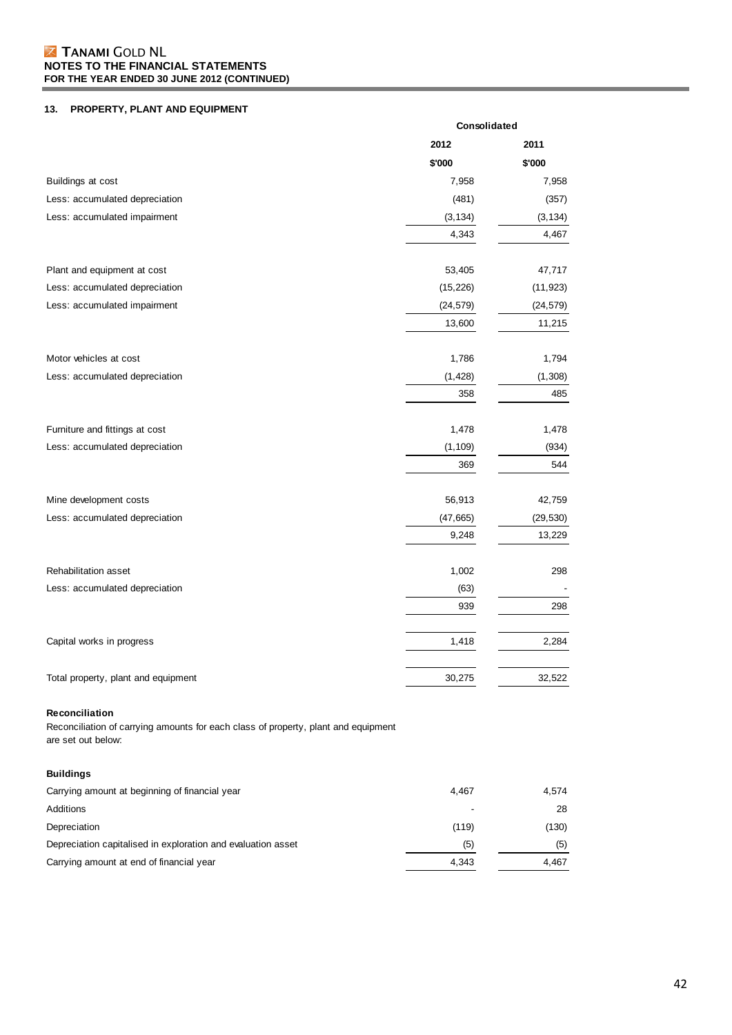## 13. PROPERTY, PLANT AND EQUIPMENT

| | Consolidated | |
|---|---|---|
| | 2012 | 2011 |
| | $'000 | $'000 |
| Buildings at cost | 7,958 | 7,958 |
| Less: accumulated depreciation | (481) | (357) |
| Less: accumulated impairment | (3,134) | (3,134) |
| | 4,343 | 4,467 |
| | | |
| Plant and equipment at cost | 53,405 | 47,717 |
| Less: accumulated depreciation | (15,226) | (11,923) |
| Less: accumulated impairment | (24,579) | (24,579) |
| | 13,600 | 11,215 |
| | | |
| Motor vehicles at cost | 1,786 | 1,794 |
| Less: accumulated depreciation | (1,428) | (1,308) |
| | 358 | 485 |
| | | |
| Furniture and fittings at cost | 1,478 | 1,478 |
| Less: accumulated depreciation | (1,109) | (934) |
| | 369 | 544 |
| | | |
| Mine development costs | 56,913 | 42,759 |
| Less: accumulated depreciation | (47,665) | (29,530) |
| | 9,248 | 13,229 |
| | | |
| Rehabilitation asset | 1,002 | 298 |
| Less: accumulated depreciation | (63) | - |
| | 939 | 298 |
| | | |
| Capital works in progress | 1,418 | 2,284 |
| | | |
| Total property, plant and equipment | 30,275 | 32,522 |

**Reconciliation**

Reconciliation of carrying amounts for each class of property, plant and equipment are set out below:

**Buildings**

| | 2012 | 2011 |
|---|---|---|
| Carrying amount at beginning of financial year | 4,467 | 4,574 |
| Additions | - | 28 |
| Depreciation | (119) | (130) |
| Depreciation capitalised in exploration and evaluation asset | (5) | (5) |
| Carrying amount at end of financial year | 4,343 | 4,467 |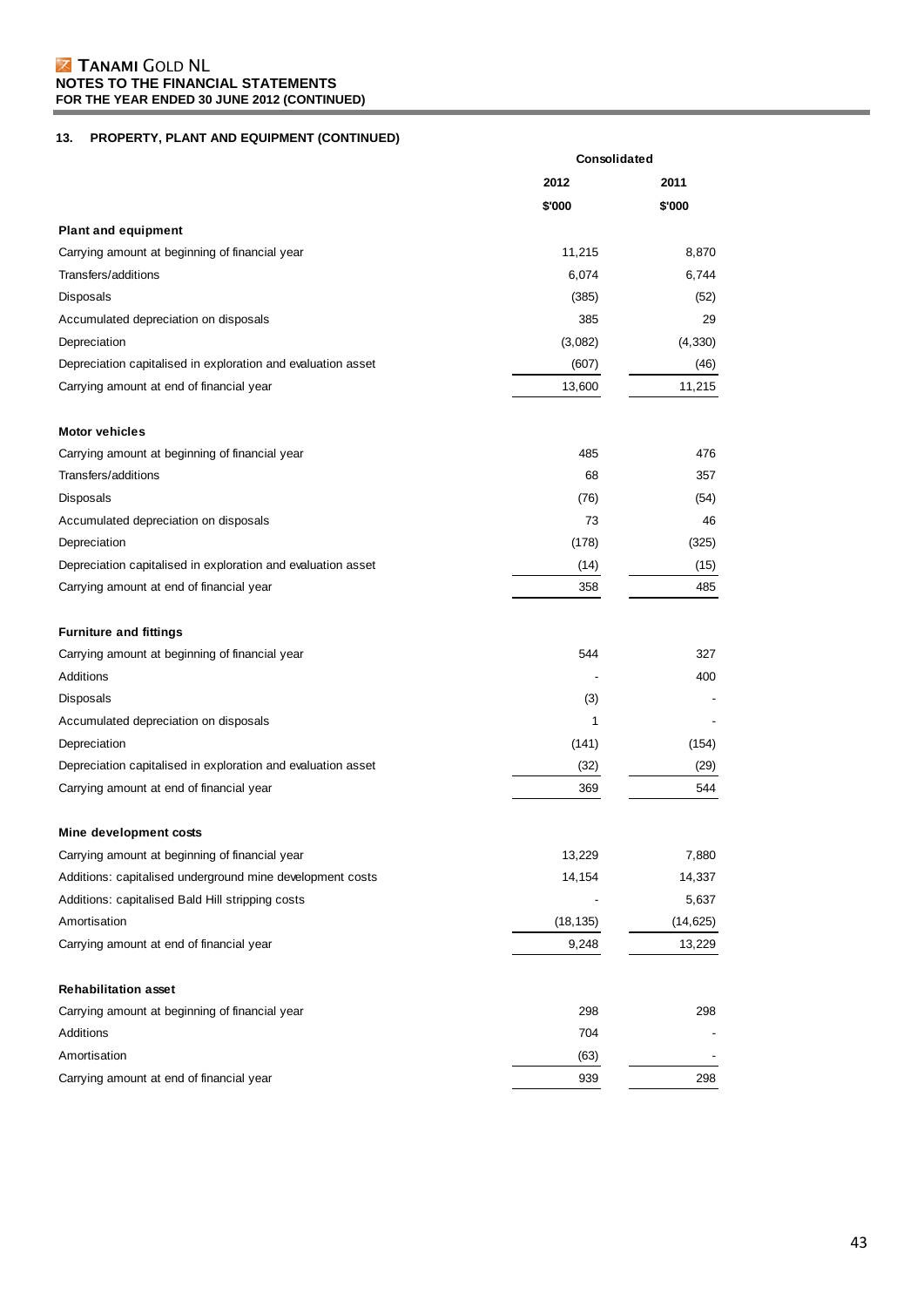## 13. PROPERTY, PLANT AND EQUIPMENT (CONTINUED)

| | Consolidated | |
|---|---|---|
| | 2012 | 2011 |
| | $'000 | $'000 |
| **Plant and equipment** | | |
| Carrying amount at beginning of financial year | 11,215 | 8,870 |
| Transfers/additions | 6,074 | 6,744 |
| Disposals | (385) | (52) |
| Accumulated depreciation on disposals | 385 | 29 |
| Depreciation | (3,082) | (4,330) |
| Depreciation capitalised in exploration and evaluation asset | (607) | (46) |
| Carrying amount at end of financial year | 13,600 | 11,215 |
| | | |
| **Motor vehicles** | | |
| Carrying amount at beginning of financial year | 485 | 476 |
| Transfers/additions | 68 | 357 |
| Disposals | (76) | (54) |
| Accumulated depreciation on disposals | 73 | 46 |
| Depreciation | (178) | (325) |
| Depreciation capitalised in exploration and evaluation asset | (14) | (15) |
| Carrying amount at end of financial year | 358 | 485 |
| | | |
| **Furniture and fittings** | | |
| Carrying amount at beginning of financial year | 544 | 327 |
| Additions | - | 400 |
| Disposals | (3) | - |
| Accumulated depreciation on disposals | 1 | - |
| Depreciation | (141) | (154) |
| Depreciation capitalised in exploration and evaluation asset | (32) | (29) |
| Carrying amount at end of financial year | 369 | 544 |
| | | |
| **Mine development costs** | | |
| Carrying amount at beginning of financial year | 13,229 | 7,880 |
| Additions: capitalised underground mine development costs | 14,154 | 14,337 |
| Additions: capitalised Bald Hill stripping costs | - | 5,637 |
| Amortisation | (18,135) | (14,625) |
| Carrying amount at end of financial year | 9,248 | 13,229 |
| | | |
| **Rehabilitation asset** | | |
| Carrying amount at beginning of financial year | 298 | 298 |
| Additions | 704 | - |
| Amortisation | (63) | - |
| Carrying amount at end of financial year | 939 | 298 |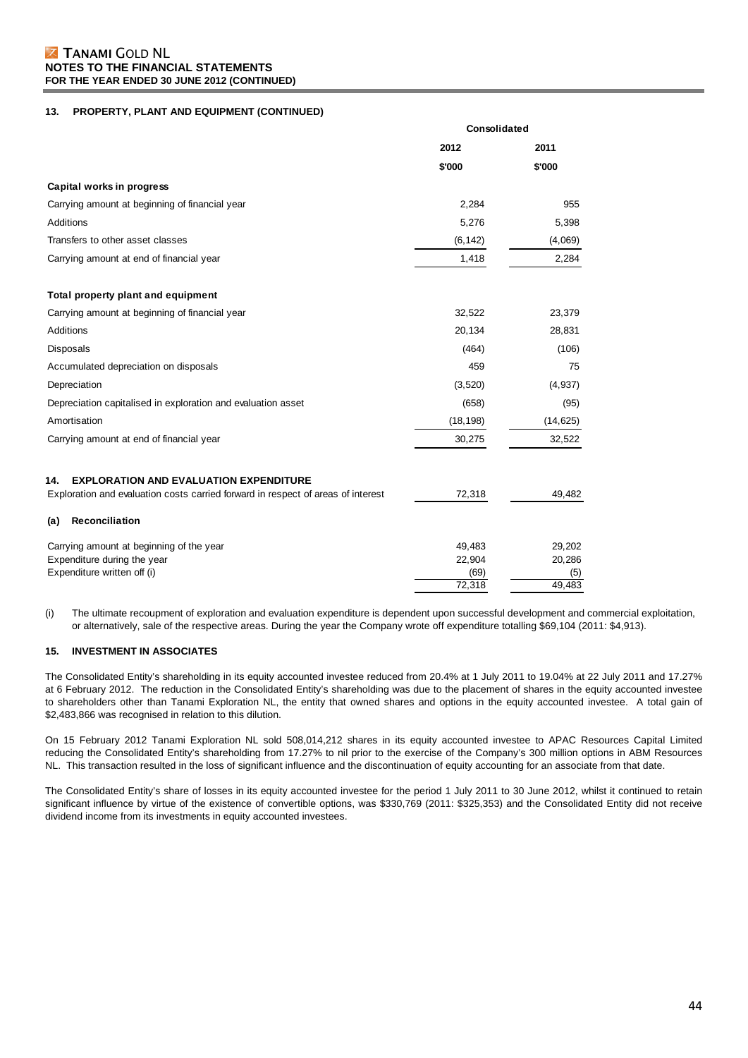## 13. PROPERTY, PLANT AND EQUIPMENT (CONTINUED)

| | Consolidated | |
|---|---|---|
| | 2012 | 2011 |
| | $'000 | $'000 |
| **Capital works in progress** | | |
| Carrying amount at beginning of financial year | 2,284 | 955 |
| Additions | 5,276 | 5,398 |
| Transfers to other asset classes | (6,142) | (4,069) |
| Carrying amount at end of financial year | 1,418 | 2,284 |
| | | |
| **Total property plant and equipment** | | |
| Carrying amount at beginning of financial year | 32,522 | 23,379 |
| Additions | 20,134 | 28,831 |
| Disposals | (464) | (106) |
| Accumulated depreciation on disposals | 459 | 75 |
| Depreciation | (3,520) | (4,937) |
| Depreciation capitalised in exploration and evaluation asset | (658) | (95) |
| Amortisation | (18,198) | (14,625) |
| Carrying amount at end of financial year | 30,275 | 32,522 |

## 14. EXPLORATION AND EVALUATION EXPENDITURE

| | 2012 | 2011 |
|---|---|---|
| Exploration and evaluation costs carried forward in respect of areas of interest | 72,318 | 49,482 |
| **(a) Reconciliation** | | |
| Carrying amount at beginning of the year | 49,483 | 29,202 |
| Expenditure during the year | 22,904 | 20,286 |
| Expenditure written off (i) | (69) | (5) |
| | 72,318 | 49,483 |

(i) The ultimate recoupment of exploration and evaluation expenditure is dependent upon successful development and commercial exploitation, or alternatively, sale of the respective areas. During the year the Company wrote off expenditure totalling $69,104 (2011: $4,913).

## 15. INVESTMENT IN ASSOCIATES

The Consolidated Entity's shareholding in its equity accounted investee reduced from 20.4% at 1 July 2011 to 19.04% at 22 July 2011 and 17.27% at 6 February 2012. The reduction in the Consolidated Entity's shareholding was due to the placement of shares in the equity accounted investee to shareholders other than Tanami Exploration NL, the entity that owned shares and options in the equity accounted investee. A total gain of $2,483,866 was recognised in relation to this dilution.

On 15 February 2012 Tanami Exploration NL sold 508,014,212 shares in its equity accounted investee to APAC Resources Capital Limited reducing the Consolidated Entity's shareholding from 17.27% to nil prior to the exercise of the Company's 300 million options in ABM Resources NL. This transaction resulted in the loss of significant influence and the discontinuation of equity accounting for an associate from that date.

The Consolidated Entity's share of losses in its equity accounted investee for the period 1 July 2011 to 30 June 2012, whilst it continued to retain significant influence by virtue of the existence of convertible options, was $330,769 (2011: $325,353) and the Consolidated Entity did not receive dividend income from its investments in equity accounted investees.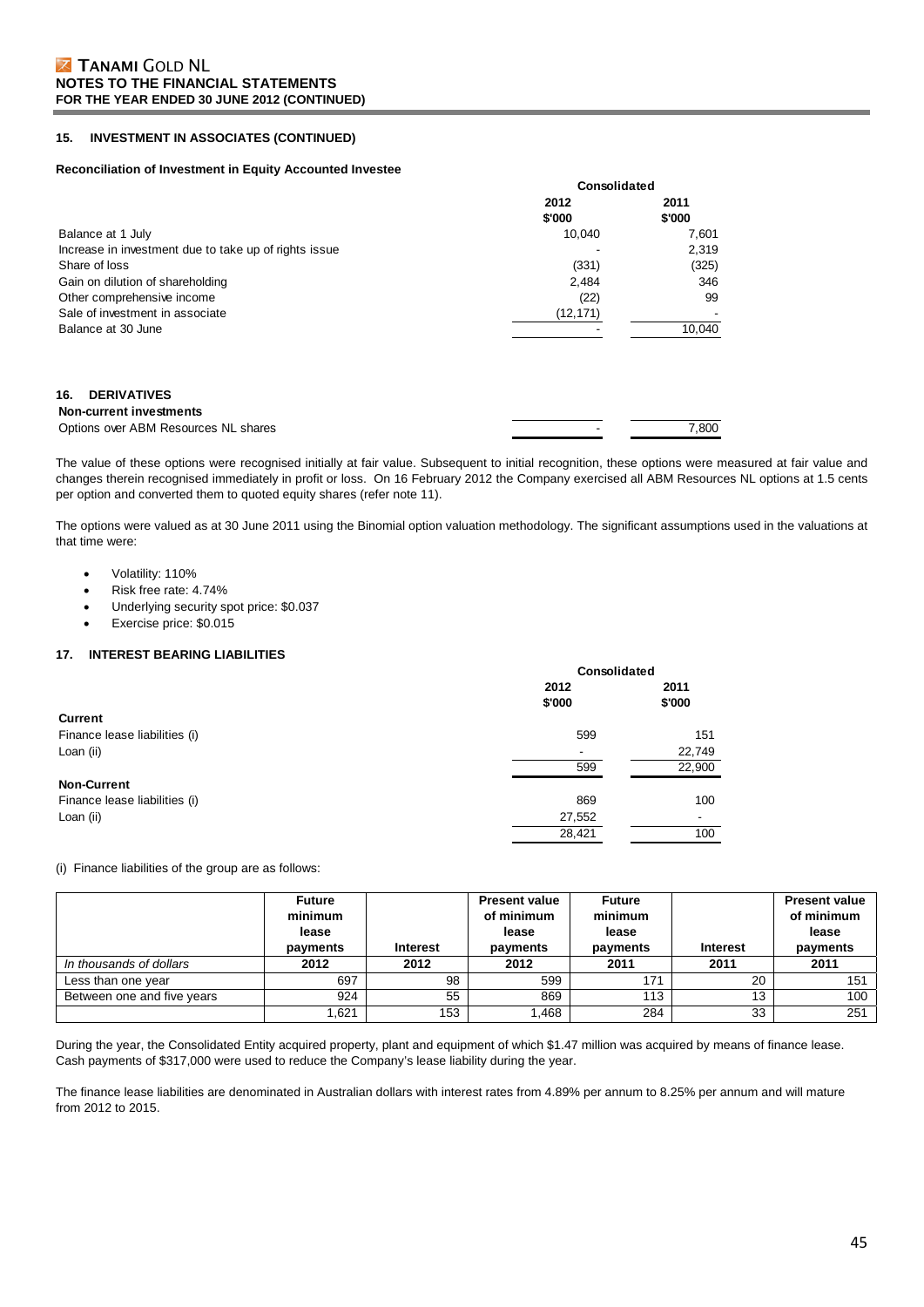**TANAMI GOLD NL**
**NOTES TO THE FINANCIAL STATEMENTS**
**FOR THE YEAR ENDED 30 JUNE 2012 (CONTINUED)**

## 15. INVESTMENT IN ASSOCIATES (CONTINUED)

**Reconciliation of Investment in Equity Accounted Investee**

| | Consolidated | |
|---|---|---|
| | 2012 $'000 | 2011 $'000 |
| Balance at 1 July | 10,040 | 7,601 |
| Increase in investment due to take up of rights issue | - | 2,319 |
| Share of loss | (331) | (325) |
| Gain on dilution of shareholding | 2,484 | 346 |
| Other comprehensive income | (22) | 99 |
| Sale of investment in associate | (12,171) | - |
| Balance at 30 June | - | 10,040 |

## 16. DERIVATIVES

| | 2012 $'000 | 2011 $'000 |
|---|---|---|
| **Non-current investments** | | |
| Options over ABM Resources NL shares | - | 7,800 |

The value of these options were recognised initially at fair value. Subsequent to initial recognition, these options were measured at fair value and changes therein recognised immediately in profit or loss. On 16 February 2012 the Company exercised all ABM Resources NL options at 1.5 cents per option and converted them to quoted equity shares (refer note 11).

The options were valued as at 30 June 2011 using the Binomial option valuation methodology. The significant assumptions used in the valuations at that time were:

- Volatility: 110%
- Risk free rate: 4.74%
- Underlying security spot price: $0.037
- Exercise price: $0.015

## 17. INTEREST BEARING LIABILITIES

| | Consolidated | |
|---|---|---|
| | 2012 $'000 | 2011 $'000 |
| **Current** | | |
| Finance lease liabilities (i) | 599 | 151 |
| Loan (ii) | - | 22,749 |
| | 599 | 22,900 |
| **Non-Current** | | |
| Finance lease liabilities (i) | 869 | 100 |
| Loan (ii) | 27,552 | - |
| | 28,421 | 100 |

(i) Finance liabilities of the group are as follows:

| | Future minimum lease payments | Interest | Present value of minimum lease payments | Future minimum lease payments | Interest | Present value of minimum lease payments |
|---|---|---|---|---|---|---|
| *In thousands of dollars* | 2012 | 2012 | 2012 | 2011 | 2011 | 2011 |
| Less than one year | 697 | 98 | 599 | 171 | 20 | 151 |
| Between one and five years | 924 | 55 | 869 | 113 | 13 | 100 |
| | 1,621 | 153 | 1,468 | 284 | 33 | 251 |

During the year, the Consolidated Entity acquired property, plant and equipment of which $1.47 million was acquired by means of finance lease. Cash payments of $317,000 were used to reduce the Company's lease liability during the year.

The finance lease liabilities are denominated in Australian dollars with interest rates from 4.89% per annum to 8.25% per annum and will mature from 2012 to 2015.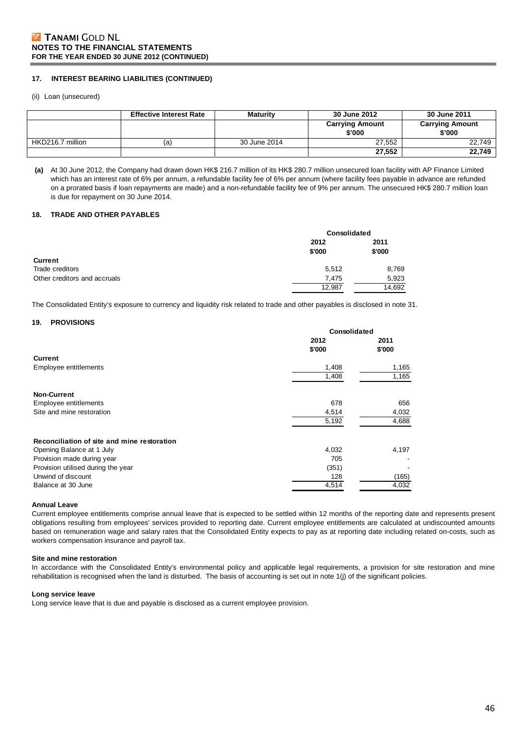## 17. INTEREST BEARING LIABILITIES (CONTINUED)

(ii) Loan (unsecured)

| | Effective Interest Rate | Maturity | 30 June 2012 Carrying Amount $'000 | 30 June 2011 Carrying Amount $'000 |
|---|---|---|---|---|
| HKD216.7 million | (a) | 30 June 2014 | 27,552 | 22,749 |
| | | | **27,552** | **22,749** |

**(a)** At 30 June 2012, the Company had drawn down HK$ 216.7 million of its HK$ 280.7 million unsecured loan facility with AP Finance Limited which has an interest rate of 6% per annum, a refundable facility fee of 6% per annum (where facility fees payable in advance are refunded on a prorated basis if loan repayments are made) and a non-refundable facility fee of 9% per annum. The unsecured HK$ 280.7 million loan is due for repayment on 30 June 2014.

## 18. TRADE AND OTHER PAYABLES

| | Consolidated 2012 $'000 | Consolidated 2011 $'000 |
|---|---|---|
| **Current** | | |
| Trade creditors | 5,512 | 8,769 |
| Other creditors and accruals | 7,475 | 5,923 |
| | 12,987 | 14,692 |

The Consolidated Entity's exposure to currency and liquidity risk related to trade and other payables is disclosed in note 31.

## 19. PROVISIONS

| | Consolidated 2012 $'000 | Consolidated 2011 $'000 |
|---|---|---|
| **Current** | | |
| Employee entitlements | 1,408 | 1,165 |
| | 1,408 | 1,165 |
| **Non-Current** | | |
| Employee entitlements | 678 | 656 |
| Site and mine restoration | 4,514 | 4,032 |
| | 5,192 | 4,688 |
| **Reconciliation of site and mine restoration** | | |
| Opening Balance at 1 July | 4,032 | 4,197 |
| Provision made during year | 705 | - |
| Provision utilised during the year | (351) | - |
| Unwind of discount | 128 | (165) |
| Balance at 30 June | 4,514 | 4,032 |

**Annual Leave**

Current employee entitlements comprise annual leave that is expected to be settled within 12 months of the reporting date and represents present obligations resulting from employees' services provided to reporting date. Current employee entitlements are calculated at undiscounted amounts based on remuneration wage and salary rates that the Consolidated Entity expects to pay as at reporting date including related on-costs, such as workers compensation insurance and payroll tax.

**Site and mine restoration**

In accordance with the Consolidated Entity's environmental policy and applicable legal requirements, a provision for site restoration and mine rehabilitation is recognised when the land is disturbed. The basis of accounting is set out in note 1(j) of the significant policies.

**Long service leave**

Long service leave that is due and payable is disclosed as a current employee provision.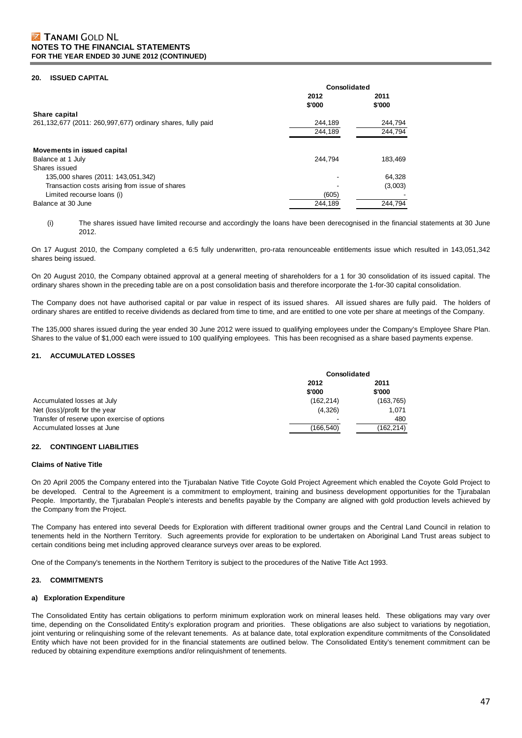## 20. ISSUED CAPITAL

| | Consolidated | |
|---|---|---|
| | 2012<br>\$'000 | 2011<br>\$'000 |
| **Share capital** | | |
| 261,132,677 (2011: 260,997,677) ordinary shares, fully paid | 244,189 | 244,794 |
| | 244,189 | 244,794 |
| **Movements in issued capital** | | |
| Balance at 1 July | 244,794 | 183,469 |
| Shares issued | | |
| 135,000 shares (2011: 143,051,342) | - | 64,328 |
| Transaction costs arising from issue of shares | - | (3,003) |
| Limited recourse loans (i) | (605) | - |
| Balance at 30 June | 244,189 | 244,794 |

(i) The shares issued have limited recourse and accordingly the loans have been derecognised in the financial statements at 30 June 2012.

On 17 August 2010, the Company completed a 6:5 fully underwritten, pro-rata renounceable entitlements issue which resulted in 143,051,342 shares being issued.

On 20 August 2010, the Company obtained approval at a general meeting of shareholders for a 1 for 30 consolidation of its issued capital. The ordinary shares shown in the preceding table are on a post consolidation basis and therefore incorporate the 1-for-30 capital consolidation.

The Company does not have authorised capital or par value in respect of its issued shares. All issued shares are fully paid. The holders of ordinary shares are entitled to receive dividends as declared from time to time, and are entitled to one vote per share at meetings of the Company.

The 135,000 shares issued during the year ended 30 June 2012 were issued to qualifying employees under the Company's Employee Share Plan. Shares to the value of \$1,000 each were issued to 100 qualifying employees. This has been recognised as a share based payments expense.

## 21. ACCUMULATED LOSSES

| | Consolidated | |
|---|---|---|
| | 2012<br>\$'000 | 2011<br>\$'000 |
| Accumulated losses at July | (162,214) | (163,765) |
| Net (loss)/profit for the year | (4,326) | 1,071 |
| Transfer of reserve upon exercise of options | - | 480 |
| Accumulated losses at June | (166,540) | (162,214) |

## 22. CONTINGENT LIABILITIES

### Claims of Native Title

On 20 April 2005 the Company entered into the Tjurabalan Native Title Coyote Gold Project Agreement which enabled the Coyote Gold Project to be developed. Central to the Agreement is a commitment to employment, training and business development opportunities for the Tjurabalan People. Importantly, the Tjurabalan People's interests and benefits payable by the Company are aligned with gold production levels achieved by the Company from the Project.

The Company has entered into several Deeds for Exploration with different traditional owner groups and the Central Land Council in relation to tenements held in the Northern Territory. Such agreements provide for exploration to be undertaken on Aboriginal Land Trust areas subject to certain conditions being met including approved clearance surveys over areas to be explored.

One of the Company's tenements in the Northern Territory is subject to the procedures of the Native Title Act 1993.

## 23. COMMITMENTS

### a) Exploration Expenditure

The Consolidated Entity has certain obligations to perform minimum exploration work on mineral leases held. These obligations may vary over time, depending on the Consolidated Entity's exploration program and priorities. These obligations are also subject to variations by negotiation, joint venturing or relinquishing some of the relevant tenements. As at balance date, total exploration expenditure commitments of the Consolidated Entity which have not been provided for in the financial statements are outlined below. The Consolidated Entity's tenement commitment can be reduced by obtaining expenditure exemptions and/or relinquishment of tenements.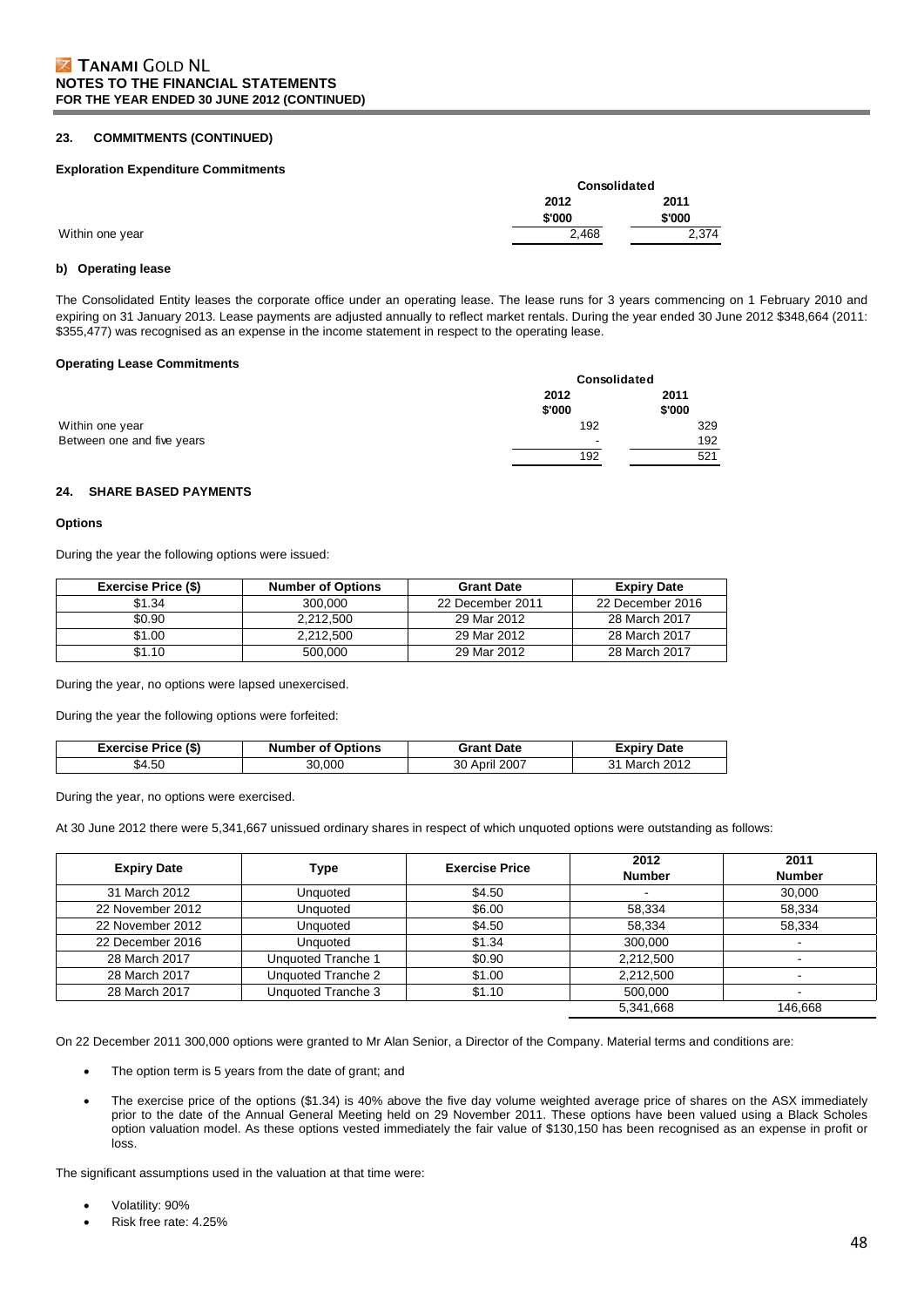### 23. COMMITMENTS (CONTINUED)

**Exploration Expenditure Commitments**

| | Consolidated | |
|---|---|---|
| | 2012 | 2011 |
| | $'000 | $'000 |
| Within one year | 2,468 | 2,374 |

**b) Operating lease**

The Consolidated Entity leases the corporate office under an operating lease. The lease runs for 3 years commencing on 1 February 2010 and expiring on 31 January 2013. Lease payments are adjusted annually to reflect market rentals. During the year ended 30 June 2012 $348,664 (2011: $355,477) was recognised as an expense in the income statement in respect to the operating lease.

**Operating Lease Commitments**

| | Consolidated | |
|---|---|---|
| | 2012 | 2011 |
| | $'000 | $'000 |
| Within one year | 192 | 329 |
| Between one and five years | - | 192 |
| | 192 | 521 |

### 24. SHARE BASED PAYMENTS

**Options**

During the year the following options were issued:

| Exercise Price ($) | Number of Options | Grant Date | Expiry Date |
|---|---|---|---|
| $1.34 | 300,000 | 22 December 2011 | 22 December 2016 |
| $0.90 | 2,212,500 | 29 Mar 2012 | 28 March 2017 |
| $1.00 | 2,212,500 | 29 Mar 2012 | 28 March 2017 |
| $1.10 | 500,000 | 29 Mar 2012 | 28 March 2017 |

During the year, no options were lapsed unexercised.

During the year the following options were forfeited:

| Exercise Price ($) | Number of Options | Grant Date | Expiry Date |
|---|---|---|---|
| $4.50 | 30,000 | 30 April 2007 | 31 March 2012 |

During the year, no options were exercised.

At 30 June 2012 there were 5,341,667 unissued ordinary shares in respect of which unquoted options were outstanding as follows:

| Expiry Date | Type | Exercise Price | 2012 Number | 2011 Number |
|---|---|---|---|---|
| 31 March 2012 | Unquoted | $4.50 | - | 30,000 |
| 22 November 2012 | Unquoted | $6.00 | 58,334 | 58,334 |
| 22 November 2012 | Unquoted | $4.50 | 58,334 | 58,334 |
| 22 December 2016 | Unquoted | $1.34 | 300,000 | - |
| 28 March 2017 | Unquoted Tranche 1 | $0.90 | 2,212,500 | - |
| 28 March 2017 | Unquoted Tranche 2 | $1.00 | 2,212,500 | - |
| 28 March 2017 | Unquoted Tranche 3 | $1.10 | 500,000 | - |
| | | | 5,341,668 | 146,668 |

On 22 December 2011 300,000 options were granted to Mr Alan Senior, a Director of the Company. Material terms and conditions are:

- The option term is 5 years from the date of grant; and
- The exercise price of the options ($1.34) is 40% above the five day volume weighted average price of shares on the ASX immediately prior to the date of the Annual General Meeting held on 29 November 2011. These options have been valued using a Black Scholes option valuation model. As these options vested immediately the fair value of $130,150 has been recognised as an expense in profit or loss.

The significant assumptions used in the valuation at that time were:

- Volatility: 90%
- Risk free rate: 4.25%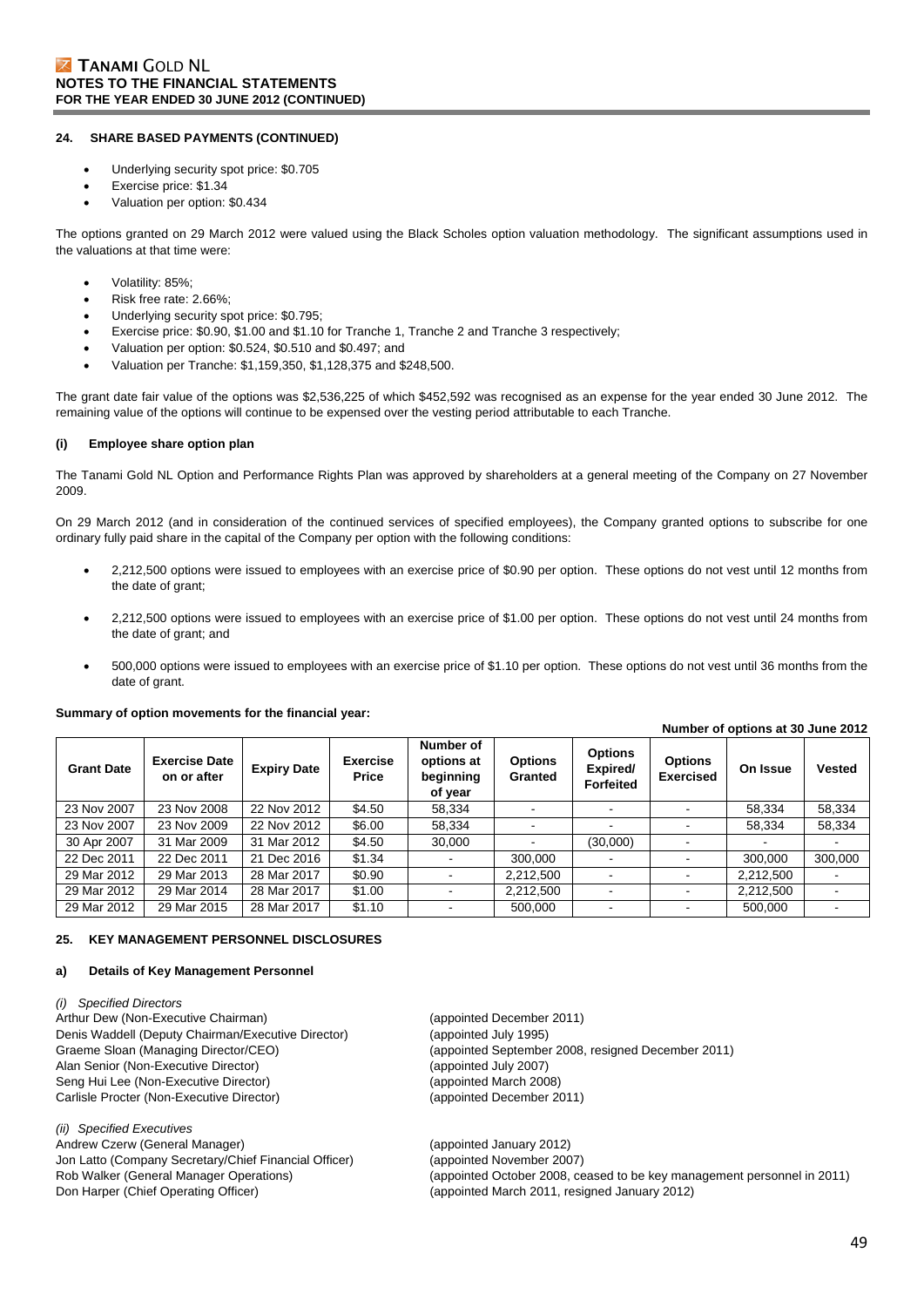## 24. SHARE BASED PAYMENTS (CONTINUED)

- Underlying security spot price: \$0.705
- Exercise price: \$1.34
- Valuation per option: \$0.434

The options granted on 29 March 2012 were valued using the Black Scholes option valuation methodology. The significant assumptions used in the valuations at that time were:

- Volatility: 85%;
- Risk free rate: 2.66%;
- Underlying security spot price: \$0.795;
- Exercise price: \$0.90, \$1.00 and \$1.10 for Tranche 1, Tranche 2 and Tranche 3 respectively;
- Valuation per option: \$0.524, \$0.510 and \$0.497; and
- Valuation per Tranche: \$1,159,350, \$1,128,375 and \$248,500.

The grant date fair value of the options was \$2,536,225 of which \$452,592 was recognised as an expense for the year ended 30 June 2012. The remaining value of the options will continue to be expensed over the vesting period attributable to each Tranche.

### (i) Employee share option plan

The Tanami Gold NL Option and Performance Rights Plan was approved by shareholders at a general meeting of the Company on 27 November 2009.

On 29 March 2012 (and in consideration of the continued services of specified employees), the Company granted options to subscribe for one ordinary fully paid share in the capital of the Company per option with the following conditions:

- 2,212,500 options were issued to employees with an exercise price of \$0.90 per option. These options do not vest until 12 months from the date of grant;
- 2,212,500 options were issued to employees with an exercise price of \$1.00 per option. These options do not vest until 24 months from the date of grant; and
- 500,000 options were issued to employees with an exercise price of \$1.10 per option. These options do not vest until 36 months from the date of grant.

**Summary of option movements for the financial year:**

| | | | | | | | | Number of options at 30 June 2012 | |
|---|---|---|---|---|---|---|---|---|---|
| **Grant Date** | **Exercise Date on or after** | **Expiry Date** | **Exercise Price** | **Number of options at beginning of year** | **Options Granted** | **Options Expired/ Forfeited** | **Options Exercised** | **On Issue** | **Vested** |
| 23 Nov 2007 | 23 Nov 2008 | 22 Nov 2012 | \$4.50 | 58,334 | - | - | - | 58,334 | 58,334 |
| 23 Nov 2007 | 23 Nov 2009 | 22 Nov 2012 | \$6.00 | 58,334 | - | - | - | 58,334 | 58,334 |
| 30 Apr 2007 | 31 Mar 2009 | 31 Mar 2012 | \$4.50 | 30,000 | - | (30,000) | - | - | - |
| 22 Dec 2011 | 22 Dec 2011 | 21 Dec 2016 | \$1.34 | - | 300,000 | - | - | 300,000 | 300,000 |
| 29 Mar 2012 | 29 Mar 2013 | 28 Mar 2017 | \$0.90 | - | 2,212,500 | - | - | 2,212,500 | - |
| 29 Mar 2012 | 29 Mar 2014 | 28 Mar 2017 | \$1.00 | - | 2,212,500 | - | - | 2,212,500 | - |
| 29 Mar 2012 | 29 Mar 2015 | 28 Mar 2017 | \$1.10 | - | 500,000 | - | - | 500,000 | - |

## 25. KEY MANAGEMENT PERSONNEL DISCLOSURES

### a) Details of Key Management Personnel

*(i) Specified Directors*

Arthur Dew (Non-Executive Chairman) (appointed December 2011)
Denis Waddell (Deputy Chairman/Executive Director) (appointed July 1995)
Graeme Sloan (Managing Director/CEO) (appointed September 2008, resigned December 2011)
Alan Senior (Non-Executive Director) (appointed July 2007)
Seng Hui Lee (Non-Executive Director) (appointed March 2008)
Carlisle Procter (Non-Executive Director) (appointed December 2011)

*(ii) Specified Executives*

Andrew Czerw (General Manager) (appointed January 2012)
Jon Latto (Company Secretary/Chief Financial Officer) (appointed November 2007)
Rob Walker (General Manager Operations) (appointed October 2008, ceased to be key management personnel in 2011)
Don Harper (Chief Operating Officer) (appointed March 2011, resigned January 2012)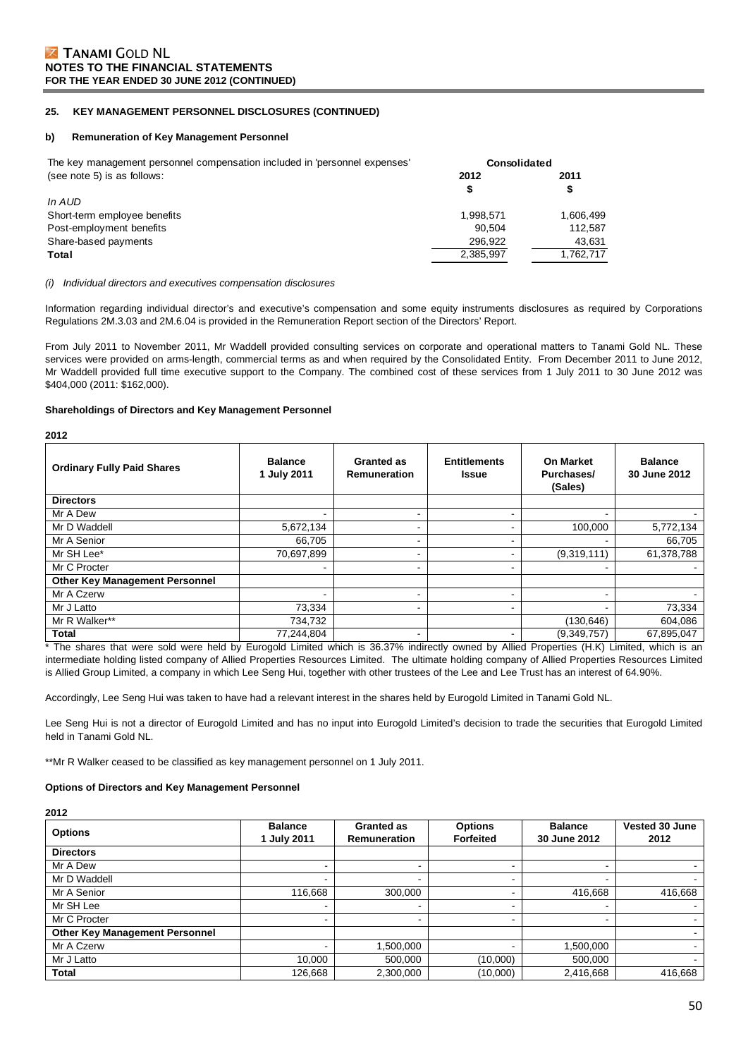### 25. KEY MANAGEMENT PERSONNEL DISCLOSURES (CONTINUED)

#### b) Remuneration of Key Management Personnel

| The key management personnel compensation included in 'personnel expenses' (see note 5) is as follows: | Consolidated | |
|---|---|---|
| | 2012 | 2011 |
| | $ | $ |
| *In AUD* | | |
| Short-term employee benefits | 1,998,571 | 1,606,499 |
| Post-employment benefits | 90,504 | 112,587 |
| Share-based payments | 296,922 | 43,631 |
| **Total** | 2,385,997 | 1,762,717 |

*(i) Individual directors and executives compensation disclosures*

Information regarding individual director's and executive's compensation and some equity instruments disclosures as required by Corporations Regulations 2M.3.03 and 2M.6.04 is provided in the Remuneration Report section of the Directors' Report.

From July 2011 to November 2011, Mr Waddell provided consulting services on corporate and operational matters to Tanami Gold NL. These services were provided on arms-length, commercial terms as and when required by the Consolidated Entity. From December 2011 to June 2012, Mr Waddell provided full time executive support to the Company. The combined cost of these services from 1 July 2011 to 30 June 2012 was $404,000 (2011: $162,000).

**Shareholdings of Directors and Key Management Personnel**

**2012**

| Ordinary Fully Paid Shares | Balance 1 July 2011 | Granted as Remuneration | Entitlements Issue | On Market Purchases/ (Sales) | Balance 30 June 2012 |
|---|---|---|---|---|---|
| **Directors** | | | | | |
| Mr A Dew | - | - | - | - | - |
| Mr D Waddell | 5,672,134 | - | - | 100,000 | 5,772,134 |
| Mr A Senior | 66,705 | - | - | - | 66,705 |
| Mr SH Lee* | 70,697,899 | - | - | (9,319,111) | 61,378,788 |
| Mr C Procter | - | - | - | - | - |
| **Other Key Management Personnel** | | | | | |
| Mr A Czerw | - | - | - | - | - |
| Mr J Latto | 73,334 | - | - | - | 73,334 |
| Mr R Walker** | 734,732 | | | (130,646) | 604,086 |
| **Total** | 77,244,804 | - | - | (9,349,757) | 67,895,047 |

\* The shares that were sold were held by Eurogold Limited which is 36.37% indirectly owned by Allied Properties (H.K) Limited, which is an intermediate holding listed company of Allied Properties Resources Limited. The ultimate holding company of Allied Properties Resources Limited is Allied Group Limited, a company in which Lee Seng Hui, together with other trustees of the Lee and Lee Trust has an interest of 64.90%.

Accordingly, Lee Seng Hui was taken to have had a relevant interest in the shares held by Eurogold Limited in Tanami Gold NL.

Lee Seng Hui is not a director of Eurogold Limited and has no input into Eurogold Limited's decision to trade the securities that Eurogold Limited held in Tanami Gold NL.

\*\*Mr R Walker ceased to be classified as key management personnel on 1 July 2011.

**Options of Directors and Key Management Personnel**

**2012**

| Options | Balance 1 July 2011 | Granted as Remuneration | Options Forfeited | Balance 30 June 2012 | Vested 30 June 2012 |
|---|---|---|---|---|---|
| **Directors** | | | | | |
| Mr A Dew | - | - | - | - | - |
| Mr D Waddell | - | - | - | - | - |
| Mr A Senior | 116,668 | 300,000 | - | 416,668 | 416,668 |
| Mr SH Lee | - | - | - | - | - |
| Mr C Procter | - | - | - | - | - |
| **Other Key Management Personnel** | | | | | - |
| Mr A Czerw | - | 1,500,000 | - | 1,500,000 | - |
| Mr J Latto | 10,000 | 500,000 | (10,000) | 500,000 | - |
| **Total** | 126,668 | 2,300,000 | (10,000) | 2,416,668 | 416,668 |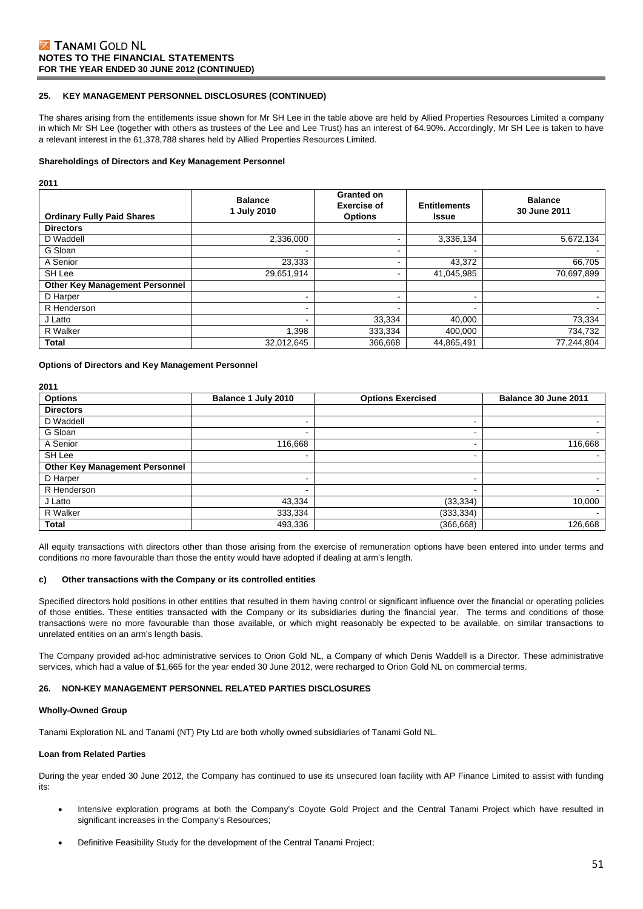#### 25. KEY MANAGEMENT PERSONNEL DISCLOSURES (CONTINUED)

The shares arising from the entitlements issue shown for Mr SH Lee in the table above are held by Allied Properties Resources Limited a company in which Mr SH Lee (together with others as trustees of the Lee and Lee Trust) has an interest of 64.90%. Accordingly, Mr SH Lee is taken to have a relevant interest in the 61,378,788 shares held by Allied Properties Resources Limited.

**Shareholdings of Directors and Key Management Personnel**

**2011**

| Ordinary Fully Paid Shares | Balance 1 July 2010 | Granted on Exercise of Options | Entitlements Issue | Balance 30 June 2011 |
|---|---|---|---|---|
| **Directors** | | | | |
| D Waddell | 2,336,000 | - | 3,336,134 | 5,672,134 |
| G Sloan | - | - | - | - |
| A Senior | 23,333 | - | 43,372 | 66,705 |
| SH Lee | 29,651,914 | - | 41,045,985 | 70,697,899 |
| **Other Key Management Personnel** | | | | |
| D Harper | - | - | - | - |
| R Henderson | - | - | - | - |
| J Latto | - | 33,334 | 40,000 | 73,334 |
| R Walker | 1,398 | 333,334 | 400,000 | 734,732 |
| **Total** | 32,012,645 | 366,668 | 44,865,491 | 77,244,804 |

**Options of Directors and Key Management Personnel**

**2011**

| Options | Balance 1 July 2010 | Options Exercised | Balance 30 June 2011 |
|---|---|---|---|
| **Directors** | | | |
| D Waddell | - | - | - |
| G Sloan | - | - | - |
| A Senior | 116,668 | - | 116,668 |
| SH Lee | - | - | - |
| **Other Key Management Personnel** | | | |
| D Harper | - | - | - |
| R Henderson | - | - | - |
| J Latto | 43,334 | (33,334) | 10,000 |
| R Walker | 333,334 | (333,334) | - |
| **Total** | 493,336 | (366,668) | 126,668 |

All equity transactions with directors other than those arising from the exercise of remuneration options have been entered into under terms and conditions no more favourable than those the entity would have adopted if dealing at arm's length.

#### c) Other transactions with the Company or its controlled entities

Specified directors hold positions in other entities that resulted in them having control or significant influence over the financial or operating policies of those entities. These entities transacted with the Company or its subsidiaries during the financial year. The terms and conditions of those transactions were no more favourable than those available, or which might reasonably be expected to be available, on similar transactions to unrelated entities on an arm's length basis.

The Company provided ad-hoc administrative services to Orion Gold NL, a Company of which Denis Waddell is a Director. These administrative services, which had a value of $1,665 for the year ended 30 June 2012, were recharged to Orion Gold NL on commercial terms.

#### 26. NON-KEY MANAGEMENT PERSONNEL RELATED PARTIES DISCLOSURES

**Wholly-Owned Group**

Tanami Exploration NL and Tanami (NT) Pty Ltd are both wholly owned subsidiaries of Tanami Gold NL.

**Loan from Related Parties**

During the year ended 30 June 2012, the Company has continued to use its unsecured loan facility with AP Finance Limited to assist with funding its:

- Intensive exploration programs at both the Company's Coyote Gold Project and the Central Tanami Project which have resulted in significant increases in the Company's Resources;
- Definitive Feasibility Study for the development of the Central Tanami Project;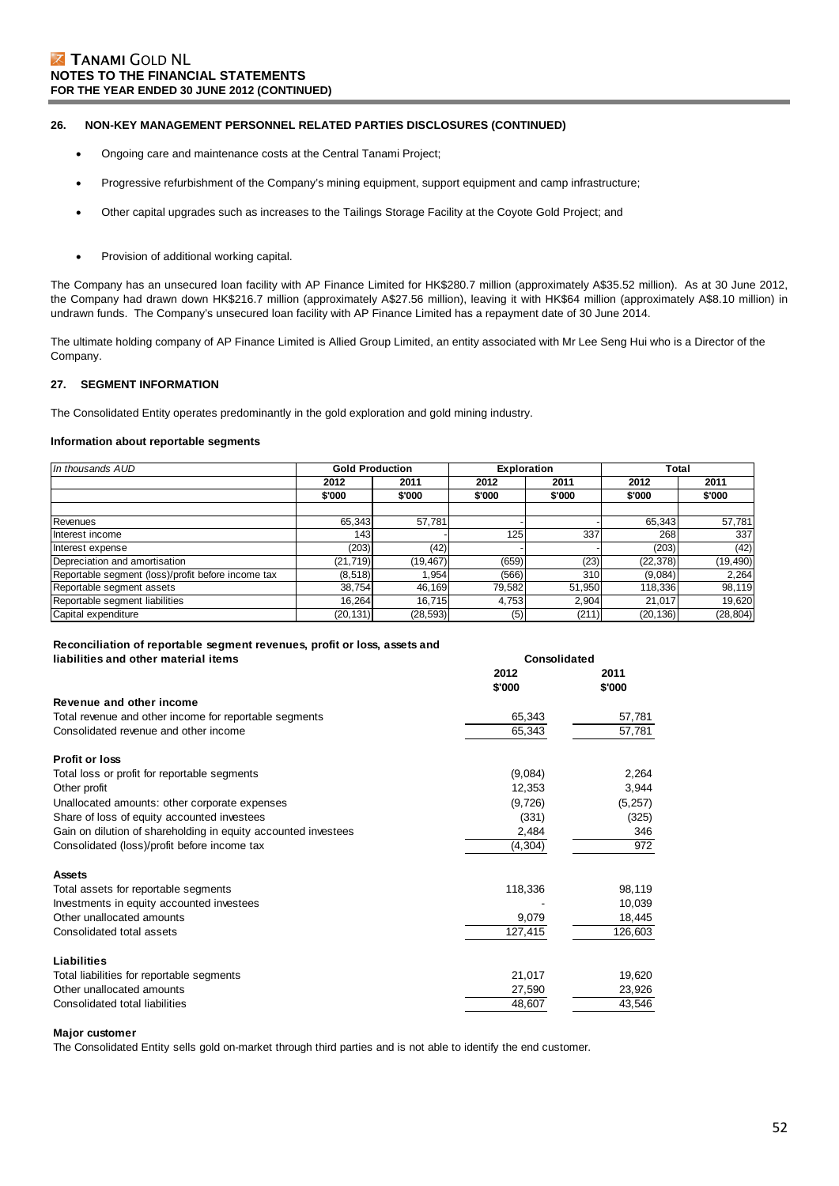## 26. NON-KEY MANAGEMENT PERSONNEL RELATED PARTIES DISCLOSURES (CONTINUED)

- Ongoing care and maintenance costs at the Central Tanami Project;
- Progressive refurbishment of the Company's mining equipment, support equipment and camp infrastructure;
- Other capital upgrades such as increases to the Tailings Storage Facility at the Coyote Gold Project; and
- Provision of additional working capital.

The Company has an unsecured loan facility with AP Finance Limited for HK$280.7 million (approximately A$35.52 million). As at 30 June 2012, the Company had drawn down HK$216.7 million (approximately A$27.56 million), leaving it with HK$64 million (approximately A$8.10 million) in undrawn funds. The Company's unsecured loan facility with AP Finance Limited has a repayment date of 30 June 2014.

The ultimate holding company of AP Finance Limited is Allied Group Limited, an entity associated with Mr Lee Seng Hui who is a Director of the Company.

## 27. SEGMENT INFORMATION

The Consolidated Entity operates predominantly in the gold exploration and gold mining industry.

### Information about reportable segments

| *In thousands AUD* | Gold Production | | Exploration | | Total | |
|---|---|---|---|---|---|---|
| | 2012 | 2011 | 2012 | 2011 | 2012 | 2011 |
| | $'000 | $'000 | $'000 | $'000 | $'000 | $'000 |
| Revenues | 65,343 | 57,781 | - | - | 65,343 | 57,781 |
| Interest income | 143 | - | 125 | 337 | 268 | 337 |
| Interest expense | (203) | (42) | - | - | (203) | (42) |
| Depreciation and amortisation | (21,719) | (19,467) | (659) | (23) | (22,378) | (19,490) |
| Reportable segment (loss)/profit before income tax | (8,518) | 1,954 | (566) | 310 | (9,084) | 2,264 |
| Reportable segment assets | 38,754 | 46,169 | 79,582 | 51,950 | 118,336 | 98,119 |
| Reportable segment liabilities | 16,264 | 16,715 | 4,753 | 2,904 | 21,017 | 19,620 |
| Capital expenditure | (20,131) | (28,593) | (5) | (211) | (20,136) | (28,804) |

### Reconciliation of reportable segment revenues, profit or loss, assets and liabilities and other material items

| | Consolidated | |
|---|---|---|
| | 2012 | 2011 |
| | $'000 | $'000 |
| **Revenue and other income** | | |
| Total revenue and other income for reportable segments | 65,343 | 57,781 |
| Consolidated revenue and other income | 65,343 | 57,781 |
| **Profit or loss** | | |
| Total loss or profit for reportable segments | (9,084) | 2,264 |
| Other profit | 12,353 | 3,944 |
| Unallocated amounts: other corporate expenses | (9,726) | (5,257) |
| Share of loss of equity accounted investees | (331) | (325) |
| Gain on dilution of shareholding in equity accounted investees | 2,484 | 346 |
| Consolidated (loss)/profit before income tax | (4,304) | 972 |
| **Assets** | | |
| Total assets for reportable segments | 118,336 | 98,119 |
| Investments in equity accounted investees | - | 10,039 |
| Other unallocated amounts | 9,079 | 18,445 |
| Consolidated total assets | 127,415 | 126,603 |
| **Liabilities** | | |
| Total liabilities for reportable segments | 21,017 | 19,620 |
| Other unallocated amounts | 27,590 | 23,926 |
| Consolidated total liabilities | 48,607 | 43,546 |

### Major customer

The Consolidated Entity sells gold on-market through third parties and is not able to identify the end customer.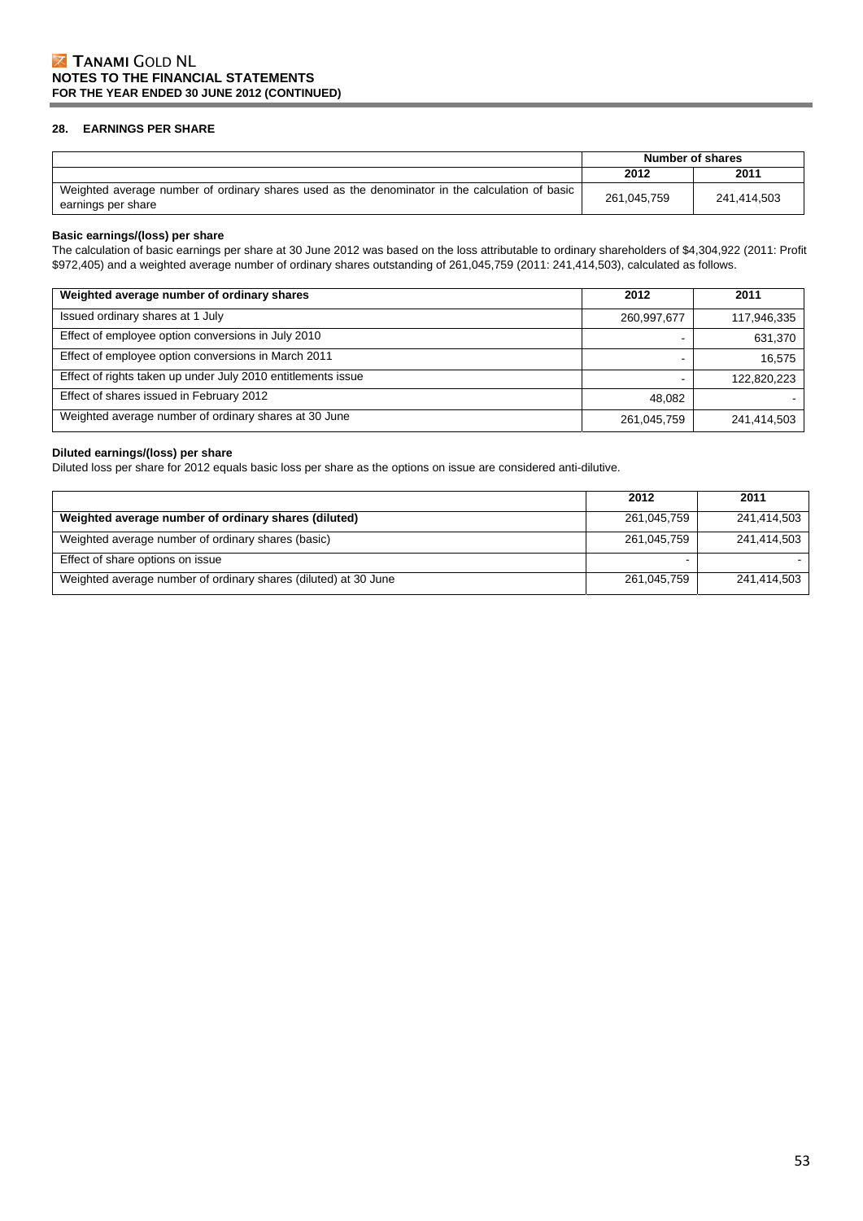## 28. EARNINGS PER SHARE

| | Number of shares | |
|---|---|---|
| | 2012 | 2011 |
| Weighted average number of ordinary shares used as the denominator in the calculation of basic earnings per share | 261,045,759 | 241,414,503 |

**Basic earnings/(loss) per share**

The calculation of basic earnings per share at 30 June 2012 was based on the loss attributable to ordinary shareholders of $4,304,922 (2011: Profit $972,405) and a weighted average number of ordinary shares outstanding of 261,045,759 (2011: 241,414,503), calculated as follows.

| Weighted average number of ordinary shares | 2012 | 2011 |
|---|---|---|
| Issued ordinary shares at 1 July | 260,997,677 | 117,946,335 |
| Effect of employee option conversions in July 2010 | - | 631,370 |
| Effect of employee option conversions in March 2011 | - | 16,575 |
| Effect of rights taken up under July 2010 entitlements issue | - | 122,820,223 |
| Effect of shares issued in February 2012 | 48,082 | - |
| Weighted average number of ordinary shares at 30 June | 261,045,759 | 241,414,503 |

**Diluted earnings/(loss) per share**

Diluted loss per share for 2012 equals basic loss per share as the options on issue are considered anti-dilutive.

| | 2012 | 2011 |
|---|---|---|
| **Weighted average number of ordinary shares (diluted)** | 261,045,759 | 241,414,503 |
| Weighted average number of ordinary shares (basic) | 261,045,759 | 241,414,503 |
| Effect of share options on issue | - | - |
| Weighted average number of ordinary shares (diluted) at 30 June | 261,045,759 | 241,414,503 |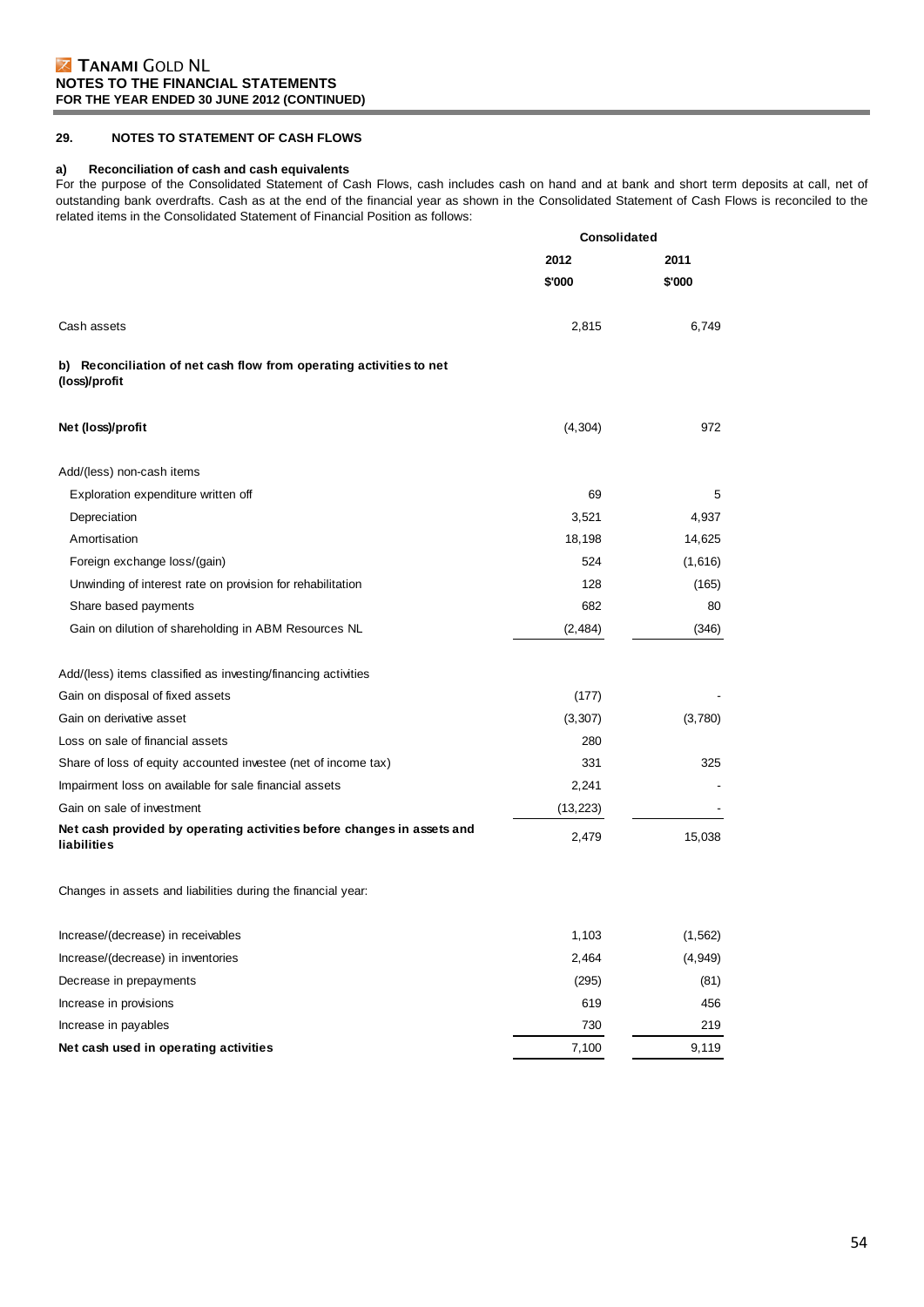## 29. NOTES TO STATEMENT OF CASH FLOWS

### a) Reconciliation of cash and cash equivalents

For the purpose of the Consolidated Statement of Cash Flows, cash includes cash on hand and at bank and short term deposits at call, net of outstanding bank overdrafts. Cash as at the end of the financial year as shown in the Consolidated Statement of Cash Flows is reconciled to the related items in the Consolidated Statement of Financial Position as follows:

| | Consolidated | |
|---|---|---|
| | 2012 | 2011 |
| | $'000 | $'000 |
| Cash assets | 2,815 | 6,749 |
| **b) Reconciliation of net cash flow from operating activities to net (loss)/profit** | | |
| **Net (loss)/profit** | (4,304) | 972 |
| Add/(less) non-cash items | | |
| Exploration expenditure written off | 69 | 5 |
| Depreciation | 3,521 | 4,937 |
| Amortisation | 18,198 | 14,625 |
| Foreign exchange loss/(gain) | 524 | (1,616) |
| Unwinding of interest rate on provision for rehabilitation | 128 | (165) |
| Share based payments | 682 | 80 |
| Gain on dilution of shareholding in ABM Resources NL | (2,484) | (346) |
| Add/(less) items classified as investing/financing activities | | |
| Gain on disposal of fixed assets | (177) | - |
| Gain on derivative asset | (3,307) | (3,780) |
| Loss on sale of financial assets | 280 | |
| Share of loss of equity accounted investee (net of income tax) | 331 | 325 |
| Impairment loss on available for sale financial assets | 2,241 | - |
| Gain on sale of investment | (13,223) | - |
| **Net cash provided by operating activities before changes in assets and liabilities** | 2,479 | 15,038 |
| Changes in assets and liabilities during the financial year: | | |
| Increase/(decrease) in receivables | 1,103 | (1,562) |
| Increase/(decrease) in inventories | 2,464 | (4,949) |
| Decrease in prepayments | (295) | (81) |
| Increase in provisions | 619 | 456 |
| Increase in payables | 730 | 219 |
| **Net cash used in operating activities** | 7,100 | 9,119 |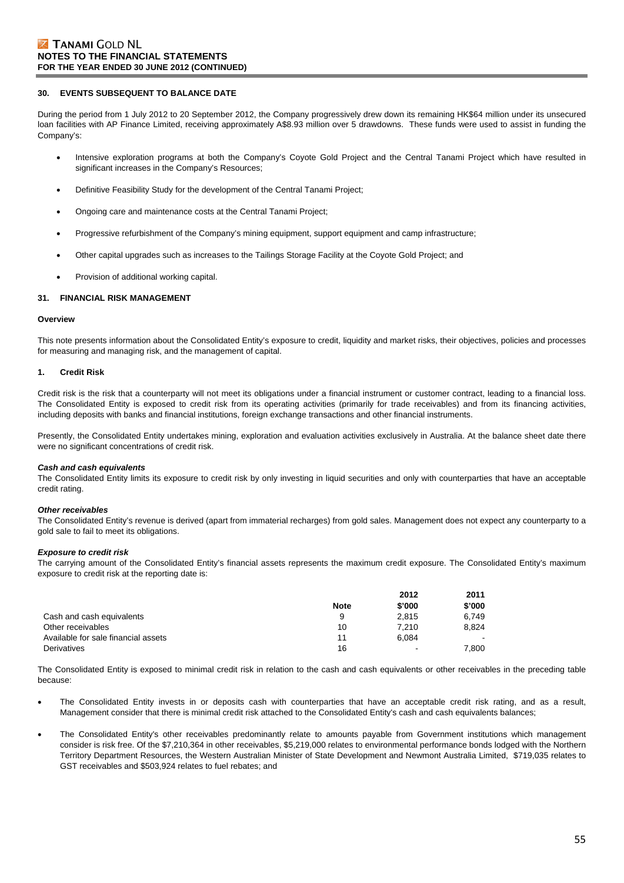## 30. EVENTS SUBSEQUENT TO BALANCE DATE

During the period from 1 July 2012 to 20 September 2012, the Company progressively drew down its remaining HK$64 million under its unsecured loan facilities with AP Finance Limited, receiving approximately A$8.93 million over 5 drawdowns. These funds were used to assist in funding the Company's:

- Intensive exploration programs at both the Company's Coyote Gold Project and the Central Tanami Project which have resulted in significant increases in the Company's Resources;
- Definitive Feasibility Study for the development of the Central Tanami Project;
- Ongoing care and maintenance costs at the Central Tanami Project;
- Progressive refurbishment of the Company's mining equipment, support equipment and camp infrastructure;
- Other capital upgrades such as increases to the Tailings Storage Facility at the Coyote Gold Project; and
- Provision of additional working capital.

## 31. FINANCIAL RISK MANAGEMENT

### Overview

This note presents information about the Consolidated Entity's exposure to credit, liquidity and market risks, their objectives, policies and processes for measuring and managing risk, and the management of capital.

### 1. Credit Risk

Credit risk is the risk that a counterparty will not meet its obligations under a financial instrument or customer contract, leading to a financial loss. The Consolidated Entity is exposed to credit risk from its operating activities (primarily for trade receivables) and from its financing activities, including deposits with banks and financial institutions, foreign exchange transactions and other financial instruments.

Presently, the Consolidated Entity undertakes mining, exploration and evaluation activities exclusively in Australia. At the balance sheet date there were no significant concentrations of credit risk.

***Cash and cash equivalents***
The Consolidated Entity limits its exposure to credit risk by only investing in liquid securities and only with counterparties that have an acceptable credit rating.

***Other receivables***
The Consolidated Entity's revenue is derived (apart from immaterial recharges) from gold sales. Management does not expect any counterparty to a gold sale to fail to meet its obligations.

***Exposure to credit risk***
The carrying amount of the Consolidated Entity's financial assets represents the maximum credit exposure. The Consolidated Entity's maximum exposure to credit risk at the reporting date is:

| | Note | 2012 $'000 | 2011 $'000 |
|---|---|---|---|
| Cash and cash equivalents | 9 | 2,815 | 6,749 |
| Other receivables | 10 | 7,210 | 8,824 |
| Available for sale financial assets | 11 | 6,084 | - |
| Derivatives | 16 | - | 7,800 |

The Consolidated Entity is exposed to minimal credit risk in relation to the cash and cash equivalents or other receivables in the preceding table because:

- The Consolidated Entity invests in or deposits cash with counterparties that have an acceptable credit risk rating, and as a result, Management consider that there is minimal credit risk attached to the Consolidated Entity's cash and cash equivalents balances;
- The Consolidated Entity's other receivables predominantly relate to amounts payable from Government institutions which management consider is risk free. Of the $7,210,364 in other receivables, $5,219,000 relates to environmental performance bonds lodged with the Northern Territory Department Resources, the Western Australian Minister of State Development and Newmont Australia Limited, $719,035 relates to GST receivables and $503,924 relates to fuel rebates; and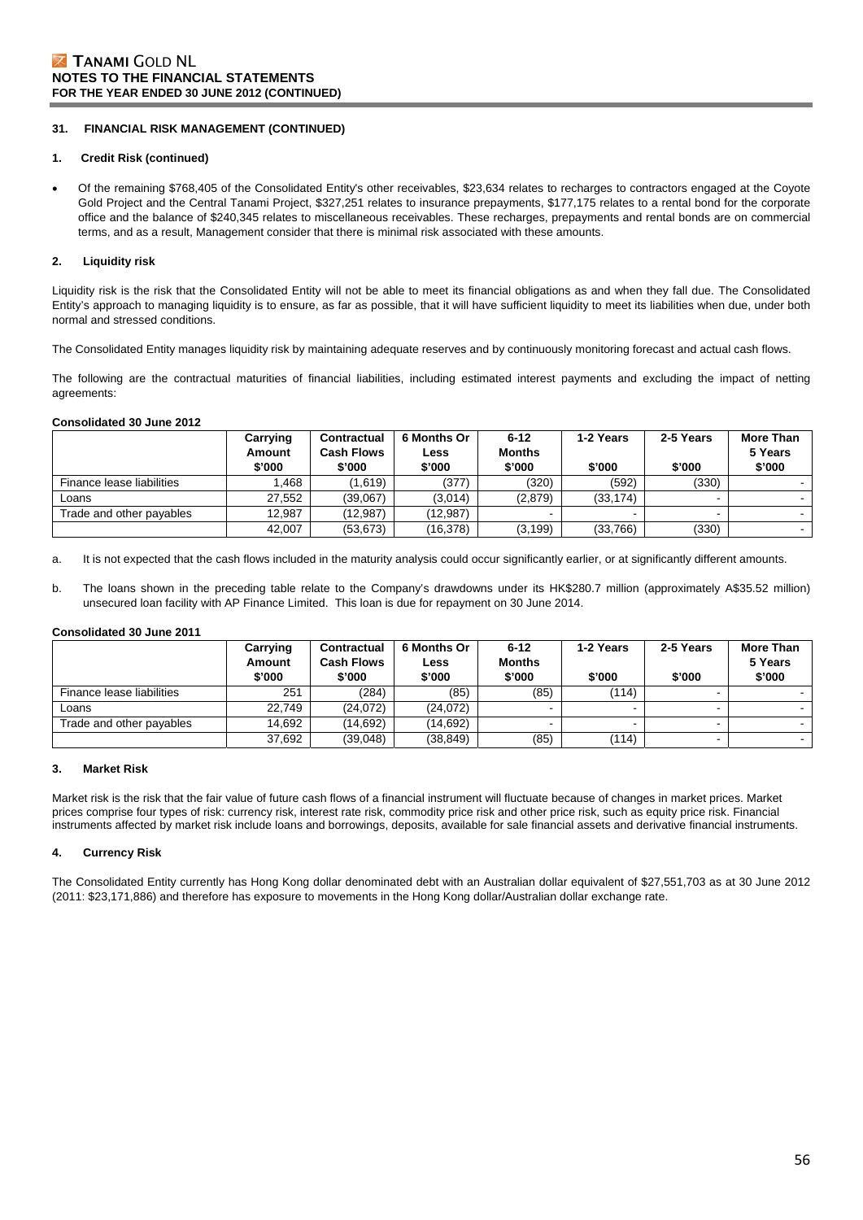### 31. FINANCIAL RISK MANAGEMENT (CONTINUED)

#### 1. Credit Risk (continued)

- Of the remaining $768,405 of the Consolidated Entity's other receivables, $23,634 relates to recharges to contractors engaged at the Coyote Gold Project and the Central Tanami Project, $327,251 relates to insurance prepayments, $177,175 relates to a rental bond for the corporate office and the balance of $240,345 relates to miscellaneous receivables. These recharges, prepayments and rental bonds are on commercial terms, and as a result, Management consider that there is minimal risk associated with these amounts.

#### 2. Liquidity risk

Liquidity risk is the risk that the Consolidated Entity will not be able to meet its financial obligations as and when they fall due. The Consolidated Entity's approach to managing liquidity is to ensure, as far as possible, that it will have sufficient liquidity to meet its liabilities when due, under both normal and stressed conditions.

The Consolidated Entity manages liquidity risk by maintaining adequate reserves and by continuously monitoring forecast and actual cash flows.

The following are the contractual maturities of financial liabilities, including estimated interest payments and excluding the impact of netting agreements:

**Consolidated 30 June 2012**

| | Carrying Amount $'000 | Contractual Cash Flows $'000 | 6 Months Or Less $'000 | 6-12 Months $'000 | 1-2 Years $'000 | 2-5 Years $'000 | More Than 5 Years $'000 |
|---|---|---|---|---|---|---|---|
| Finance lease liabilities | 1,468 | (1,619) | (377) | (320) | (592) | (330) | - |
| Loans | 27,552 | (39,067) | (3,014) | (2,879) | (33,174) | - | - |
| Trade and other payables | 12,987 | (12,987) | (12,987) | - | - | - | - |
| | 42,007 | (53,673) | (16,378) | (3,199) | (33,766) | (330) | - |

a. It is not expected that the cash flows included in the maturity analysis could occur significantly earlier, or at significantly different amounts.

b. The loans shown in the preceding table relate to the Company's drawdowns under its HK$280.7 million (approximately A$35.52 million) unsecured loan facility with AP Finance Limited. This loan is due for repayment on 30 June 2014.

**Consolidated 30 June 2011**

| | Carrying Amount $'000 | Contractual Cash Flows $'000 | 6 Months Or Less $'000 | 6-12 Months $'000 | 1-2 Years $'000 | 2-5 Years $'000 | More Than 5 Years $'000 |
|---|---|---|---|---|---|---|---|
| Finance lease liabilities | 251 | (284) | (85) | (85) | (114) | - | - |
| Loans | 22,749 | (24,072) | (24,072) | - | - | - | - |
| Trade and other payables | 14,692 | (14,692) | (14,692) | - | - | - | - |
| | 37,692 | (39,048) | (38,849) | (85) | (114) | - | - |

#### 3. Market Risk

Market risk is the risk that the fair value of future cash flows of a financial instrument will fluctuate because of changes in market prices. Market prices comprise four types of risk: currency risk, interest rate risk, commodity price risk and other price risk, such as equity price risk. Financial instruments affected by market risk include loans and borrowings, deposits, available for sale financial assets and derivative financial instruments.

#### 4. Currency Risk

The Consolidated Entity currently has Hong Kong dollar denominated debt with an Australian dollar equivalent of $27,551,703 as at 30 June 2012 (2011: $23,171,886) and therefore has exposure to movements in the Hong Kong dollar/Australian dollar exchange rate.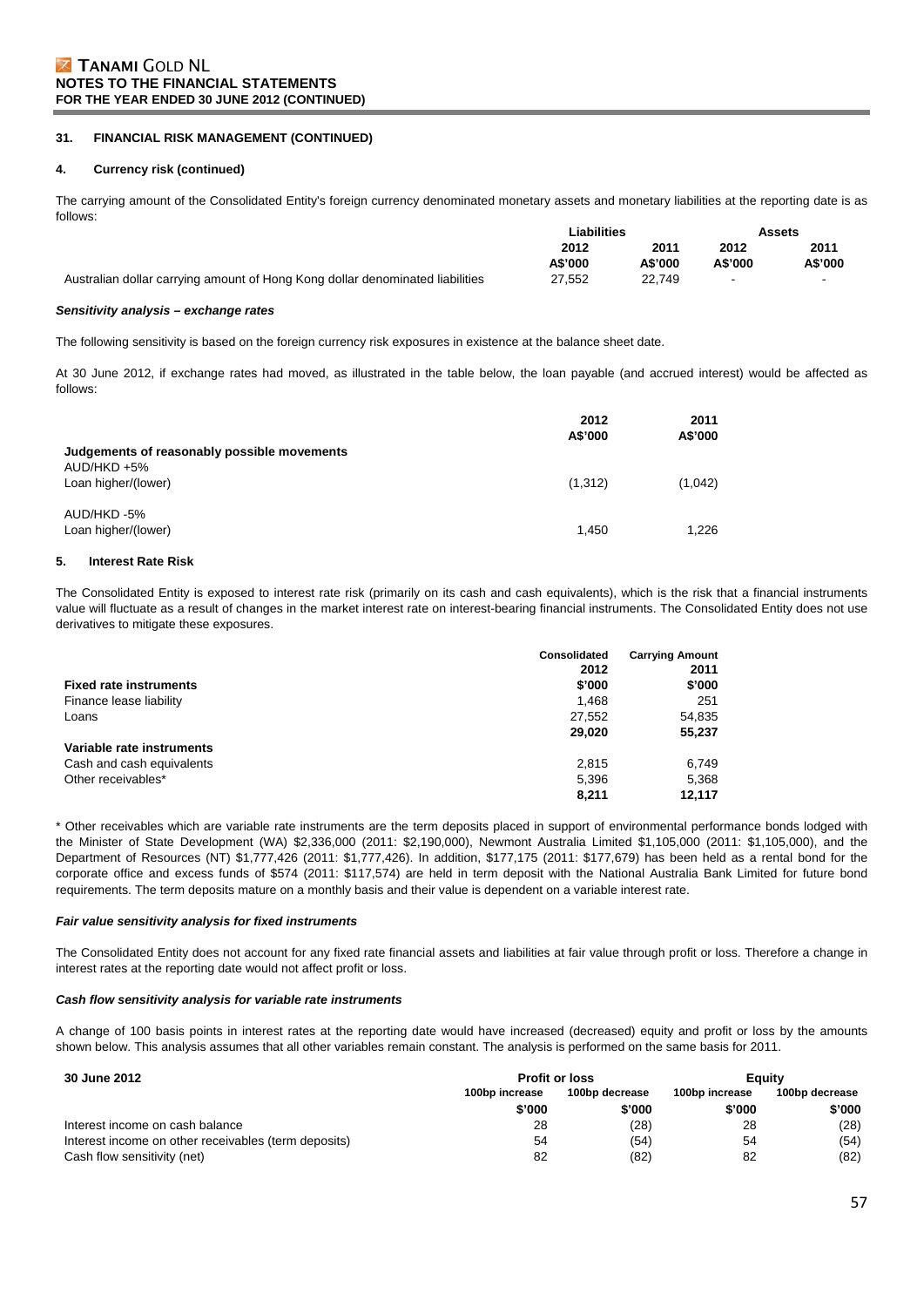## 31. FINANCIAL RISK MANAGEMENT (CONTINUED)

### 4. Currency risk (continued)

The carrying amount of the Consolidated Entity's foreign currency denominated monetary assets and monetary liabilities at the reporting date is as follows:

| | Liabilities | | Assets | |
|---|---|---|---|---|
| | 2012 | 2011 | 2012 | 2011 |
| | A$'000 | A$'000 | A$'000 | A$'000 |
| Australian dollar carrying amount of Hong Kong dollar denominated liabilities | 27,552 | 22,749 | - | - |

***Sensitivity analysis – exchange rates***

The following sensitivity is based on the foreign currency risk exposures in existence at the balance sheet date.

At 30 June 2012, if exchange rates had moved, as illustrated in the table below, the loan payable (and accrued interest) would be affected as follows:

| | 2012 | 2011 |
|---|---|---|
| | A$'000 | A$'000 |
| **Judgements of reasonably possible movements** | | |
| AUD/HKD +5% | | |
| Loan higher/(lower) | (1,312) | (1,042) |
| AUD/HKD -5% | | |
| Loan higher/(lower) | 1,450 | 1,226 |

### 5. Interest Rate Risk

The Consolidated Entity is exposed to interest rate risk (primarily on its cash and cash equivalents), which is the risk that a financial instruments value will fluctuate as a result of changes in the market interest rate on interest-bearing financial instruments. The Consolidated Entity does not use derivatives to mitigate these exposures.

| | Consolidated | Carrying Amount |
|---|---|---|
| | 2012 | 2011 |
| **Fixed rate instruments** | $'000 | $'000 |
| Finance lease liability | 1,468 | 251 |
| Loans | 27,552 | 54,835 |
| | **29,020** | **55,237** |
| **Variable rate instruments** | | |
| Cash and cash equivalents | 2,815 | 6,749 |
| Other receivables* | 5,396 | 5,368 |
| | **8,211** | **12,117** |

\* Other receivables which are variable rate instruments are the term deposits placed in support of environmental performance bonds lodged with the Minister of State Development (WA) $2,336,000 (2011: $2,190,000), Newmont Australia Limited $1,105,000 (2011: $1,105,000), and the Department of Resources (NT) $1,777,426 (2011: $1,777,426). In addition, $177,175 (2011: $177,679) has been held as a rental bond for the corporate office and excess funds of $574 (2011: $117,574) are held in term deposit with the National Australia Bank Limited for future bond requirements. The term deposits mature on a monthly basis and their value is dependent on a variable interest rate.

***Fair value sensitivity analysis for fixed instruments***

The Consolidated Entity does not account for any fixed rate financial assets and liabilities at fair value through profit or loss. Therefore a change in interest rates at the reporting date would not affect profit or loss.

***Cash flow sensitivity analysis for variable rate instruments***

A change of 100 basis points in interest rates at the reporting date would have increased (decreased) equity and profit or loss by the amounts shown below. This analysis assumes that all other variables remain constant. The analysis is performed on the same basis for 2011.

| 30 June 2012 | Profit or loss | | Equity | |
|---|---|---|---|---|
| | 100bp increase | 100bp decrease | 100bp increase | 100bp decrease |
| | $'000 | $'000 | $'000 | $'000 |
| Interest income on cash balance | 28 | (28) | 28 | (28) |
| Interest income on other receivables (term deposits) | 54 | (54) | 54 | (54) |
| Cash flow sensitivity (net) | 82 | (82) | 82 | (82) |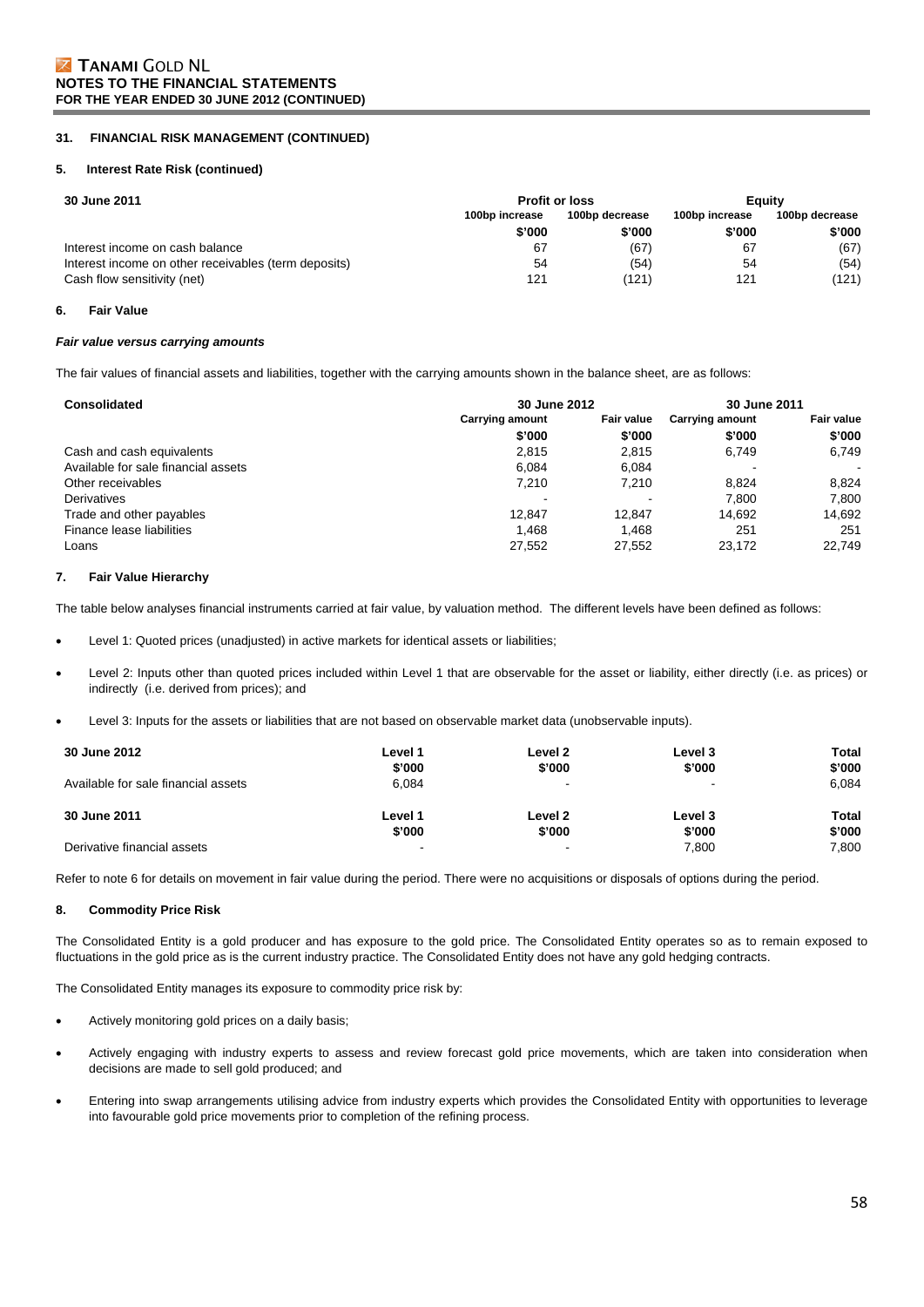## 31. FINANCIAL RISK MANAGEMENT (CONTINUED)

### 5. Interest Rate Risk (continued)

| 30 June 2011 | Profit or loss | | Equity | |
|---|---|---|---|---|
| | 100bp increase | 100bp decrease | 100bp increase | 100bp decrease |
| | $'000 | $'000 | $'000 | $'000 |
| Interest income on cash balance | 67 | (67) | 67 | (67) |
| Interest income on other receivables (term deposits) | 54 | (54) | 54 | (54) |
| Cash flow sensitivity (net) | 121 | (121) | 121 | (121) |

### 6. Fair Value

***Fair value versus carrying amounts***

The fair values of financial assets and liabilities, together with the carrying amounts shown in the balance sheet, are as follows:

| Consolidated | 30 June 2012 | | 30 June 2011 | |
|---|---|---|---|---|
| | Carrying amount | Fair value | Carrying amount | Fair value |
| | $'000 | $'000 | $'000 | $'000 |
| Cash and cash equivalents | 2,815 | 2,815 | 6,749 | 6,749 |
| Available for sale financial assets | 6,084 | 6,084 | - | - |
| Other receivables | 7,210 | 7,210 | 8,824 | 8,824 |
| Derivatives | - | - | 7,800 | 7,800 |
| Trade and other payables | 12,847 | 12,847 | 14,692 | 14,692 |
| Finance lease liabilities | 1,468 | 1,468 | 251 | 251 |
| Loans | 27,552 | 27,552 | 23,172 | 22,749 |

### 7. Fair Value Hierarchy

The table below analyses financial instruments carried at fair value, by valuation method. The different levels have been defined as follows:

- Level 1: Quoted prices (unadjusted) in active markets for identical assets or liabilities;
- Level 2: Inputs other than quoted prices included within Level 1 that are observable for the asset or liability, either directly (i.e. as prices) or indirectly (i.e. derived from prices); and
- Level 3: Inputs for the assets or liabilities that are not based on observable market data (unobservable inputs).

| 30 June 2012 | Level 1 | Level 2 | Level 3 | Total |
|---|---|---|---|---|
| | $'000 | $'000 | $'000 | $'000 |
| Available for sale financial assets | 6,084 | - | - | 6,084 |

| 30 June 2011 | Level 1 | Level 2 | Level 3 | Total |
|---|---|---|---|---|
| | $'000 | $'000 | $'000 | $'000 |
| Derivative financial assets | - | - | 7,800 | 7,800 |

Refer to note 6 for details on movement in fair value during the period. There were no acquisitions or disposals of options during the period.

### 8. Commodity Price Risk

The Consolidated Entity is a gold producer and has exposure to the gold price. The Consolidated Entity operates so as to remain exposed to fluctuations in the gold price as is the current industry practice. The Consolidated Entity does not have any gold hedging contracts.

The Consolidated Entity manages its exposure to commodity price risk by:

- Actively monitoring gold prices on a daily basis;
- Actively engaging with industry experts to assess and review forecast gold price movements, which are taken into consideration when decisions are made to sell gold produced; and
- Entering into swap arrangements utilising advice from industry experts which provides the Consolidated Entity with opportunities to leverage into favourable gold price movements prior to completion of the refining process.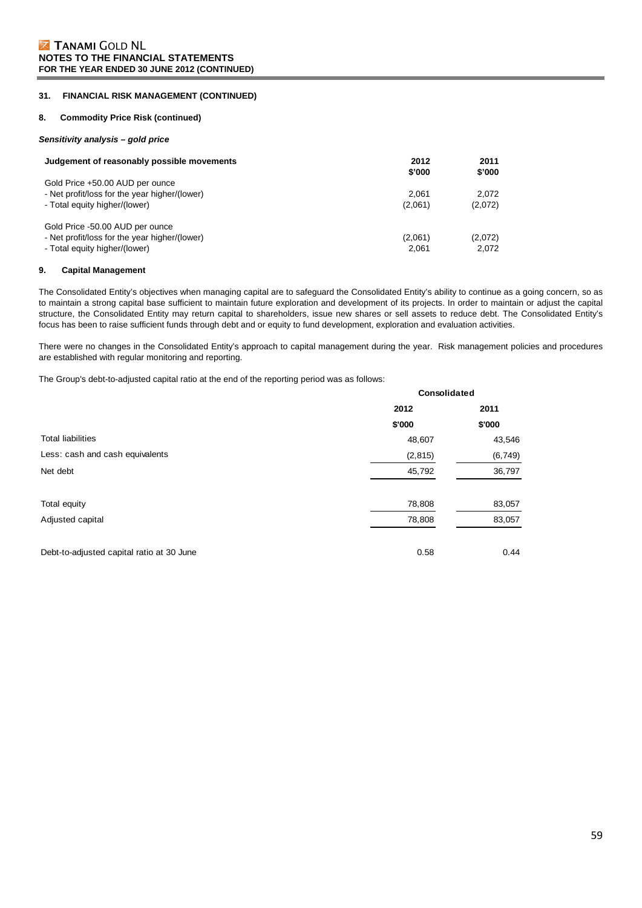## 31. FINANCIAL RISK MANAGEMENT (CONTINUED)

### 8. Commodity Price Risk (continued)

***Sensitivity analysis – gold price***

| Judgement of reasonably possible movements | 2012 $'000 | 2011 $'000 |
|---|---|---|
| Gold Price +50.00 AUD per ounce | | |
| - Net profit/loss for the year higher/(lower) | 2,061 | 2,072 |
| - Total equity higher/(lower) | (2,061) | (2,072) |
| Gold Price -50.00 AUD per ounce | | |
| - Net profit/loss for the year higher/(lower) | (2,061) | (2,072) |
| - Total equity higher/(lower) | 2,061 | 2,072 |

### 9. Capital Management

The Consolidated Entity's objectives when managing capital are to safeguard the Consolidated Entity's ability to continue as a going concern, so as to maintain a strong capital base sufficient to maintain future exploration and development of its projects. In order to maintain or adjust the capital structure, the Consolidated Entity may return capital to shareholders, issue new shares or sell assets to reduce debt. The Consolidated Entity's focus has been to raise sufficient funds through debt and or equity to fund development, exploration and evaluation activities.

There were no changes in the Consolidated Entity's approach to capital management during the year. Risk management policies and procedures are established with regular monitoring and reporting.

The Group's debt-to-adjusted capital ratio at the end of the reporting period was as follows:

| | Consolidated | |
|---|---|---|
| | 2012 | 2011 |
| | $'000 | $'000 |
| Total liabilities | 48,607 | 43,546 |
| Less: cash and cash equivalents | (2,815) | (6,749) |
| Net debt | 45,792 | 36,797 |
| Total equity | 78,808 | 83,057 |
| Adjusted capital | 78,808 | 83,057 |
| Debt-to-adjusted capital ratio at 30 June | 0.58 | 0.44 |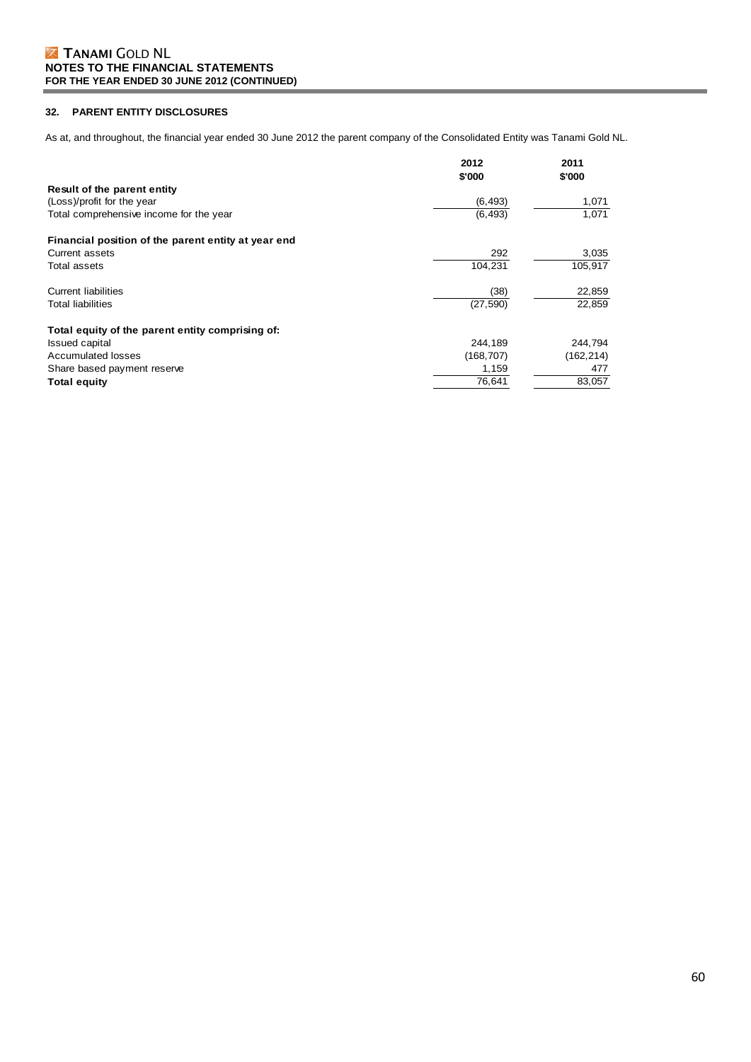## 32. PARENT ENTITY DISCLOSURES

As at, and throughout, the financial year ended 30 June 2012 the parent company of the Consolidated Entity was Tanami Gold NL.

| | 2012 $'000 | 2011 $'000 |
|---|---|---|
| **Result of the parent entity** | | |
| (Loss)/profit for the year | (6,493) | 1,071 |
| Total comprehensive income for the year | (6,493) | 1,071 |
| **Financial position of the parent entity at year end** | | |
| Current assets | 292 | 3,035 |
| Total assets | 104,231 | 105,917 |
| Current liabilities | (38) | 22,859 |
| Total liabilities | (27,590) | 22,859 |
| **Total equity of the parent entity comprising of:** | | |
| Issued capital | 244,189 | 244,794 |
| Accumulated losses | (168,707) | (162,214) |
| Share based payment reserve | 1,159 | 477 |
| **Total equity** | 76,641 | 83,057 |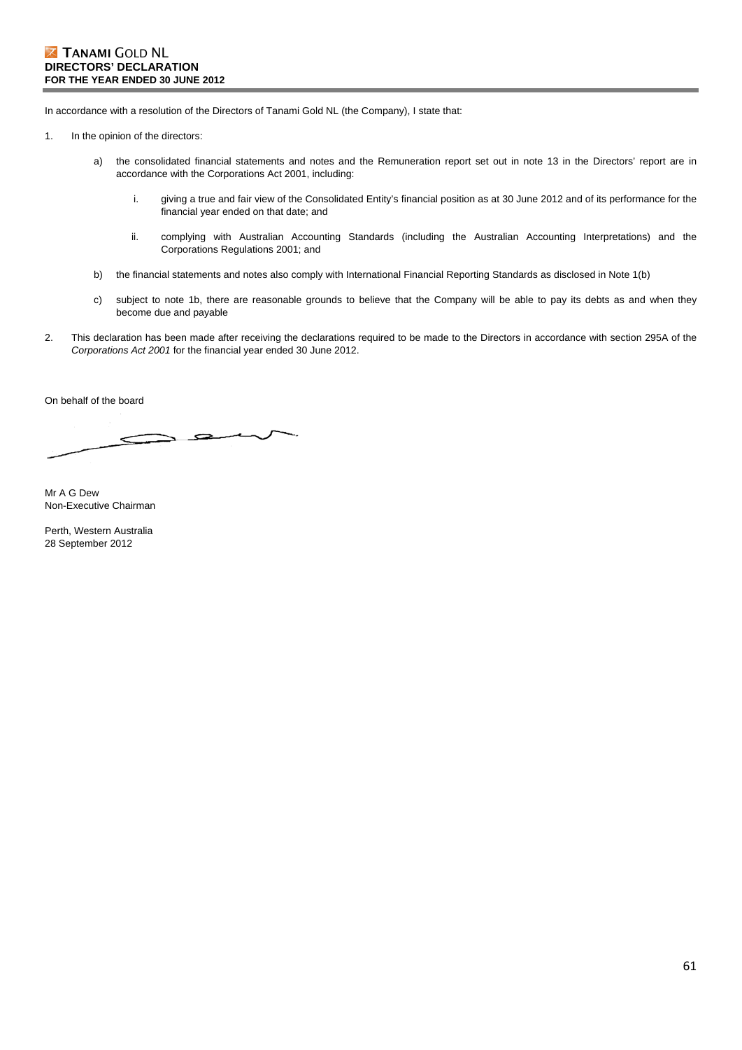**TANAMI GOLD NL**
**DIRECTORS' DECLARATION**
**FOR THE YEAR ENDED 30 JUNE 2012**

In accordance with a resolution of the Directors of Tanami Gold NL (the Company), I state that:

1. In the opinion of the directors:

   a) the consolidated financial statements and notes and the Remuneration report set out in note 13 in the Directors' report are in accordance with the Corporations Act 2001, including:

      i. giving a true and fair view of the Consolidated Entity's financial position as at 30 June 2012 and of its performance for the financial year ended on that date; and

      ii. complying with Australian Accounting Standards (including the Australian Accounting Interpretations) and the Corporations Regulations 2001; and

   b) the financial statements and notes also comply with International Financial Reporting Standards as disclosed in Note 1(b)

   c) subject to note 1b, there are reasonable grounds to believe that the Company will be able to pay its debts as and when they become due and payable

2. This declaration has been made after receiving the declarations required to be made to the Directors in accordance with section 295A of the *Corporations Act 2001* for the financial year ended 30 June 2012.

On behalf of the board

Mr A G Dew
Non-Executive Chairman

Perth, Western Australia
28 September 2012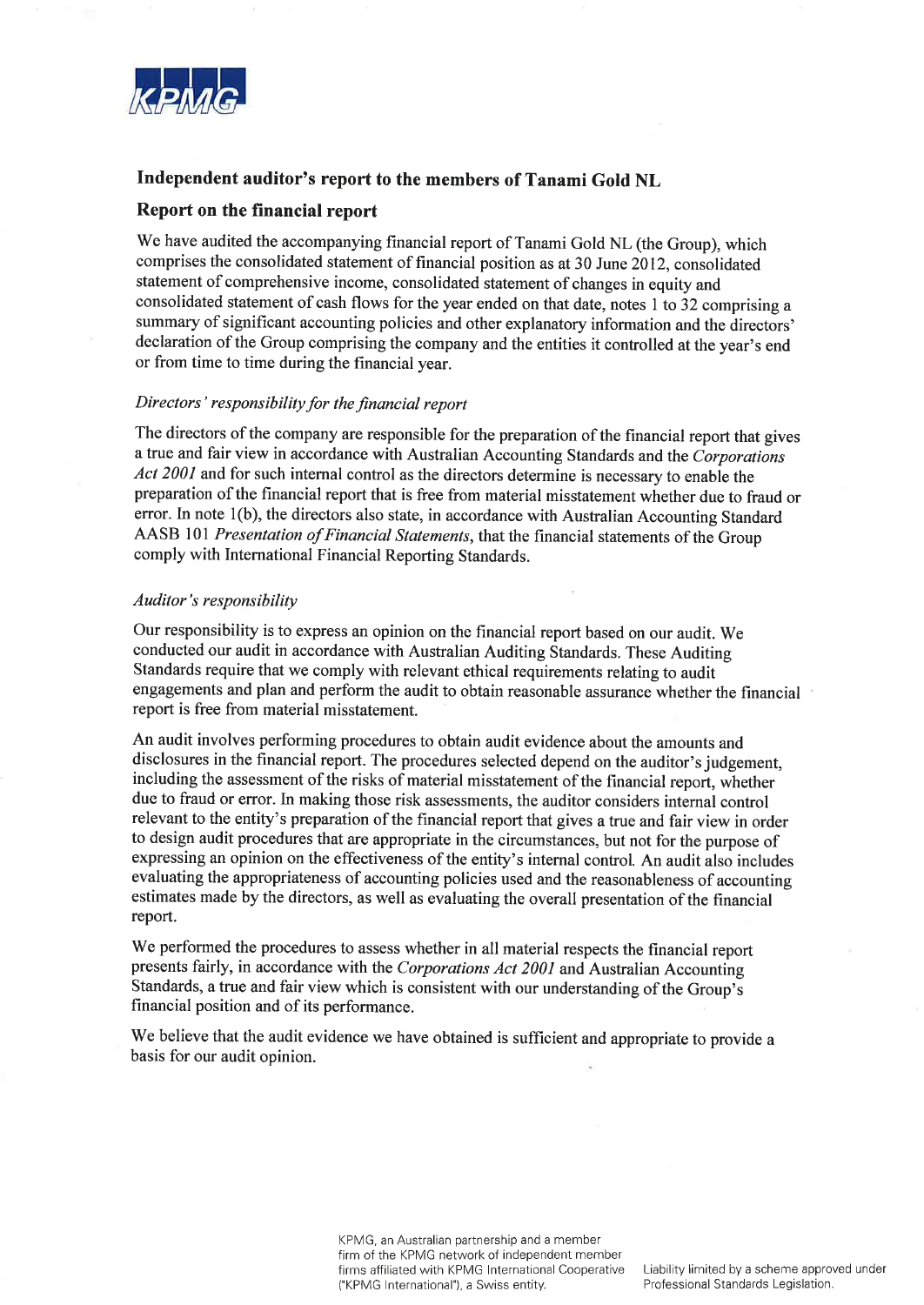KPMG

## Independent auditor's report to the members of Tanami Gold NL

### Report on the financial report

We have audited the accompanying financial report of Tanami Gold NL (the Group), which comprises the consolidated statement of financial position as at 30 June 2012, consolidated statement of comprehensive income, consolidated statement of changes in equity and consolidated statement of cash flows for the year ended on that date, notes 1 to 32 comprising a summary of significant accounting policies and other explanatory information and the directors' declaration of the Group comprising the company and the entities it controlled at the year's end or from time to time during the financial year.

*Directors' responsibility for the financial report*

The directors of the company are responsible for the preparation of the financial report that gives a true and fair view in accordance with Australian Accounting Standards and the *Corporations Act 2001* and for such internal control as the directors determine is necessary to enable the preparation of the financial report that is free from material misstatement whether due to fraud or error. In note 1(b), the directors also state, in accordance with Australian Accounting Standard AASB 101 *Presentation of Financial Statements*, that the financial statements of the Group comply with International Financial Reporting Standards.

*Auditor's responsibility*

Our responsibility is to express an opinion on the financial report based on our audit. We conducted our audit in accordance with Australian Auditing Standards. These Auditing Standards require that we comply with relevant ethical requirements relating to audit engagements and plan and perform the audit to obtain reasonable assurance whether the financial report is free from material misstatement.

An audit involves performing procedures to obtain audit evidence about the amounts and disclosures in the financial report. The procedures selected depend on the auditor's judgement, including the assessment of the risks of material misstatement of the financial report, whether due to fraud or error. In making those risk assessments, the auditor considers internal control relevant to the entity's preparation of the financial report that gives a true and fair view in order to design audit procedures that are appropriate in the circumstances, but not for the purpose of expressing an opinion on the effectiveness of the entity's internal control. An audit also includes evaluating the appropriateness of accounting policies used and the reasonableness of accounting estimates made by the directors, as well as evaluating the overall presentation of the financial report.

We performed the procedures to assess whether in all material respects the financial report presents fairly, in accordance with the *Corporations Act 2001* and Australian Accounting Standards, a true and fair view which is consistent with our understanding of the Group's financial position and of its performance.

We believe that the audit evidence we have obtained is sufficient and appropriate to provide a basis for our audit opinion.

KPMG, an Australian partnership and a member firm of the KPMG network of independent member firms affiliated with KPMG International Cooperative ("KPMG International"), a Swiss entity.

Liability limited by a scheme approved under Professional Standards Legislation.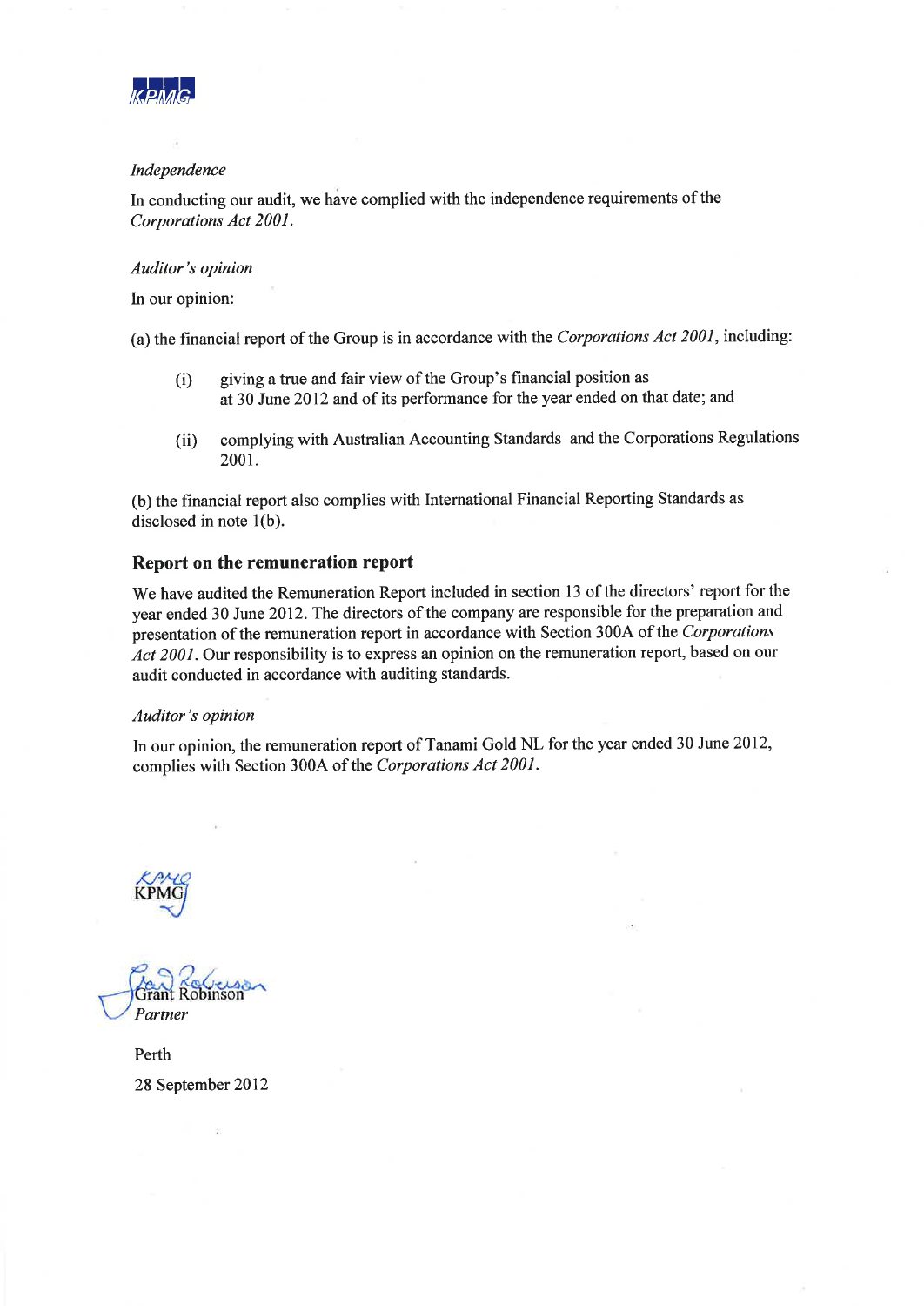*Independence*

In conducting our audit, we have complied with the independence requirements of the *Corporations Act 2001*.

*Auditor's opinion*

In our opinion:

(a) the financial report of the Group is in accordance with the *Corporations Act 2001*, including:

(i) giving a true and fair view of the Group's financial position as at 30 June 2012 and of its performance for the year ended on that date; and

(ii) complying with Australian Accounting Standards and the Corporations Regulations 2001.

(b) the financial report also complies with International Financial Reporting Standards as disclosed in note 1(b).

## Report on the remuneration report

We have audited the Remuneration Report included in section 13 of the directors' report for the year ended 30 June 2012. The directors of the company are responsible for the preparation and presentation of the remuneration report in accordance with Section 300A of the *Corporations Act 2001*. Our responsibility is to express an opinion on the remuneration report, based on our audit conducted in accordance with auditing standards.

*Auditor's opinion*

In our opinion, the remuneration report of Tanami Gold NL for the year ended 30 June 2012, complies with Section 300A of the *Corporations Act 2001*.

KPMG

Grant Robinson
*Partner*

Perth

28 September 2012